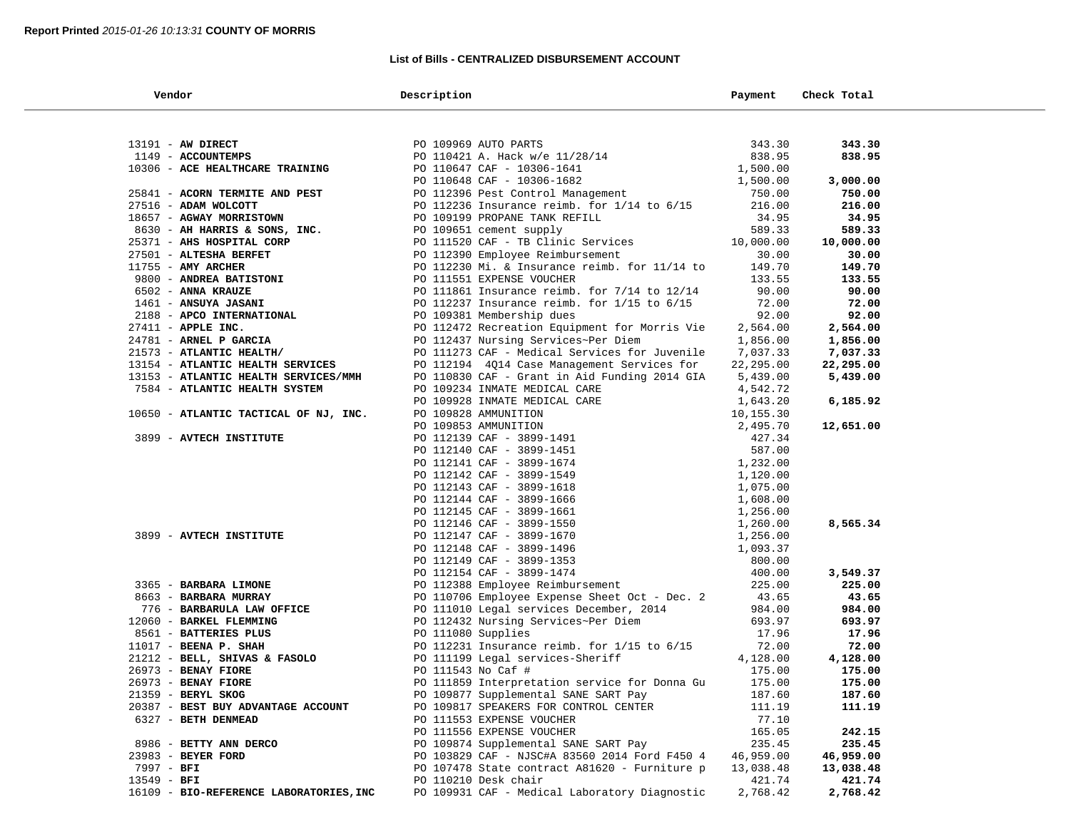**Report Printed** *2015-01-26 10:13:31* **COUNTY OF MORRIS**

## List of Bills - CENTRALIZED DISBURSEMENT ACCOUNT

| Vendor | Description | Payment | Check Total |
|---|---|---|---|
| 13191 - **AW DIRECT** | PO 109969 AUTO PARTS | 343.30 | **343.30** |
| 1149 - **ACCOUNTEMPS** | PO 110421 A. Hack w/e 11/28/14 | 838.95 | **838.95** |
| 10306 - **ACE HEALTHCARE TRAINING** | PO 110647 CAF - 10306-1641 | 1,500.00 | |
| | PO 110648 CAF - 10306-1682 | 1,500.00 | **3,000.00** |
| 25841 - **ACORN TERMITE AND PEST** | PO 112396 Pest Control Management | 750.00 | **750.00** |
| 27516 - **ADAM WOLCOTT** | PO 112236 Insurance reimb. for 1/14 to 6/15 | 216.00 | **216.00** |
| 18657 - **AGWAY MORRISTOWN** | PO 109199 PROPANE TANK REFILL | 34.95 | **34.95** |
| 8630 - **AH HARRIS & SONS, INC.** | PO 109651 cement supply | 589.33 | **589.33** |
| 25371 - **AHS HOSPITAL CORP** | PO 111520 CAF - TB Clinic Services | 10,000.00 | **10,000.00** |
| 27501 - **ALTESHA BERFET** | PO 112390 Employee Reimbursement | 30.00 | **30.00** |
| 11755 - **AMY ARCHER** | PO 112230 Mi. & Insurance reimb. for 11/14 to | 149.70 | **149.70** |
| 9800 - **ANDREA BATISTONI** | PO 111551 EXPENSE VOUCHER | 133.55 | **133.55** |
| 6502 - **ANNA KRAUZE** | PO 111861 Insurance reimb. for 7/14 to 12/14 | 90.00 | **90.00** |
| 1461 - **ANSUYA JASANI** | PO 112237 Insurance reimb. for 1/15 to 6/15 | 72.00 | **72.00** |
| 2188 - **APCO INTERNATIONAL** | PO 109381 Membership dues | 92.00 | **92.00** |
| 27411 - **APPLE INC.** | PO 112472 Recreation Equipment for Morris Vie | 2,564.00 | **2,564.00** |
| 24781 - **ARNEL P GARCIA** | PO 112437 Nursing Services~Per Diem | 1,856.00 | **1,856.00** |
| 21573 - **ATLANTIC HEALTH/** | PO 111273 CAF - Medical Services for Juvenile | 7,037.33 | **7,037.33** |
| 13154 - **ATLANTIC HEALTH SERVICES** | PO 112194 4Q14 Case Management Services for | 22,295.00 | **22,295.00** |
| 13153 - **ATLANTIC HEALTH SERVICES/MMH** | PO 110830 CAF - Grant in Aid Funding 2014 GIA | 5,439.00 | **5,439.00** |
| 7584 - **ATLANTIC HEALTH SYSTEM** | PO 109234 INMATE MEDICAL CARE | 4,542.72 | |
| | PO 109928 INMATE MEDICAL CARE | 1,643.20 | **6,185.92** |
| 10650 - **ATLANTIC TACTICAL OF NJ, INC.** | PO 109828 AMMUNITION | 10,155.30 | |
| | PO 109853 AMMUNITION | 2,495.70 | **12,651.00** |
| 3899 - **AVTECH INSTITUTE** | PO 112139 CAF - 3899-1491 | 427.34 | |
| | PO 112140 CAF - 3899-1451 | 587.00 | |
| | PO 112141 CAF - 3899-1674 | 1,232.00 | |
| | PO 112142 CAF - 3899-1549 | 1,120.00 | |
| | PO 112143 CAF - 3899-1618 | 1,075.00 | |
| | PO 112144 CAF - 3899-1666 | 1,608.00 | |
| | PO 112145 CAF - 3899-1661 | 1,256.00 | |
| | PO 112146 CAF - 3899-1550 | 1,260.00 | **8,565.34** |
| 3899 - **AVTECH INSTITUTE** | PO 112147 CAF - 3899-1670 | 1,256.00 | |
| | PO 112148 CAF - 3899-1496 | 1,093.37 | |
| | PO 112149 CAF - 3899-1353 | 800.00 | |
| | PO 112154 CAF - 3899-1474 | 400.00 | **3,549.37** |
| 3365 - **BARBARA LIMONE** | PO 112388 Employee Reimbursement | 225.00 | **225.00** |
| 8663 - **BARBARA MURRAY** | PO 110706 Employee Expense Sheet Oct - Dec. 2 | 43.65 | **43.65** |
| 776 - **BARBARULA LAW OFFICE** | PO 111010 Legal services December, 2014 | 984.00 | **984.00** |
| 12060 - **BARKEL FLEMMING** | PO 112432 Nursing Services~Per Diem | 693.97 | **693.97** |
| 8561 - **BATTERIES PLUS** | PO 111080 Supplies | 17.96 | **17.96** |
| 11017 - **BEENA P. SHAH** | PO 112231 Insurance reimb. for 1/15 to 6/15 | 72.00 | **72.00** |
| 21212 - **BELL, SHIVAS & FASOLO** | PO 111199 Legal services-Sheriff | 4,128.00 | **4,128.00** |
| 26973 - **BENAY FIORE** | PO 111543 No Caf # | 175.00 | **175.00** |
| 26973 - **BENAY FIORE** | PO 111859 Interpretation service for Donna Gu | 175.00 | **175.00** |
| 21359 - **BERYL SKOG** | PO 109877 Supplemental SANE SART Pay | 187.60 | **187.60** |
| 20387 - **BEST BUY ADVANTAGE ACCOUNT** | PO 109817 SPEAKERS FOR CONTROL CENTER | 111.19 | **111.19** |
| 6327 - **BETH DENMEAD** | PO 111553 EXPENSE VOUCHER | 77.10 | |
| | PO 111556 EXPENSE VOUCHER | 165.05 | **242.15** |
| 8986 - **BETTY ANN DERCO** | PO 109874 Supplemental SANE SART Pay | 235.45 | **235.45** |
| 23983 - **BEYER FORD** | PO 103829 CAF - NJSC#A 83560 2014 Ford F450 4 | 46,959.00 | **46,959.00** |
| 7997 - **BFI** | PO 107478 State contract A81620 - Furniture p | 13,038.48 | **13,038.48** |
| 13549 - **BFI** | PO 110210 Desk chair | 421.74 | **421.74** |
| 16109 - **BIO-REFERENCE LABORATORIES,INC** | PO 109931 CAF - Medical Laboratory Diagnostic | 2,768.42 | **2,768.42** |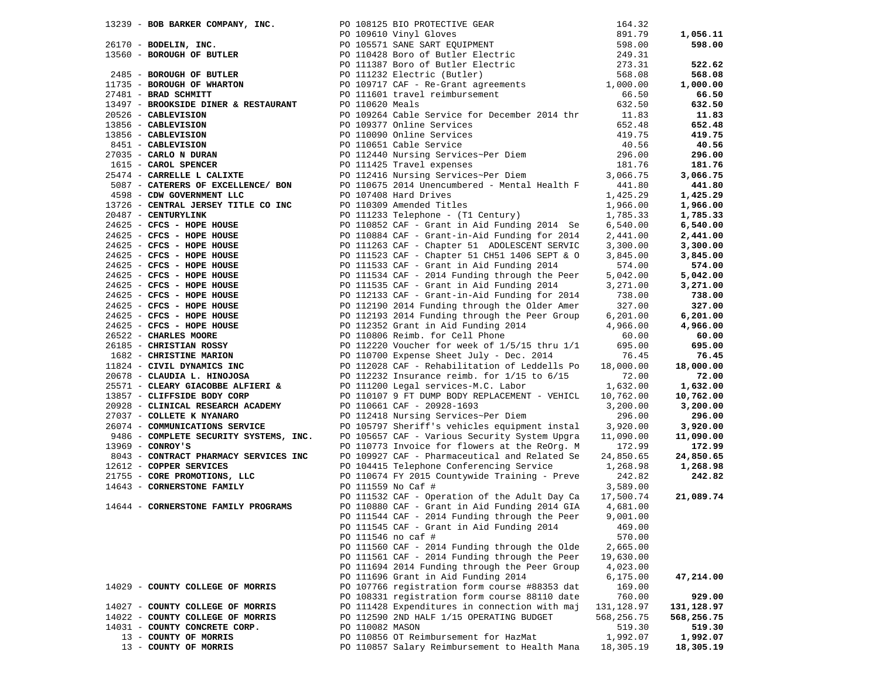| Vendor | PO / Description | Amount | Total |
|---|---|---|---|
| 13239 - **BOB BARKER COMPANY, INC.** | PO 108125 BIO PROTECTIVE GEAR | 164.32 | |
| | PO 109610 Vinyl Gloves | 891.79 | **1,056.11** |
| 26170 - **BODELIN, INC.** | PO 105571 SANE SART EQUIPMENT | 598.00 | **598.00** |
| 13560 - **BOROUGH OF BUTLER** | PO 110428 Boro of Butler Electric | 249.31 | |
| | PO 111387 Boro of Butler Electric | 273.31 | **522.62** |
| 2485 - **BOROUGH OF BUTLER** | PO 111232 Electric (Butler) | 568.08 | **568.08** |
| 11735 - **BOROUGH OF WHARTON** | PO 109717 CAF - Re-Grant agreements | 1,000.00 | **1,000.00** |
| 27481 - **BRAD SCHMITT** | PO 111601 travel reimbursement | 66.50 | **66.50** |
| 13497 - **BROOKSIDE DINER & RESTAURANT** | PO 110620 Meals | 632.50 | **632.50** |
| 20526 - **CABLEVISION** | PO 109264 Cable Service for December 2014 thr | 11.83 | **11.83** |
| 13856 - **CABLEVISION** | PO 109377 Online Services | 652.48 | **652.48** |
| 13856 - **CABLEVISION** | PO 110090 Online Services | 419.75 | **419.75** |
| 8451 - **CABLEVISION** | PO 110651 Cable Service | 40.56 | **40.56** |
| 27035 - **CARLO N DURAN** | PO 112440 Nursing Services~Per Diem | 296.00 | **296.00** |
| 1615 - **CAROL SPENCER** | PO 111425 Travel expenses | 181.76 | **181.76** |
| 25474 - **CARRELLE L CALIXTE** | PO 112416 Nursing Services~Per Diem | 3,066.75 | **3,066.75** |
| 5087 - **CATERERS OF EXCELLENCE/ BON** | PO 110675 2014 Unencumbered - Mental Health F | 441.80 | **441.80** |
| 4598 - **CDW GOVERNMENT LLC** | PO 107408 Hard Drives | 1,425.29 | **1,425.29** |
| 13726 - **CENTRAL JERSEY TITLE CO INC** | PO 110309 Amended Titles | 1,966.00 | **1,966.00** |
| 20487 - **CENTURYLINK** | PO 111233 Telephone - (T1 Century) | 1,785.33 | **1,785.33** |
| 24625 - **CFCS - HOPE HOUSE** | PO 110852 CAF - Grant in Aid Funding 2014 Se | 6,540.00 | **6,540.00** |
| 24625 - **CFCS - HOPE HOUSE** | PO 110884 CAF - Grant-in-Aid Funding for 2014 | 2,441.00 | **2,441.00** |
| 24625 - **CFCS - HOPE HOUSE** | PO 111263 CAF - Chapter 51 ADOLESCENT SERVIC | 3,300.00 | **3,300.00** |
| 24625 - **CFCS - HOPE HOUSE** | PO 111523 CAF - Chapter 51 CH51 1406 SEPT & O | 3,845.00 | **3,845.00** |
| 24625 - **CFCS - HOPE HOUSE** | PO 111533 CAF - Grant in Aid Funding 2014 | 574.00 | **574.00** |
| 24625 - **CFCS - HOPE HOUSE** | PO 111534 CAF - 2014 Funding through the Peer | 5,042.00 | **5,042.00** |
| 24625 - **CFCS - HOPE HOUSE** | PO 111535 CAF - Grant in Aid Funding 2014 | 3,271.00 | **3,271.00** |
| 24625 - **CFCS - HOPE HOUSE** | PO 112133 CAF - Grant-in-Aid Funding for 2014 | 738.00 | **738.00** |
| 24625 - **CFCS - HOPE HOUSE** | PO 112190 2014 Funding through the Older Amer | 327.00 | **327.00** |
| 24625 - **CFCS - HOPE HOUSE** | PO 112193 2014 Funding through the Peer Group | 6,201.00 | **6,201.00** |
| 24625 - **CFCS - HOPE HOUSE** | PO 112352 Grant in Aid Funding 2014 | 4,966.00 | **4,966.00** |
| 26522 - **CHARLES MOORE** | PO 110806 Reimb. for Cell Phone | 60.00 | **60.00** |
| 26185 - **CHRISTIAN ROSSY** | PO 112220 Voucher for week of 1/5/15 thru 1/1 | 695.00 | **695.00** |
| 1682 - **CHRISTINE MARION** | PO 110700 Expense Sheet July - Dec. 2014 | 76.45 | **76.45** |
| 11824 - **CIVIL DYNAMICS INC** | PO 112028 CAF - Rehabilitation of Leddells Po | 18,000.00 | **18,000.00** |
| 20678 - **CLAUDIA L. HINOJOSA** | PO 112232 Insurance reimb. for 1/15 to 6/15 | 72.00 | **72.00** |
| 25571 - **CLEARY GIACOBBE ALFIERI &** | PO 111200 Legal services-M.C. Labor | 1,632.00 | **1,632.00** |
| 13857 - **CLIFFSIDE BODY CORP** | PO 110107 9 FT DUMP BODY REPLACEMENT - VEHICL | 10,762.00 | **10,762.00** |
| 20928 - **CLINICAL RESEARCH ACADEMY** | PO 110661 CAF - 20928-1693 | 3,200.00 | **3,200.00** |
| 27037 - **COLLETE K NYANARO** | PO 112418 Nursing Services~Per Diem | 296.00 | **296.00** |
| 26074 - **COMMUNICATIONS SERVICE** | PO 105797 Sheriff's vehicles equipment instal | 3,920.00 | **3,920.00** |
| 9486 - **COMPLETE SECURITY SYSTEMS, INC.** | PO 105657 CAF - Various Security System Upgra | 11,090.00 | **11,090.00** |
| 13969 - **CONROY'S** | PO 110773 Invoice for flowers at the ReOrg. M | 172.99 | **172.99** |
| 8043 - **CONTRACT PHARMACY SERVICES INC** | PO 109927 CAF - Pharmaceutical and Related Se | 24,850.65 | **24,850.65** |
| 12612 - **COPPER SERVICES** | PO 104415 Telephone Conferencing Service | 1,268.98 | **1,268.98** |
| 21755 - **CORE PROMOTIONS, LLC** | PO 110674 FY 2015 Countywide Training - Preve | 242.82 | **242.82** |
| 14643 - **CORNERSTONE FAMILY** | PO 111559 No Caf # | 3,589.00 | |
| | PO 111532 CAF - Operation of the Adult Day Ca | 17,500.74 | **21,089.74** |
| 14644 - **CORNERSTONE FAMILY PROGRAMS** | PO 110880 CAF - Grant in Aid Funding 2014 GIA | 4,681.00 | |
| | PO 111544 CAF - 2014 Funding through the Peer | 9,001.00 | |
| | PO 111545 CAF - Grant in Aid Funding 2014 | 469.00 | |
| | PO 111546 no caf # | 570.00 | |
| | PO 111560 CAF - 2014 Funding through the Olde | 2,665.00 | |
| | PO 111561 CAF - 2014 Funding through the Peer | 19,630.00 | |
| | PO 111694 2014 Funding through the Peer Group | 4,023.00 | |
| | PO 111696 Grant in Aid Funding 2014 | 6,175.00 | **47,214.00** |
| 14029 - **COUNTY COLLEGE OF MORRIS** | PO 107766 registration form course #88353 dat | 169.00 | |
| | PO 108331 registration form course 88110 date | 760.00 | **929.00** |
| 14027 - **COUNTY COLLEGE OF MORRIS** | PO 111428 Expenditures in connection with maj | 131,128.97 | **131,128.97** |
| 14022 - **COUNTY COLLEGE OF MORRIS** | PO 112590 2ND HALF 1/15 OPERATING BUDGET | 568,256.75 | **568,256.75** |
| 14031 - **COUNTY CONCRETE CORP.** | PO 110082 MASON | 519.30 | **519.30** |
| 13 - **COUNTY OF MORRIS** | PO 110856 OT Reimbursement for HazMat | 1,992.07 | **1,992.07** |
| 13 - **COUNTY OF MORRIS** | PO 110857 Salary Reimbursement to Health Mana | 18,305.19 | **18,305.19** |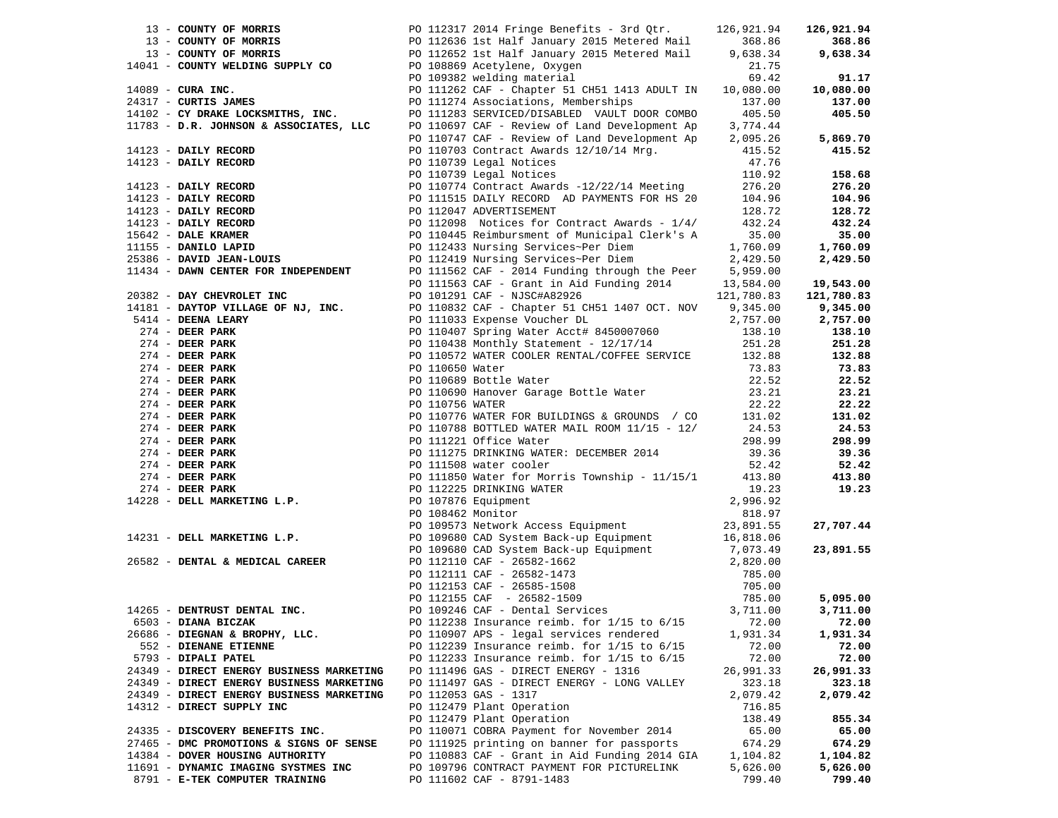| Vendor | PO / Description | Amount | Total |
|---|---|---|---|
| 13 - **COUNTY OF MORRIS** | PO 112317 2014 Fringe Benefits - 3rd Qtr. | 126,921.94 | **126,921.94** |
| 13 - **COUNTY OF MORRIS** | PO 112636 1st Half January 2015 Metered Mail | 368.86 | **368.86** |
| 13 - **COUNTY OF MORRIS** | PO 112652 1st Half January 2015 Metered Mail | 9,638.34 | **9,638.34** |
| 14041 - **COUNTY WELDING SUPPLY CO** | PO 108869 Acetylene, Oxygen | 21.75 | |
| | PO 109382 welding material | 69.42 | **91.17** |
| 14089 - **CURA INC.** | PO 111262 CAF - Chapter 51 CH51 1413 ADULT IN | 10,080.00 | **10,080.00** |
| 24317 - **CURTIS JAMES** | PO 111274 Associations, Memberships | 137.00 | **137.00** |
| 14102 - **CY DRAKE LOCKSMITHS, INC.** | PO 111283 SERVICED/DISABLED VAULT DOOR COMBO | 405.50 | **405.50** |
| 11783 - **D.R. JOHNSON & ASSOCIATES, LLC** | PO 110697 CAF - Review of Land Development Ap | 3,774.44 | |
| | PO 110747 CAF - Review of Land Development Ap | 2,095.26 | **5,869.70** |
| 14123 - **DAILY RECORD** | PO 110703 Contract Awards 12/10/14 Mrg. | 415.52 | **415.52** |
| 14123 - **DAILY RECORD** | PO 110739 Legal Notices | 47.76 | |
| | PO 110739 Legal Notices | 110.92 | **158.68** |
| 14123 - **DAILY RECORD** | PO 110774 Contract Awards -12/22/14 Meeting | 276.20 | **276.20** |
| 14123 - **DAILY RECORD** | PO 111515 DAILY RECORD AD PAYMENTS FOR HS 20 | 104.96 | **104.96** |
| 14123 - **DAILY RECORD** | PO 112047 ADVERTISEMENT | 128.72 | **128.72** |
| 14123 - **DAILY RECORD** | PO 112098 Notices for Contract Awards - 1/4/ | 432.24 | **432.24** |
| 15642 - **DALE KRAMER** | PO 110445 Reimbursment of Municipal Clerk's A | 35.00 | **35.00** |
| 11155 - **DANILO LAPID** | PO 112433 Nursing Services~Per Diem | 1,760.09 | **1,760.09** |
| 25386 - **DAVID JEAN-LOUIS** | PO 112419 Nursing Services~Per Diem | 2,429.50 | **2,429.50** |
| 11434 - **DAWN CENTER FOR INDEPENDENT** | PO 111562 CAF - 2014 Funding through the Peer | 5,959.00 | |
| | PO 111563 CAF - Grant in Aid Funding 2014 | 13,584.00 | **19,543.00** |
| 20382 - **DAY CHEVROLET INC** | PO 101291 CAF - NJSC#A82926 | 121,780.83 | **121,780.83** |
| 14181 - **DAYTOP VILLAGE OF NJ, INC.** | PO 110832 CAF - Chapter 51 CH51 1407 OCT. NOV | 9,345.00 | **9,345.00** |
| 5414 - **DEENA LEARY** | PO 111033 Expense Voucher DL | 2,757.00 | **2,757.00** |
| 274 - **DEER PARK** | PO 110407 Spring Water Acct# 8450007060 | 138.10 | **138.10** |
| 274 - **DEER PARK** | PO 110438 Monthly Statement - 12/17/14 | 251.28 | **251.28** |
| 274 - **DEER PARK** | PO 110572 WATER COOLER RENTAL/COFFEE SERVICE | 132.88 | **132.88** |
| 274 - **DEER PARK** | PO 110650 Water | 73.83 | **73.83** |
| 274 - **DEER PARK** | PO 110689 Bottle Water | 22.52 | **22.52** |
| 274 - **DEER PARK** | PO 110690 Hanover Garage Bottle Water | 23.21 | **23.21** |
| 274 - **DEER PARK** | PO 110756 WATER | 22.22 | **22.22** |
| 274 - **DEER PARK** | PO 110776 WATER FOR BUILDINGS & GROUNDS / CO | 131.02 | **131.02** |
| 274 - **DEER PARK** | PO 110788 BOTTLED WATER MAIL ROOM 11/15 - 12/ | 24.53 | **24.53** |
| 274 - **DEER PARK** | PO 111221 Office Water | 298.99 | **298.99** |
| 274 - **DEER PARK** | PO 111275 DRINKING WATER: DECEMBER 2014 | 39.36 | **39.36** |
| 274 - **DEER PARK** | PO 111508 water cooler | 52.42 | **52.42** |
| 274 - **DEER PARK** | PO 111850 Water for Morris Township - 11/15/1 | 413.80 | **413.80** |
| 274 - **DEER PARK** | PO 112225 DRINKING WATER | 19.23 | **19.23** |
| 14228 - **DELL MARKETING L.P.** | PO 107876 Equipment | 2,996.92 | |
| | PO 108462 Monitor | 818.97 | |
| | PO 109573 Network Access Equipment | 23,891.55 | **27,707.44** |
| 14231 - **DELL MARKETING L.P.** | PO 109680 CAD System Back-up Equipment | 16,818.06 | |
| | PO 109680 CAD System Back-up Equipment | 7,073.49 | **23,891.55** |
| 26582 - **DENTAL & MEDICAL CAREER** | PO 112110 CAF - 26582-1662 | 2,820.00 | |
| | PO 112111 CAF - 26582-1473 | 785.00 | |
| | PO 112153 CAF - 26585-1508 | 705.00 | |
| | PO 112155 CAF - 26582-1509 | 785.00 | **5,095.00** |
| 14265 - **DENTRUST DENTAL INC.** | PO 109246 CAF - Dental Services | 3,711.00 | **3,711.00** |
| 6503 - **DIANA BICZAK** | PO 112238 Insurance reimb. for 1/15 to 6/15 | 72.00 | **72.00** |
| 26686 - **DIEGNAN & BROPHY, LLC.** | PO 110907 APS - legal services rendered | 1,931.34 | **1,931.34** |
| 552 - **DIENANE ETIENNE** | PO 112239 Insurance reimb. for 1/15 to 6/15 | 72.00 | **72.00** |
| 5793 - **DIPALI PATEL** | PO 112233 Insurance reimb. for 1/15 to 6/15 | 72.00 | **72.00** |
| 24349 - **DIRECT ENERGY BUSINESS MARKETING** | PO 111496 GAS - DIRECT ENERGY - 1316 | 26,991.33 | **26,991.33** |
| 24349 - **DIRECT ENERGY BUSINESS MARKETING** | PO 111497 GAS - DIRECT ENERGY - LONG VALLEY | 323.18 | **323.18** |
| 24349 - **DIRECT ENERGY BUSINESS MARKETING** | PO 112053 GAS - 1317 | 2,079.42 | **2,079.42** |
| 14312 - **DIRECT SUPPLY INC** | PO 112479 Plant Operation | 716.85 | |
| | PO 112479 Plant Operation | 138.49 | **855.34** |
| 24335 - **DISCOVERY BENEFITS INC.** | PO 110071 COBRA Payment for November 2014 | 65.00 | **65.00** |
| 27465 - **DMC PROMOTIONS & SIGNS OF SENSE** | PO 111925 printing on banner for passports | 674.29 | **674.29** |
| 14384 - **DOVER HOUSING AUTHORITY** | PO 110883 CAF - Grant in Aid Funding 2014 GIA | 1,104.82 | **1,104.82** |
| 11691 - **DYNAMIC IMAGING SYSTMES INC** | PO 109796 CONTRACT PAYMENT FOR PICTURELINK | 5,626.00 | **5,626.00** |
| 8791 - **E-TEK COMPUTER TRAINING** | PO 111602 CAF - 8791-1483 | 799.40 | **799.40** |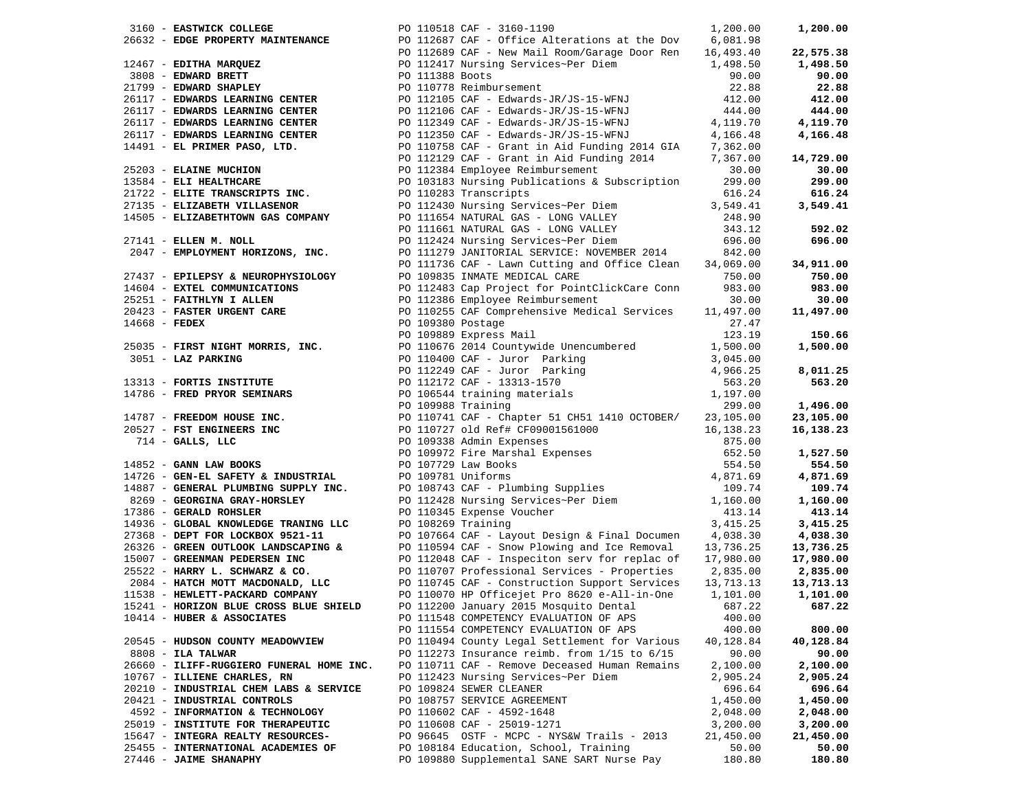| Vendor | PO / Description | Amount | Total |
|---|---|---|---|
| 3160 - **EASTWICK COLLEGE** | PO 110518 CAF - 3160-1190 | 1,200.00 | **1,200.00** |
| 26632 - **EDGE PROPERTY MAINTENANCE** | PO 112687 CAF - Office Alterations at the Dov | 6,081.98 | |
| | PO 112689 CAF - New Mail Room/Garage Door Ren | 16,493.40 | **22,575.38** |
| 12467 - **EDITHA MARQUEZ** | PO 112417 Nursing Services~Per Diem | 1,498.50 | **1,498.50** |
| 3808 - **EDWARD BRETT** | PO 111388 Boots | 90.00 | **90.00** |
| 21799 - **EDWARD SHAPLEY** | PO 110778 Reimbursement | 22.88 | **22.88** |
| 26117 - **EDWARDS LEARNING CENTER** | PO 112105 CAF - Edwards-JR/JS-15-WFNJ | 412.00 | **412.00** |
| 26117 - **EDWARDS LEARNING CENTER** | PO 112106 CAF - Edwards-JR/JS-15-WFNJ | 444.00 | **444.00** |
| 26117 - **EDWARDS LEARNING CENTER** | PO 112349 CAF - Edwards-JR/JS-15-WFNJ | 4,119.70 | **4,119.70** |
| 26117 - **EDWARDS LEARNING CENTER** | PO 112350 CAF - Edwards-JR/JS-15-WFNJ | 4,166.48 | **4,166.48** |
| 14491 - **EL PRIMER PASO, LTD.** | PO 110758 CAF - Grant in Aid Funding 2014 GIA | 7,362.00 | |
| | PO 112129 CAF - Grant in Aid Funding 2014 | 7,367.00 | **14,729.00** |
| 25203 - **ELAINE MUCHION** | PO 112384 Employee Reimbursement | 30.00 | **30.00** |
| 13584 - **ELI HEALTHCARE** | PO 103183 Nursing Publications & Subscription | 299.00 | **299.00** |
| 21722 - **ELITE TRANSCRIPTS INC.** | PO 110283 Transcripts | 616.24 | **616.24** |
| 27135 - **ELIZABETH VILLASENOR** | PO 112430 Nursing Services~Per Diem | 3,549.41 | **3,549.41** |
| 14505 - **ELIZABETHTOWN GAS COMPANY** | PO 111654 NATURAL GAS - LONG VALLEY | 248.90 | |
| | PO 111661 NATURAL GAS - LONG VALLEY | 343.12 | **592.02** |
| 27141 - **ELLEN M. NOLL** | PO 112424 Nursing Services~Per Diem | 696.00 | **696.00** |
| 2047 - **EMPLOYMENT HORIZONS, INC.** | PO 111279 JANITORIAL SERVICE: NOVEMBER 2014 | 842.00 | |
| | PO 111736 CAF - Lawn Cutting and Office Clean | 34,069.00 | **34,911.00** |
| 27437 - **EPILEPSY & NEUROPHYSIOLOGY** | PO 109835 INMATE MEDICAL CARE | 750.00 | **750.00** |
| 14604 - **EXTEL COMMUNICATIONS** | PO 112483 Cap Project for PointClickCare Conn | 983.00 | **983.00** |
| 25251 - **FAITHLYN I ALLEN** | PO 112386 Employee Reimbursement | 30.00 | **30.00** |
| 20423 - **FASTER URGENT CARE** | PO 110255 CAF Comprehensive Medical Services | 11,497.00 | **11,497.00** |
| 14668 - **FEDEX** | PO 109380 Postage | 27.47 | |
| | PO 109889 Express Mail | 123.19 | **150.66** |
| 25035 - **FIRST NIGHT MORRIS, INC.** | PO 110676 2014 Countywide Unencumbered | 1,500.00 | **1,500.00** |
| 3051 - **LAZ PARKING** | PO 110400 CAF - Juror Parking | 3,045.00 | |
| | PO 112249 CAF - Juror Parking | 4,966.25 | **8,011.25** |
| 13313 - **FORTIS INSTITUTE** | PO 112172 CAF - 13313-1570 | 563.20 | **563.20** |
| 14786 - **FRED PRYOR SEMINARS** | PO 106544 training materials | 1,197.00 | |
| | PO 109988 Training | 299.00 | **1,496.00** |
| 14787 - **FREEDOM HOUSE INC.** | PO 110741 CAF - Chapter 51 CH51 1410 OCTOBER/ | 23,105.00 | **23,105.00** |
| 20527 - **FST ENGINEERS INC** | PO 110727 old Ref# CF09001561000 | 16,138.23 | **16,138.23** |
| 714 - **GALLS, LLC** | PO 109338 Admin Expenses | 875.00 | |
| | PO 109972 Fire Marshal Expenses | 652.50 | **1,527.50** |
| 14852 - **GANN LAW BOOKS** | PO 107729 Law Books | 554.50 | **554.50** |
| 14726 - **GEN-EL SAFETY & INDUSTRIAL** | PO 109781 Uniforms | 4,871.69 | **4,871.69** |
| 14887 - **GENERAL PLUMBING SUPPLY INC.** | PO 108743 CAF - Plumbing Supplies | 109.74 | **109.74** |
| 8269 - **GEORGINA GRAY-HORSLEY** | PO 112428 Nursing Services~Per Diem | 1,160.00 | **1,160.00** |
| 17386 - **GERALD ROHSLER** | PO 110345 Expense Voucher | 413.14 | **413.14** |
| 14936 - **GLOBAL KNOWLEDGE TRANING LLC** | PO 108269 Training | 3,415.25 | **3,415.25** |
| 27368 - **DEPT FOR LOCKBOX 9521-11** | PO 107664 CAF - Layout Design & Final Documen | 4,038.30 | **4,038.30** |
| 26326 - **GREEN OUTLOOK LANDSCAPING &** | PO 110594 CAF - Snow Plowing and Ice Removal | 13,736.25 | **13,736.25** |
| 15007 - **GREENMAN PEDERSEN INC** | PO 112048 CAF - Inspeciton serv for replac of | 17,980.00 | **17,980.00** |
| 25522 - **HARRY L. SCHWARZ & CO.** | PO 110707 Professional Services - Properties | 2,835.00 | **2,835.00** |
| 2084 - **HATCH MOTT MACDONALD, LLC** | PO 110745 CAF - Construction Support Services | 13,713.13 | **13,713.13** |
| 11538 - **HEWLETT-PACKARD COMPANY** | PO 110070 HP Officejet Pro 8620 e-All-in-One | 1,101.00 | **1,101.00** |
| 15241 - **HORIZON BLUE CROSS BLUE SHIELD** | PO 112200 January 2015 Mosquito Dental | 687.22 | **687.22** |
| 10414 - **HUBER & ASSOCIATES** | PO 111548 COMPETENCY EVALUATION OF APS | 400.00 | |
| | PO 111554 COMPETENCY EVALUATION OF APS | 400.00 | **800.00** |
| 20545 - **HUDSON COUNTY MEADOWVIEW** | PO 110494 County Legal Settlement for Various | 40,128.84 | **40,128.84** |
| 8808 - **ILA TALWAR** | PO 112273 Insurance reimb. from 1/15 to 6/15 | 90.00 | **90.00** |
| 26660 - **ILIFF-RUGGIERO FUNERAL HOME INC.** | PO 110711 CAF - Remove Deceased Human Remains | 2,100.00 | **2,100.00** |
| 10767 - **ILLIENE CHARLES, RN** | PO 112423 Nursing Services~Per Diem | 2,905.24 | **2,905.24** |
| 20210 - **INDUSTRIAL CHEM LABS & SERVICE** | PO 109824 SEWER CLEANER | 696.64 | **696.64** |
| 20421 - **INDUSTRIAL CONTROLS** | PO 108757 SERVICE AGREEMENT | 1,450.00 | **1,450.00** |
| 4592 - **INFORMATION & TECHNOLOGY** | PO 110602 CAF - 4592-1648 | 2,048.00 | **2,048.00** |
| 25019 - **INSTITUTE FOR THERAPEUTIC** | PO 110608 CAF - 25019-1271 | 3,200.00 | **3,200.00** |
| 15647 - **INTEGRA REALTY RESOURCES-** | PO 96645 OSTF - MCPC - NYS&W Trails - 2013 | 21,450.00 | **21,450.00** |
| 25455 - **INTERNATIONAL ACADEMIES OF** | PO 108184 Education, School, Training | 50.00 | **50.00** |
| 27446 - **JAIME SHANAPHY** | PO 109880 Supplemental SANE SART Nurse Pay | 180.80 | **180.80** |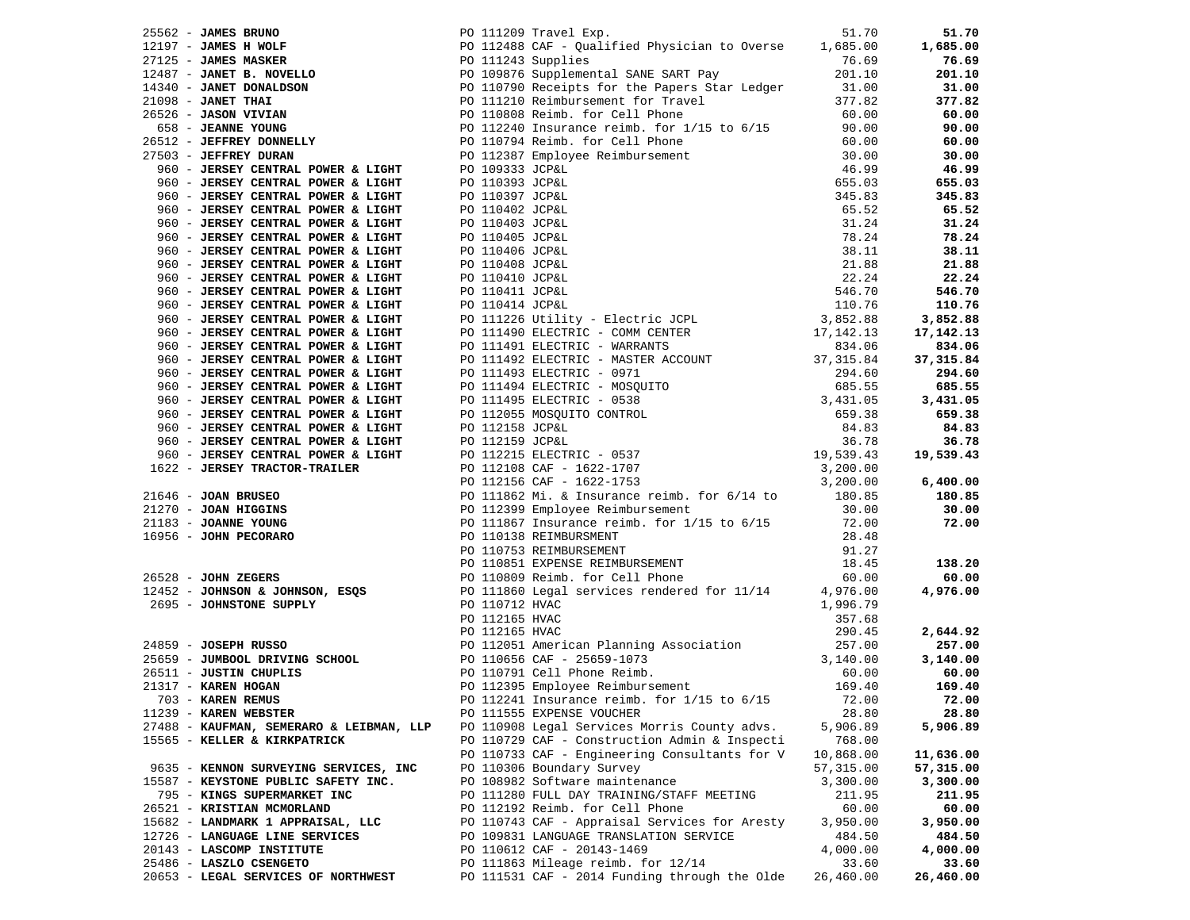| Vendor | PO / Description | Amount | Total |
|---|---|---|---|
| 25562 - **JAMES BRUNO** | PO 111209 Travel Exp. | 51.70 | **51.70** |
| 12197 - **JAMES H WOLF** | PO 112488 CAF - Qualified Physician to Overse | 1,685.00 | **1,685.00** |
| 27125 - **JAMES MASKER** | PO 111243 Supplies | 76.69 | **76.69** |
| 12487 - **JANET B. NOVELLO** | PO 109876 Supplemental SANE SART Pay | 201.10 | **201.10** |
| 14340 - **JANET DONALDSON** | PO 110790 Receipts for the Papers Star Ledger | 31.00 | **31.00** |
| 21098 - **JANET THAI** | PO 111210 Reimbursement for Travel | 377.82 | **377.82** |
| 26526 - **JASON VIVIAN** | PO 110808 Reimb. for Cell Phone | 60.00 | **60.00** |
| 658 - **JEANNE YOUNG** | PO 112240 Insurance reimb. for 1/15 to 6/15 | 90.00 | **90.00** |
| 26512 - **JEFFREY DONNELLY** | PO 110794 Reimb. for Cell Phone | 60.00 | **60.00** |
| 27503 - **JEFFREY DURAN** | PO 112387 Employee Reimbursement | 30.00 | **30.00** |
| 960 - **JERSEY CENTRAL POWER & LIGHT** | PO 109333 JCP&L | 46.99 | **46.99** |
| 960 - **JERSEY CENTRAL POWER & LIGHT** | PO 110393 JCP&L | 655.03 | **655.03** |
| 960 - **JERSEY CENTRAL POWER & LIGHT** | PO 110397 JCP&L | 345.83 | **345.83** |
| 960 - **JERSEY CENTRAL POWER & LIGHT** | PO 110402 JCP&L | 65.52 | **65.52** |
| 960 - **JERSEY CENTRAL POWER & LIGHT** | PO 110403 JCP&L | 31.24 | **31.24** |
| 960 - **JERSEY CENTRAL POWER & LIGHT** | PO 110405 JCP&L | 78.24 | **78.24** |
| 960 - **JERSEY CENTRAL POWER & LIGHT** | PO 110406 JCP&L | 38.11 | **38.11** |
| 960 - **JERSEY CENTRAL POWER & LIGHT** | PO 110408 JCP&L | 21.88 | **21.88** |
| 960 - **JERSEY CENTRAL POWER & LIGHT** | PO 110410 JCP&L | 22.24 | **22.24** |
| 960 - **JERSEY CENTRAL POWER & LIGHT** | PO 110411 JCP&L | 546.70 | **546.70** |
| 960 - **JERSEY CENTRAL POWER & LIGHT** | PO 110414 JCP&L | 110.76 | **110.76** |
| 960 - **JERSEY CENTRAL POWER & LIGHT** | PO 111226 Utility - Electric JCPL | 3,852.88 | **3,852.88** |
| 960 - **JERSEY CENTRAL POWER & LIGHT** | PO 111490 ELECTRIC - COMM CENTER | 17,142.13 | **17,142.13** |
| 960 - **JERSEY CENTRAL POWER & LIGHT** | PO 111491 ELECTRIC - WARRANTS | 834.06 | **834.06** |
| 960 - **JERSEY CENTRAL POWER & LIGHT** | PO 111492 ELECTRIC - MASTER ACCOUNT | 37,315.84 | **37,315.84** |
| 960 - **JERSEY CENTRAL POWER & LIGHT** | PO 111493 ELECTRIC - 0971 | 294.60 | **294.60** |
| 960 - **JERSEY CENTRAL POWER & LIGHT** | PO 111494 ELECTRIC - MOSQUITO | 685.55 | **685.55** |
| 960 - **JERSEY CENTRAL POWER & LIGHT** | PO 111495 ELECTRIC - 0538 | 3,431.05 | **3,431.05** |
| 960 - **JERSEY CENTRAL POWER & LIGHT** | PO 112055 MOSQUITO CONTROL | 659.38 | **659.38** |
| 960 - **JERSEY CENTRAL POWER & LIGHT** | PO 112158 JCP&L | 84.83 | **84.83** |
| 960 - **JERSEY CENTRAL POWER & LIGHT** | PO 112159 JCP&L | 36.78 | **36.78** |
| 960 - **JERSEY CENTRAL POWER & LIGHT** | PO 112215 ELECTRIC - 0537 | 19,539.43 | **19,539.43** |
| 1622 - **JERSEY TRACTOR-TRAILER** | PO 112108 CAF - 1622-1707 | 3,200.00 | |
| | PO 112156 CAF - 1622-1753 | 3,200.00 | **6,400.00** |
| 21646 - **JOAN BRUSEO** | PO 111862 Mi. & Insurance reimb. for 6/14 to | 180.85 | **180.85** |
| 21270 - **JOAN HIGGINS** | PO 112399 Employee Reimbursement | 30.00 | **30.00** |
| 21183 - **JOANNE YOUNG** | PO 111867 Insurance reimb. for 1/15 to 6/15 | 72.00 | **72.00** |
| 16956 - **JOHN PECORARO** | PO 110138 REIMBURSMENT | 28.48 | |
| | PO 110753 REIMBURSEMENT | 91.27 | |
| | PO 110851 EXPENSE REIMBURSEMENT | 18.45 | **138.20** |
| 26528 - **JOHN ZEGERS** | PO 110809 Reimb. for Cell Phone | 60.00 | **60.00** |
| 12452 - **JOHNSON & JOHNSON, ESQS** | PO 111860 Legal services rendered for 11/14 | 4,976.00 | **4,976.00** |
| 2695 - **JOHNSTONE SUPPLY** | PO 110712 HVAC | 1,996.79 | |
| | PO 112165 HVAC | 357.68 | |
| | PO 112165 HVAC | 290.45 | **2,644.92** |
| 24859 - **JOSEPH RUSSO** | PO 112051 American Planning Association | 257.00 | **257.00** |
| 25659 - **JUMBOOL DRIVING SCHOOL** | PO 110656 CAF - 25659-1073 | 3,140.00 | **3,140.00** |
| 26511 - **JUSTIN CHUPLIS** | PO 110791 Cell Phone Reimb. | 60.00 | **60.00** |
| 21317 - **KAREN HOGAN** | PO 112395 Employee Reimbursement | 169.40 | **169.40** |
| 703 - **KAREN REMUS** | PO 112241 Insurance reimb. for 1/15 to 6/15 | 72.00 | **72.00** |
| 11239 - **KAREN WEBSTER** | PO 111555 EXPENSE VOUCHER | 28.80 | **28.80** |
| 27488 - **KAUFMAN, SEMERARO & LEIBMAN, LLP** | PO 110908 Legal Services Morris County advs. | 5,906.89 | **5,906.89** |
| 15565 - **KELLER & KIRKPATRICK** | PO 110729 CAF - Construction Admin & Inspecti | 768.00 | |
| | PO 110733 CAF - Engineering Consultants for V | 10,868.00 | **11,636.00** |
| 9635 - **KENNON SURVEYING SERVICES, INC** | PO 110306 Boundary Survey | 57,315.00 | **57,315.00** |
| 15587 - **KEYSTONE PUBLIC SAFETY INC.** | PO 108982 Software maintenance | 3,300.00 | **3,300.00** |
| 795 - **KINGS SUPERMARKET INC** | PO 111280 FULL DAY TRAINING/STAFF MEETING | 211.95 | **211.95** |
| 26521 - **KRISTIAN MCMORLAND** | PO 112192 Reimb. for Cell Phone | 60.00 | **60.00** |
| 15682 - **LANDMARK 1 APPRAISAL, LLC** | PO 110743 CAF - Appraisal Services for Aresty | 3,950.00 | **3,950.00** |
| 12726 - **LANGUAGE LINE SERVICES** | PO 109831 LANGUAGE TRANSLATION SERVICE | 484.50 | **484.50** |
| 20143 - **LASCOMP INSTITUTE** | PO 110612 CAF - 20143-1469 | 4,000.00 | **4,000.00** |
| 25486 - **LASZLO CSENGETO** | PO 111863 Mileage reimb. for 12/14 | 33.60 | **33.60** |
| 20653 - **LEGAL SERVICES OF NORTHWEST** | PO 111531 CAF - 2014 Funding through the Olde | 26,460.00 | **26,460.00** |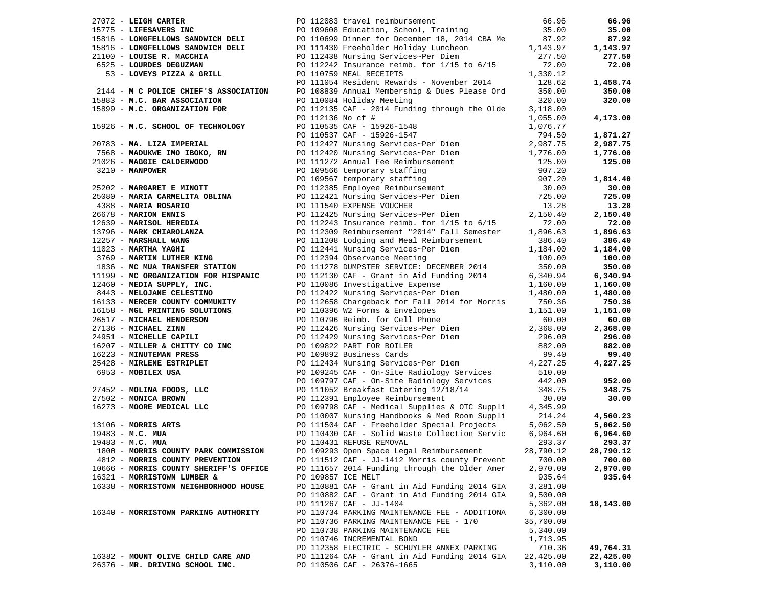| Vendor | PO / Description | Amount | Total |
|---|---|---|---|
| 27072 - **LEIGH CARTER** | PO 112083 travel reimbursement | 66.96 | **66.96** |
| 15775 - **LIFESAVERS INC** | PO 109608 Education, School, Training | 35.00 | **35.00** |
| 15816 - **LONGFELLOWS SANDWICH DELI** | PO 110699 Dinner for December 18, 2014 CBA Me | 87.92 | **87.92** |
| 15816 - **LONGFELLOWS SANDWICH DELI** | PO 111430 Freeholder Holiday Luncheon | 1,143.97 | **1,143.97** |
| 21100 - **LOUISE R. MACCHIA** | PO 112438 Nursing Services~Per Diem | 277.50 | **277.50** |
| 6525 - **LOURDES DEGUZMAN** | PO 112242 Insurance reimb. for 1/15 to 6/15 | 72.00 | **72.00** |
| 53 - **LOVEYS PIZZA & GRILL** | PO 110759 MEAL RECEIPTS | 1,330.12 | |
| | PO 111054 Resident Rewards - November 2014 | 128.62 | **1,458.74** |
| 2144 - **M C POLICE CHIEF'S ASSOCIATION** | PO 108839 Annual Membership & Dues Please Ord | 350.00 | **350.00** |
| 15883 - **M.C. BAR ASSOCIATION** | PO 110084 Holiday Meeting | 320.00 | **320.00** |
| 15899 - **M.C. ORGANIZATION FOR** | PO 112135 CAF - 2014 Funding through the Olde | 3,118.00 | |
| | PO 112136 No cf # | 1,055.00 | **4,173.00** |
| 15926 - **M.C. SCHOOL OF TECHNOLOGY** | PO 110535 CAF - 15926-1548 | 1,076.77 | |
| | PO 110537 CAF - 15926-1547 | 794.50 | **1,871.27** |
| 20783 - **MA. LIZA IMPERIAL** | PO 112427 Nursing Services~Per Diem | 2,987.75 | **2,987.75** |
| 7568 - **MADUKWE IMO IBOKO, RN** | PO 112420 Nursing Services~Per Diem | 1,776.00 | **1,776.00** |
| 21026 - **MAGGIE CALDERWOOD** | PO 111272 Annual Fee Reimbursement | 125.00 | **125.00** |
| 3210 - **MANPOWER** | PO 109566 temporary staffing | 907.20 | |
| | PO 109567 temporary staffing | 907.20 | **1,814.40** |
| 25202 - **MARGARET E MINOTT** | PO 112385 Employee Reimbursement | 30.00 | **30.00** |
| 25080 - **MARIA CARMELITA OBLINA** | PO 112421 Nursing Services~Per Diem | 725.00 | **725.00** |
| 4388 - **MARIA ROSARIO** | PO 111540 EXPENSE VOUCHER | 13.28 | **13.28** |
| 26678 - **MARION ENNIS** | PO 112425 Nursing Services~Per Diem | 2,150.40 | **2,150.40** |
| 12639 - **MARISOL HEREDIA** | PO 112243 Insurance reimb. for 1/15 to 6/15 | 72.00 | **72.00** |
| 13796 - **MARK CHIAROLANZA** | PO 112309 Reimbursement "2014" Fall Semester | 1,896.63 | **1,896.63** |
| 12257 - **MARSHALL WANG** | PO 111208 Lodging and Meal Reimbursement | 386.40 | **386.40** |
| 11023 - **MARTHA YAGHI** | PO 112441 Nursing Services~Per Diem | 1,184.00 | **1,184.00** |
| 3769 - **MARTIN LUTHER KING** | PO 112394 Observance Meeting | 100.00 | **100.00** |
| 1836 - **MC MUA TRANSFER STATION** | PO 111278 DUMPSTER SERVICE: DECEMBER 2014 | 350.00 | **350.00** |
| 11199 - **MC ORGANIZATION FOR HISPANIC** | PO 112130 CAF - Grant in Aid Funding 2014 | 6,340.94 | **6,340.94** |
| 12460 - **MEDIA SUPPLY, INC.** | PO 110086 Investigative Expense | 1,160.00 | **1,160.00** |
| 8443 - **MELOJANE CELESTINO** | PO 112422 Nursing Services~Per Diem | 1,480.00 | **1,480.00** |
| 16133 - **MERCER COUNTY COMMUNITY** | PO 112658 Chargeback for Fall 2014 for Morris | 750.36 | **750.36** |
| 16158 - **MGL PRINTING SOLUTIONS** | PO 110396 W2 Forms & Envelopes | 1,151.00 | **1,151.00** |
| 26517 - **MICHAEL HENDERSON** | PO 110796 Reimb. for Cell Phone | 60.00 | **60.00** |
| 27136 - **MICHAEL ZINN** | PO 112426 Nursing Services~Per Diem | 2,368.00 | **2,368.00** |
| 24951 - **MICHELLE CAPILI** | PO 112429 Nursing Services~Per Diem | 296.00 | **296.00** |
| 16207 - **MILLER & CHITTY CO INC** | PO 109822 PART FOR BOILER | 882.00 | **882.00** |
| 16223 - **MINUTEMAN PRESS** | PO 109892 Business Cards | 99.40 | **99.40** |
| 25428 - **MIRLENE ESTRIPLET** | PO 112434 Nursing Services~Per Diem | 4,227.25 | **4,227.25** |
| 6953 - **MOBILEX USA** | PO 109245 CAF - On-Site Radiology Services | 510.00 | |
| | PO 109797 CAF - On-Site Radiology Services | 442.00 | **952.00** |
| 27452 - **MOLINA FOODS, LLC** | PO 111052 Breakfast Catering 12/18/14 | 348.75 | **348.75** |
| 27502 - **MONICA BROWN** | PO 112391 Employee Reimbursement | 30.00 | **30.00** |
| 16273 - **MOORE MEDICAL LLC** | PO 109798 CAF - Medical Supplies & OTC Suppli | 4,345.99 | |
| | PO 110007 Nursing Handbooks & Med Room Suppli | 214.24 | **4,560.23** |
| 13106 - **MORRIS ARTS** | PO 111504 CAF - Freeholder Special Projects | 5,062.50 | **5,062.50** |
| 19483 - **M.C. MUA** | PO 110430 CAF - Solid Waste Collection Servic | 6,964.60 | **6,964.60** |
| 19483 - **M.C. MUA** | PO 110431 REFUSE REMOVAL | 293.37 | **293.37** |
| 1800 - **MORRIS COUNTY PARK COMMISSION** | PO 109293 Open Space Legal Reimbursement | 28,790.12 | **28,790.12** |
| 4812 - **MORRIS COUNTY PREVENTION** | PO 111512 CAF - JJ-1412 Morris county Prevent | 700.00 | **700.00** |
| 10666 - **MORRIS COUNTY SHERIFF'S OFFICE** | PO 111657 2014 Funding through the Older Amer | 2,970.00 | **2,970.00** |
| 16321 - **MORRISTOWN LUMBER &** | PO 109857 ICE MELT | 935.64 | **935.64** |
| 16338 - **MORRISTOWN NEIGHBORHOOD HOUSE** | PO 110881 CAF - Grant in Aid Funding 2014 GIA | 3,281.00 | |
| | PO 110882 CAF - Grant in Aid Funding 2014 GIA | 9,500.00 | |
| | PO 111267 CAF - JJ-1404 | 5,362.00 | **18,143.00** |
| 16340 - **MORRISTOWN PARKING AUTHORITY** | PO 110734 PARKING MAINTENANCE FEE - ADDITIONA | 6,300.00 | |
| | PO 110736 PARKING MAINTENANCE FEE - 170 | 35,700.00 | |
| | PO 110738 PARKING MAINTENANCE FEE | 5,340.00 | |
| | PO 110746 INCREMENTAL BOND | 1,713.95 | |
| | PO 112358 ELECTRIC - SCHUYLER ANNEX PARKING | 710.36 | **49,764.31** |
| 16382 - **MOUNT OLIVE CHILD CARE AND** | PO 111264 CAF - Grant in Aid Funding 2014 GIA | 22,425.00 | **22,425.00** |
| 26376 - **MR. DRIVING SCHOOL INC.** | PO 110506 CAF - 26376-1665 | 3,110.00 | **3,110.00** |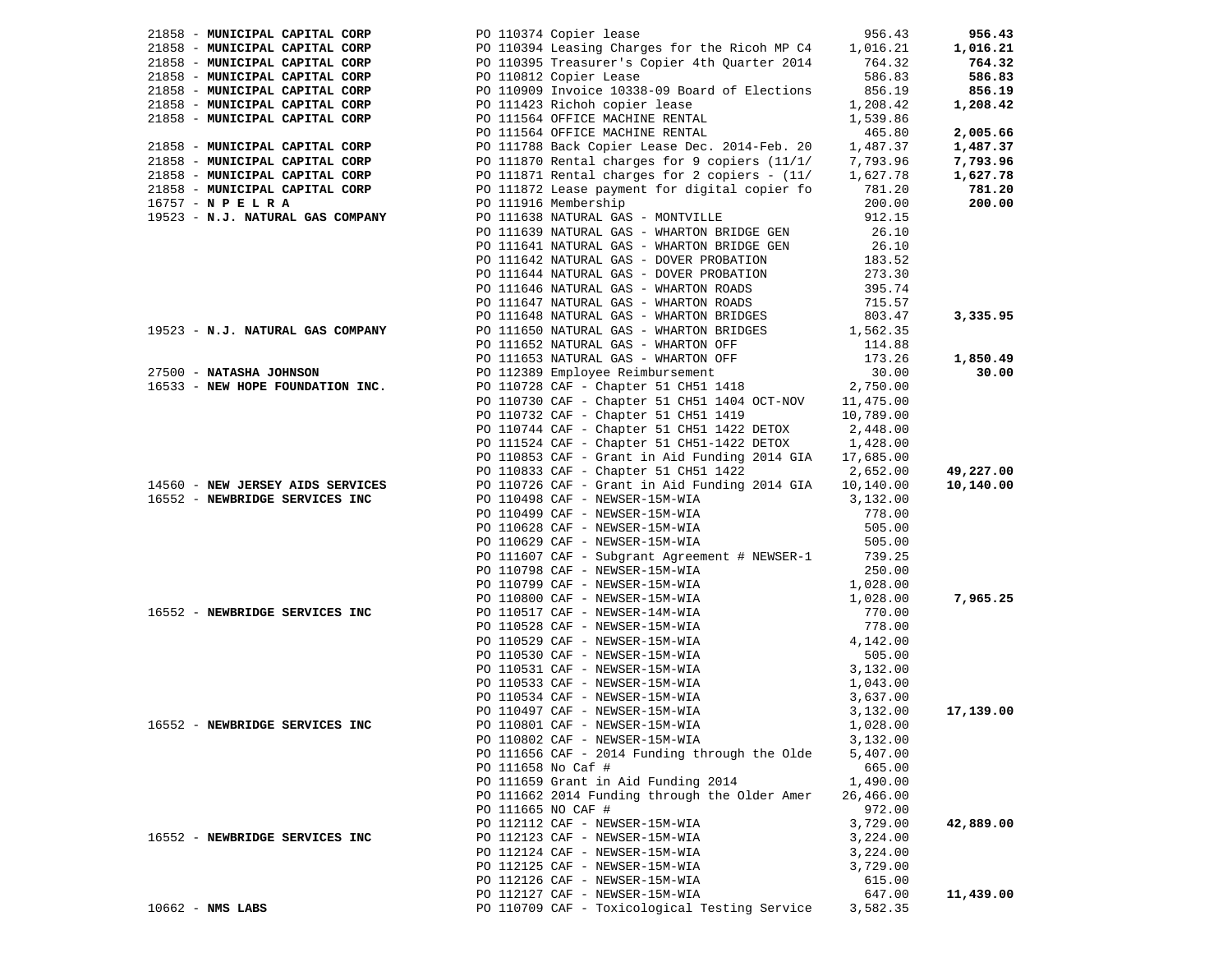| Vendor | PO / Description | Amount | Total |
|---|---|---|---|
| 21858 - **MUNICIPAL CAPITAL CORP** | PO 110374 Copier lease | 956.43 | **956.43** |
| 21858 - **MUNICIPAL CAPITAL CORP** | PO 110394 Leasing Charges for the Ricoh MP C4 | 1,016.21 | **1,016.21** |
| 21858 - **MUNICIPAL CAPITAL CORP** | PO 110395 Treasurer's Copier 4th Quarter 2014 | 764.32 | **764.32** |
| 21858 - **MUNICIPAL CAPITAL CORP** | PO 110812 Copier Lease | 586.83 | **586.83** |
| 21858 - **MUNICIPAL CAPITAL CORP** | PO 110909 Invoice 10338-09 Board of Elections | 856.19 | **856.19** |
| 21858 - **MUNICIPAL CAPITAL CORP** | PO 111423 Richoh copier lease | 1,208.42 | **1,208.42** |
| 21858 - **MUNICIPAL CAPITAL CORP** | PO 111564 OFFICE MACHINE RENTAL | 1,539.86 | |
| | PO 111564 OFFICE MACHINE RENTAL | 465.80 | **2,005.66** |
| 21858 - **MUNICIPAL CAPITAL CORP** | PO 111788 Back Copier Lease Dec. 2014-Feb. 20 | 1,487.37 | **1,487.37** |
| 21858 - **MUNICIPAL CAPITAL CORP** | PO 111870 Rental charges for 9 copiers (11/1/ | 7,793.96 | **7,793.96** |
| 21858 - **MUNICIPAL CAPITAL CORP** | PO 111871 Rental charges for 2 copiers - (11/ | 1,627.78 | **1,627.78** |
| 21858 - **MUNICIPAL CAPITAL CORP** | PO 111872 Lease payment for digital copier fo | 781.20 | **781.20** |
| 16757 - **N P E L R A** | PO 111916 Membership | 200.00 | **200.00** |
| 19523 - **N.J. NATURAL GAS COMPANY** | PO 111638 NATURAL GAS - MONTVILLE | 912.15 | |
| | PO 111639 NATURAL GAS - WHARTON BRIDGE GEN | 26.10 | |
| | PO 111641 NATURAL GAS - WHARTON BRIDGE GEN | 26.10 | |
| | PO 111642 NATURAL GAS - DOVER PROBATION | 183.52 | |
| | PO 111644 NATURAL GAS - DOVER PROBATION | 273.30 | |
| | PO 111646 NATURAL GAS - WHARTON ROADS | 395.74 | |
| | PO 111647 NATURAL GAS - WHARTON ROADS | 715.57 | |
| | PO 111648 NATURAL GAS - WHARTON BRIDGES | 803.47 | **3,335.95** |
| 19523 - **N.J. NATURAL GAS COMPANY** | PO 111650 NATURAL GAS - WHARTON BRIDGES | 1,562.35 | |
| | PO 111652 NATURAL GAS - WHARTON OFF | 114.88 | |
| | PO 111653 NATURAL GAS - WHARTON OFF | 173.26 | **1,850.49** |
| 27500 - **NATASHA JOHNSON** | PO 112389 Employee Reimbursement | 30.00 | **30.00** |
| 16533 - **NEW HOPE FOUNDATION INC.** | PO 110728 CAF - Chapter 51 CH51 1418 | 2,750.00 | |
| | PO 110730 CAF - Chapter 51 CH51 1404 OCT-NOV | 11,475.00 | |
| | PO 110732 CAF - Chapter 51 CH51 1419 | 10,789.00 | |
| | PO 110744 CAF - Chapter 51 CH51 1422 DETOX | 2,448.00 | |
| | PO 111524 CAF - Chapter 51 CH51-1422 DETOX | 1,428.00 | |
| | PO 110853 CAF - Grant in Aid Funding 2014 GIA | 17,685.00 | |
| | PO 110833 CAF - Chapter 51 CH51 1422 | 2,652.00 | **49,227.00** |
| 14560 - **NEW JERSEY AIDS SERVICES** | PO 110726 CAF - Grant in Aid Funding 2014 GIA | 10,140.00 | **10,140.00** |
| 16552 - **NEWBRIDGE SERVICES INC** | PO 110498 CAF - NEWSER-15M-WIA | 3,132.00 | |
| | PO 110499 CAF - NEWSER-15M-WIA | 778.00 | |
| | PO 110628 CAF - NEWSER-15M-WIA | 505.00 | |
| | PO 110629 CAF - NEWSER-15M-WIA | 505.00 | |
| | PO 111607 CAF - Subgrant Agreement # NEWSER-1 | 739.25 | |
| | PO 110798 CAF - NEWSER-15M-WIA | 250.00 | |
| | PO 110799 CAF - NEWSER-15M-WIA | 1,028.00 | |
| | PO 110800 CAF - NEWSER-15M-WIA | 1,028.00 | **7,965.25** |
| 16552 - **NEWBRIDGE SERVICES INC** | PO 110517 CAF - NEWSER-14M-WIA | 770.00 | |
| | PO 110528 CAF - NEWSER-15M-WIA | 778.00 | |
| | PO 110529 CAF - NEWSER-15M-WIA | 4,142.00 | |
| | PO 110530 CAF - NEWSER-15M-WIA | 505.00 | |
| | PO 110531 CAF - NEWSER-15M-WIA | 3,132.00 | |
| | PO 110533 CAF - NEWSER-15M-WIA | 1,043.00 | |
| | PO 110534 CAF - NEWSER-15M-WIA | 3,637.00 | |
| | PO 110497 CAF - NEWSER-15M-WIA | 3,132.00 | **17,139.00** |
| 16552 - **NEWBRIDGE SERVICES INC** | PO 110801 CAF - NEWSER-15M-WIA | 1,028.00 | |
| | PO 110802 CAF - NEWSER-15M-WIA | 3,132.00 | |
| | PO 111656 CAF - 2014 Funding through the Olde | 5,407.00 | |
| | PO 111658 No Caf # | 665.00 | |
| | PO 111659 Grant in Aid Funding 2014 | 1,490.00 | |
| | PO 111662 2014 Funding through the Older Amer | 26,466.00 | |
| | PO 111665 NO CAF # | 972.00 | |
| | PO 112112 CAF - NEWSER-15M-WIA | 3,729.00 | **42,889.00** |
| 16552 - **NEWBRIDGE SERVICES INC** | PO 112123 CAF - NEWSER-15M-WIA | 3,224.00 | |
| | PO 112124 CAF - NEWSER-15M-WIA | 3,224.00 | |
| | PO 112125 CAF - NEWSER-15M-WIA | 3,729.00 | |
| | PO 112126 CAF - NEWSER-15M-WIA | 615.00 | |
| | PO 112127 CAF - NEWSER-15M-WIA | 647.00 | **11,439.00** |
| 10662 - **NMS LABS** | PO 110709 CAF - Toxicological Testing Service | 3,582.35 | |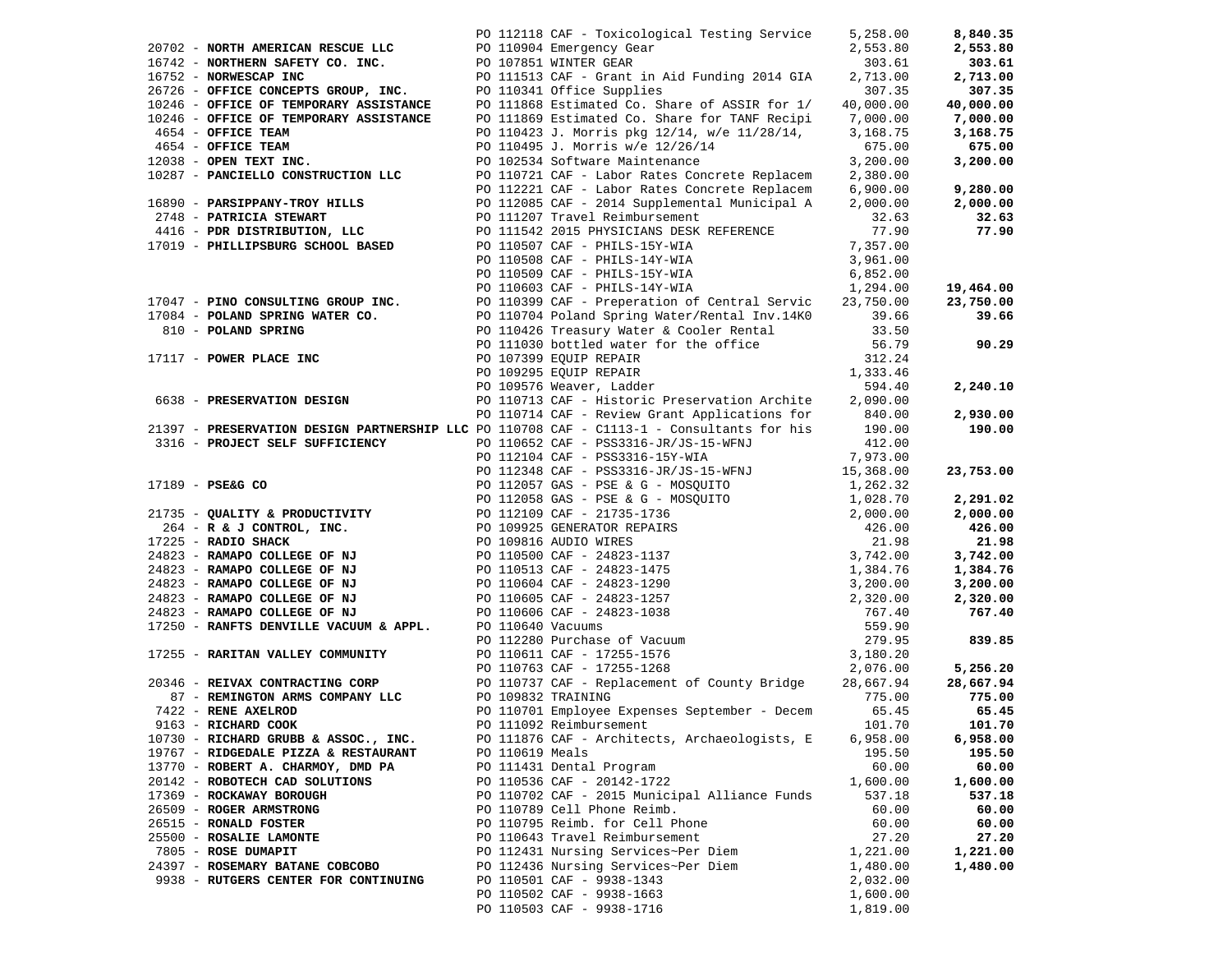| Vendor | PO / Description | Amount | Total |
|---|---|---|---|
| | PO 112118 CAF - Toxicological Testing Service | 5,258.00 | **8,840.35** |
| 20702 - **NORTH AMERICAN RESCUE LLC** | PO 110904 Emergency Gear | 2,553.80 | **2,553.80** |
| 16742 - **NORTHERN SAFETY CO. INC.** | PO 107851 WINTER GEAR | 303.61 | **303.61** |
| 16752 - **NORWESCAP INC** | PO 111513 CAF - Grant in Aid Funding 2014 GIA | 2,713.00 | **2,713.00** |
| 26726 - **OFFICE CONCEPTS GROUP, INC.** | PO 110341 Office Supplies | 307.35 | **307.35** |
| 10246 - **OFFICE OF TEMPORARY ASSISTANCE** | PO 111868 Estimated Co. Share of ASSIR for 1/ | 40,000.00 | **40,000.00** |
| 10246 - **OFFICE OF TEMPORARY ASSISTANCE** | PO 111869 Estimated Co. Share for TANF Recipi | 7,000.00 | **7,000.00** |
| 4654 - **OFFICE TEAM** | PO 110423 J. Morris pkg 12/14, w/e 11/28/14, | 3,168.75 | **3,168.75** |
| 4654 - **OFFICE TEAM** | PO 110495 J. Morris w/e 12/26/14 | 675.00 | **675.00** |
| 12038 - **OPEN TEXT INC.** | PO 102534 Software Maintenance | 3,200.00 | **3,200.00** |
| 10287 - **PANCIELLO CONSTRUCTION LLC** | PO 110721 CAF - Labor Rates Concrete Replacem | 2,380.00 | |
| | PO 112221 CAF - Labor Rates Concrete Replacem | 6,900.00 | **9,280.00** |
| 16890 - **PARSIPPANY-TROY HILLS** | PO 112085 CAF - 2014 Supplemental Municipal A | 2,000.00 | **2,000.00** |
| 2748 - **PATRICIA STEWART** | PO 111207 Travel Reimbursement | 32.63 | **32.63** |
| 4416 - **PDR DISTRIBUTION, LLC** | PO 111542 2015 PHYSICIANS DESK REFERENCE | 77.90 | **77.90** |
| 17019 - **PHILLIPSBURG SCHOOL BASED** | PO 110507 CAF - PHILS-15Y-WIA | 7,357.00 | |
| | PO 110508 CAF - PHILS-14Y-WIA | 3,961.00 | |
| | PO 110509 CAF - PHILS-15Y-WIA | 6,852.00 | |
| | PO 110603 CAF - PHILS-14Y-WIA | 1,294.00 | **19,464.00** |
| 17047 - **PINO CONSULTING GROUP INC.** | PO 110399 CAF - Preperation of Central Servic | 23,750.00 | **23,750.00** |
| 17084 - **POLAND SPRING WATER CO.** | PO 110704 Poland Spring Water/Rental Inv.14K0 | 39.66 | **39.66** |
| 810 - **POLAND SPRING** | PO 110426 Treasury Water & Cooler Rental | 33.50 | |
| | PO 111030 bottled water for the office | 56.79 | **90.29** |
| 17117 - **POWER PLACE INC** | PO 107399 EQUIP REPAIR | 312.24 | |
| | PO 109295 EQUIP REPAIR | 1,333.46 | |
| | PO 109576 Weaver, Ladder | 594.40 | **2,240.10** |
| 6638 - **PRESERVATION DESIGN** | PO 110713 CAF - Historic Preservation Archite | 2,090.00 | |
| | PO 110714 CAF - Review Grant Applications for | 840.00 | **2,930.00** |
| 21397 - **PRESERVATION DESIGN PARTNERSHIP LLC** | PO 110708 CAF - C1113-1 - Consultants for his | 190.00 | **190.00** |
| 3316 - **PROJECT SELF SUFFICIENCY** | PO 110652 CAF - PSS3316-JR/JS-15-WFNJ | 412.00 | |
| | PO 112104 CAF - PSS3316-15Y-WIA | 7,973.00 | |
| | PO 112348 CAF - PSS3316-JR/JS-15-WFNJ | 15,368.00 | **23,753.00** |
| 17189 - **PSE&G CO** | PO 112057 GAS - PSE & G - MOSQUITO | 1,262.32 | |
| | PO 112058 GAS - PSE & G - MOSQUITO | 1,028.70 | **2,291.02** |
| 21735 - **QUALITY & PRODUCTIVITY** | PO 112109 CAF - 21735-1736 | 2,000.00 | **2,000.00** |
| 264 - **R & J CONTROL, INC.** | PO 109925 GENERATOR REPAIRS | 426.00 | **426.00** |
| 17225 - **RADIO SHACK** | PO 109816 AUDIO WIRES | 21.98 | **21.98** |
| 24823 - **RAMAPO COLLEGE OF NJ** | PO 110500 CAF - 24823-1137 | 3,742.00 | **3,742.00** |
| 24823 - **RAMAPO COLLEGE OF NJ** | PO 110513 CAF - 24823-1475 | 1,384.76 | **1,384.76** |
| 24823 - **RAMAPO COLLEGE OF NJ** | PO 110604 CAF - 24823-1290 | 3,200.00 | **3,200.00** |
| 24823 - **RAMAPO COLLEGE OF NJ** | PO 110605 CAF - 24823-1257 | 2,320.00 | **2,320.00** |
| 24823 - **RAMAPO COLLEGE OF NJ** | PO 110606 CAF - 24823-1038 | 767.40 | **767.40** |
| 17250 - **RANFTS DENVILLE VACUUM & APPL.** | PO 110640 Vacuums | 559.90 | |
| | PO 112280 Purchase of Vacuum | 279.95 | **839.85** |
| 17255 - **RARITAN VALLEY COMMUNITY** | PO 110611 CAF - 17255-1576 | 3,180.20 | |
| | PO 110763 CAF - 17255-1268 | 2,076.00 | **5,256.20** |
| 20346 - **REIVAX CONTRACTING CORP** | PO 110737 CAF - Replacement of County Bridge | 28,667.94 | **28,667.94** |
| 87 - **REMINGTON ARMS COMPANY LLC** | PO 109832 TRAINING | 775.00 | **775.00** |
| 7422 - **RENE AXELROD** | PO 110701 Employee Expenses September - Decem | 65.45 | **65.45** |
| 9163 - **RICHARD COOK** | PO 111092 Reimbursement | 101.70 | **101.70** |
| 10730 - **RICHARD GRUBB & ASSOC., INC.** | PO 111876 CAF - Architects, Archaeologists, E | 6,958.00 | **6,958.00** |
| 19767 - **RIDGEDALE PIZZA & RESTAURANT** | PO 110619 Meals | 195.50 | **195.50** |
| 13770 - **ROBERT A. CHARMOY, DMD PA** | PO 111431 Dental Program | 60.00 | **60.00** |
| 20142 - **ROBOTECH CAD SOLUTIONS** | PO 110536 CAF - 20142-1722 | 1,600.00 | **1,600.00** |
| 17369 - **ROCKAWAY BOROUGH** | PO 110702 CAF - 2015 Municipal Alliance Funds | 537.18 | **537.18** |
| 26509 - **ROGER ARMSTRONG** | PO 110789 Cell Phone Reimb. | 60.00 | **60.00** |
| 26515 - **RONALD FOSTER** | PO 110795 Reimb. for Cell Phone | 60.00 | **60.00** |
| 25500 - **ROSALIE LAMONTE** | PO 110643 Travel Reimbursement | 27.20 | **27.20** |
| 7805 - **ROSE DUMAPIT** | PO 112431 Nursing Services~Per Diem | 1,221.00 | **1,221.00** |
| 24397 - **ROSEMARY BATANE COBCOBO** | PO 112436 Nursing Services~Per Diem | 1,480.00 | **1,480.00** |
| 9938 - **RUTGERS CENTER FOR CONTINUING** | PO 110501 CAF - 9938-1343 | 2,032.00 | |
| | PO 110502 CAF - 9938-1663 | 1,600.00 | |
| | PO 110503 CAF - 9938-1716 | 1,819.00 | |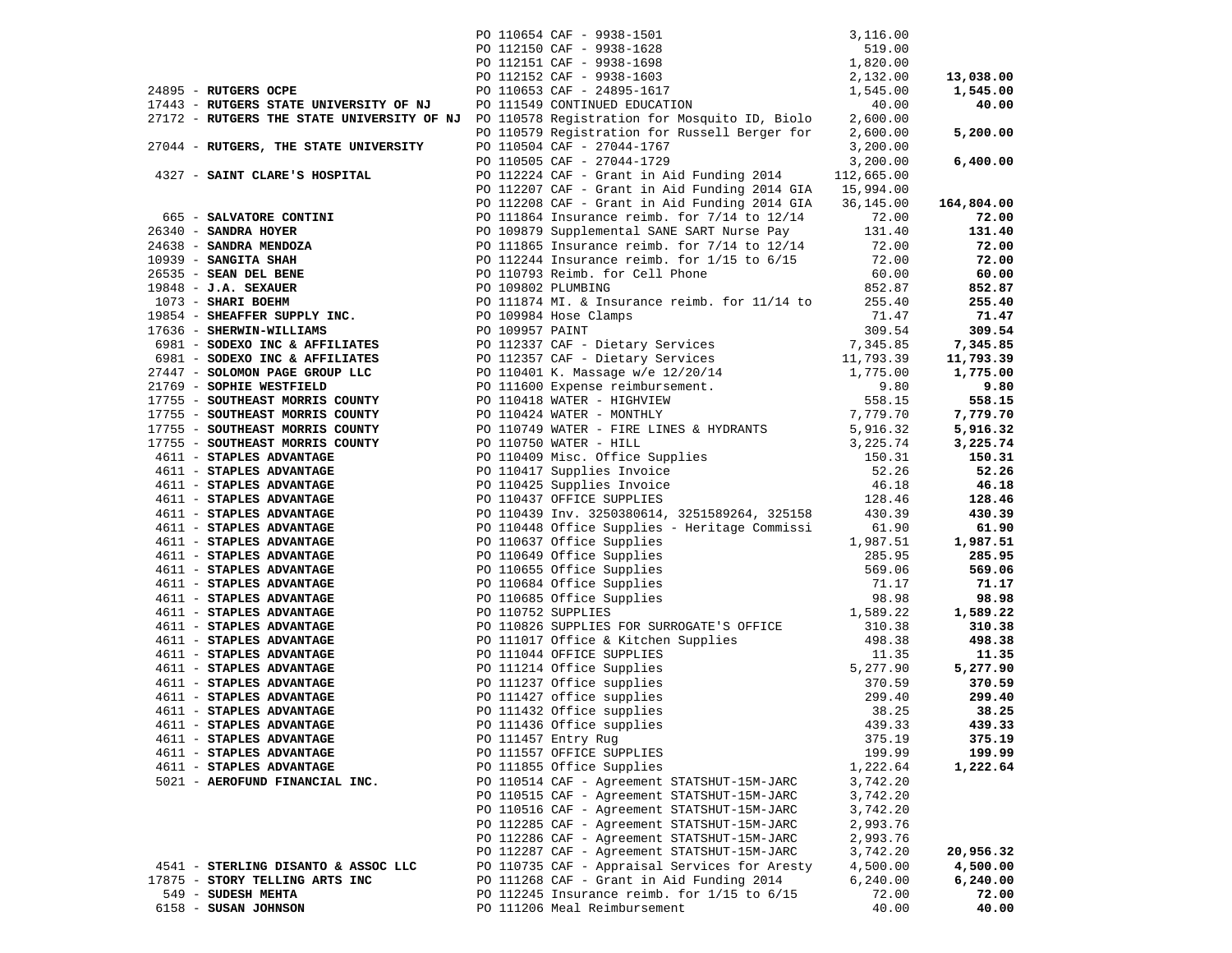| Vendor | PO / Description | Amount | Total |
|---|---|---|---|
| | PO 110654 CAF - 9938-1501 | 3,116.00 | |
| | PO 112150 CAF - 9938-1628 | 519.00 | |
| | PO 112151 CAF - 9938-1698 | 1,820.00 | |
| | PO 112152 CAF - 9938-1603 | 2,132.00 | **13,038.00** |
| 24895 - **RUTGERS OCPE** | PO 110653 CAF - 24895-1617 | 1,545.00 | **1,545.00** |
| 17443 - **RUTGERS STATE UNIVERSITY OF NJ** | PO 111549 CONTINUED EDUCATION | 40.00 | **40.00** |
| 27172 - **RUTGERS THE STATE UNIVERSITY OF NJ** | PO 110578 Registration for Mosquito ID, Biolo | 2,600.00 | |
| | PO 110579 Registration for Russell Berger for | 2,600.00 | **5,200.00** |
| 27044 - **RUTGERS, THE STATE UNIVERSITY** | PO 110504 CAF - 27044-1767 | 3,200.00 | |
| | PO 110505 CAF - 27044-1729 | 3,200.00 | **6,400.00** |
| 4327 - **SAINT CLARE'S HOSPITAL** | PO 112224 CAF - Grant in Aid Funding 2014 | 112,665.00 | |
| | PO 112207 CAF - Grant in Aid Funding 2014 GIA | 15,994.00 | |
| | PO 112208 CAF - Grant in Aid Funding 2014 GIA | 36,145.00 | **164,804.00** |
| 665 - **SALVATORE CONTINI** | PO 111864 Insurance reimb. for 7/14 to 12/14 | 72.00 | **72.00** |
| 26340 - **SANDRA HOYER** | PO 109879 Supplemental SANE SART Nurse Pay | 131.40 | **131.40** |
| 24638 - **SANDRA MENDOZA** | PO 111865 Insurance reimb. for 7/14 to 12/14 | 72.00 | **72.00** |
| 10939 - **SANGITA SHAH** | PO 112244 Insurance reimb. for 1/15 to 6/15 | 72.00 | **72.00** |
| 26535 - **SEAN DEL BENE** | PO 110793 Reimb. for Cell Phone | 60.00 | **60.00** |
| 19848 - **J.A. SEXAUER** | PO 109802 PLUMBING | 852.87 | **852.87** |
| 1073 - **SHARI BOEHM** | PO 111874 MI. & Insurance reimb. for 11/14 to | 255.40 | **255.40** |
| 19854 - **SHEAFFER SUPPLY INC.** | PO 109984 Hose Clamps | 71.47 | **71.47** |
| 17636 - **SHERWIN-WILLIAMS** | PO 109957 PAINT | 309.54 | **309.54** |
| 6981 - **SODEXO INC & AFFILIATES** | PO 112337 CAF - Dietary Services | 7,345.85 | **7,345.85** |
| 6981 - **SODEXO INC & AFFILIATES** | PO 112357 CAF - Dietary Services | 11,793.39 | **11,793.39** |
| 27447 - **SOLOMON PAGE GROUP LLC** | PO 110401 K. Massage w/e 12/20/14 | 1,775.00 | **1,775.00** |
| 21769 - **SOPHIE WESTFIELD** | PO 111600 Expense reimbursement. | 9.80 | **9.80** |
| 17755 - **SOUTHEAST MORRIS COUNTY** | PO 110418 WATER - HIGHVIEW | 558.15 | **558.15** |
| 17755 - **SOUTHEAST MORRIS COUNTY** | PO 110424 WATER - MONTHLY | 7,779.70 | **7,779.70** |
| 17755 - **SOUTHEAST MORRIS COUNTY** | PO 110749 WATER - FIRE LINES & HYDRANTS | 5,916.32 | **5,916.32** |
| 17755 - **SOUTHEAST MORRIS COUNTY** | PO 110750 WATER - HILL | 3,225.74 | **3,225.74** |
| 4611 - **STAPLES ADVANTAGE** | PO 110409 Misc. Office Supplies | 150.31 | **150.31** |
| 4611 - **STAPLES ADVANTAGE** | PO 110417 Supplies Invoice | 52.26 | **52.26** |
| 4611 - **STAPLES ADVANTAGE** | PO 110425 Supplies Invoice | 46.18 | **46.18** |
| 4611 - **STAPLES ADVANTAGE** | PO 110437 OFFICE SUPPLIES | 128.46 | **128.46** |
| 4611 - **STAPLES ADVANTAGE** | PO 110439 Inv. 3250380614, 3251589264, 325158 | 430.39 | **430.39** |
| 4611 - **STAPLES ADVANTAGE** | PO 110448 Office Supplies - Heritage Commissi | 61.90 | **61.90** |
| 4611 - **STAPLES ADVANTAGE** | PO 110637 Office Supplies | 1,987.51 | **1,987.51** |
| 4611 - **STAPLES ADVANTAGE** | PO 110649 Office Supplies | 285.95 | **285.95** |
| 4611 - **STAPLES ADVANTAGE** | PO 110655 Office Supplies | 569.06 | **569.06** |
| 4611 - **STAPLES ADVANTAGE** | PO 110684 Office Supplies | 71.17 | **71.17** |
| 4611 - **STAPLES ADVANTAGE** | PO 110685 Office Supplies | 98.98 | **98.98** |
| 4611 - **STAPLES ADVANTAGE** | PO 110752 SUPPLIES | 1,589.22 | **1,589.22** |
| 4611 - **STAPLES ADVANTAGE** | PO 110826 SUPPLIES FOR SURROGATE'S OFFICE | 310.38 | **310.38** |
| 4611 - **STAPLES ADVANTAGE** | PO 111017 Office & Kitchen Supplies | 498.38 | **498.38** |
| 4611 - **STAPLES ADVANTAGE** | PO 111044 OFFICE SUPPLIES | 11.35 | **11.35** |
| 4611 - **STAPLES ADVANTAGE** | PO 111214 Office Supplies | 5,277.90 | **5,277.90** |
| 4611 - **STAPLES ADVANTAGE** | PO 111237 Office supplies | 370.59 | **370.59** |
| 4611 - **STAPLES ADVANTAGE** | PO 111427 office supplies | 299.40 | **299.40** |
| 4611 - **STAPLES ADVANTAGE** | PO 111432 Office supplies | 38.25 | **38.25** |
| 4611 - **STAPLES ADVANTAGE** | PO 111436 Office supplies | 439.33 | **439.33** |
| 4611 - **STAPLES ADVANTAGE** | PO 111457 Entry Rug | 375.19 | **375.19** |
| 4611 - **STAPLES ADVANTAGE** | PO 111557 OFFICE SUPPLIES | 199.99 | **199.99** |
| 4611 - **STAPLES ADVANTAGE** | PO 111855 Office Supplies | 1,222.64 | **1,222.64** |
| 5021 - **AEROFUND FINANCIAL INC.** | PO 110514 CAF - Agreement STATSHUT-15M-JARC | 3,742.20 | |
| | PO 110515 CAF - Agreement STATSHUT-15M-JARC | 3,742.20 | |
| | PO 110516 CAF - Agreement STATSHUT-15M-JARC | 3,742.20 | |
| | PO 112285 CAF - Agreement STATSHUT-15M-JARC | 2,993.76 | |
| | PO 112286 CAF - Agreement STATSHUT-15M-JARC | 2,993.76 | |
| | PO 112287 CAF - Agreement STATSHUT-15M-JARC | 3,742.20 | **20,956.32** |
| 4541 - **STERLING DISANTO & ASSOC LLC** | PO 110735 CAF - Appraisal Services for Aresty | 4,500.00 | **4,500.00** |
| 17875 - **STORY TELLING ARTS INC** | PO 111268 CAF - Grant in Aid Funding 2014 | 6,240.00 | **6,240.00** |
| 549 - **SUDESH MEHTA** | PO 112245 Insurance reimb. for 1/15 to 6/15 | 72.00 | **72.00** |
| 6158 - **SUSAN JOHNSON** | PO 111206 Meal Reimbursement | 40.00 | **40.00** |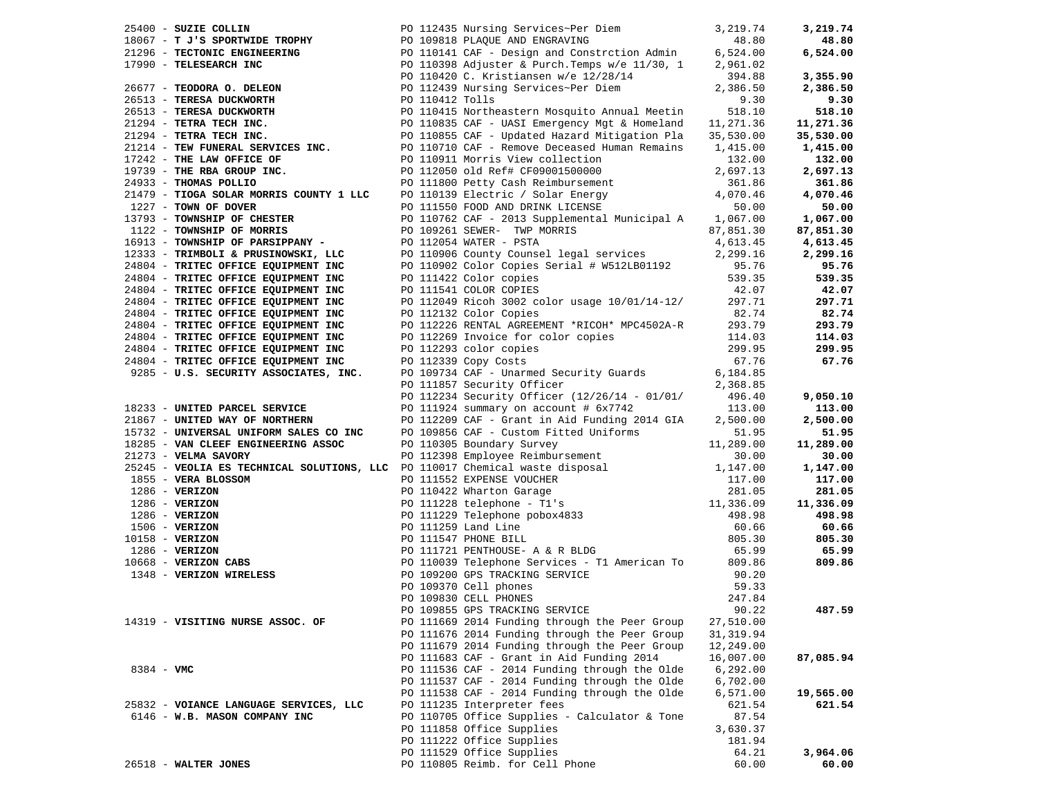| Vendor | PO / Description | Amount | Total |
|---|---|---|---|
| 25400 - **SUZIE COLLIN** | PO 112435 Nursing Services~Per Diem | 3,219.74 | **3,219.74** |
| 18067 - **T J'S SPORTWIDE TROPHY** | PO 109818 PLAQUE AND ENGRAVING | 48.80 | **48.80** |
| 21296 - **TECTONIC ENGINEERING** | PO 110141 CAF - Design and Constrction Admin | 6,524.00 | **6,524.00** |
| 17990 - **TELESEARCH INC** | PO 110398 Adjuster & Purch.Temps w/e 11/30, 1 | 2,961.02 | |
| | PO 110420 C. Kristiansen w/e 12/28/14 | 394.88 | **3,355.90** |
| 26677 - **TEODORA O. DELEON** | PO 112439 Nursing Services~Per Diem | 2,386.50 | **2,386.50** |
| 26513 - **TERESA DUCKWORTH** | PO 110412 Tolls | 9.30 | **9.30** |
| 26513 - **TERESA DUCKWORTH** | PO 110415 Northeastern Mosquito Annual Meetin | 518.10 | **518.10** |
| 21294 - **TETRA TECH INC.** | PO 110835 CAF - UASI Emergency Mgt & Homeland | 11,271.36 | **11,271.36** |
| 21294 - **TETRA TECH INC.** | PO 110855 CAF - Updated Hazard Mitigation Pla | 35,530.00 | **35,530.00** |
| 21214 - **TEW FUNERAL SERVICES INC.** | PO 110710 CAF - Remove Deceased Human Remains | 1,415.00 | **1,415.00** |
| 17242 - **THE LAW OFFICE OF** | PO 110911 Morris View collection | 132.00 | **132.00** |
| 19739 - **THE RBA GROUP INC.** | PO 112050 old Ref# CF09001500000 | 2,697.13 | **2,697.13** |
| 24933 - **THOMAS POLLIO** | PO 111800 Petty Cash Reimbursement | 361.86 | **361.86** |
| 21479 - **TIOGA SOLAR MORRIS COUNTY 1 LLC** | PO 110139 Electric / Solar Energy | 4,070.46 | **4,070.46** |
| 1227 - **TOWN OF DOVER** | PO 111550 FOOD AND DRINK LICENSE | 50.00 | **50.00** |
| 13793 - **TOWNSHIP OF CHESTER** | PO 110762 CAF - 2013 Supplemental Municipal A | 1,067.00 | **1,067.00** |
| 1122 - **TOWNSHIP OF MORRIS** | PO 109261 SEWER- TWP MORRIS | 87,851.30 | **87,851.30** |
| 16913 - **TOWNSHIP OF PARSIPPANY -** | PO 112054 WATER - PSTA | 4,613.45 | **4,613.45** |
| 12333 - **TRIMBOLI & PRUSINOWSKI, LLC** | PO 110906 County Counsel legal services | 2,299.16 | **2,299.16** |
| 24804 - **TRITEC OFFICE EQUIPMENT INC** | PO 110902 Color Copies Serial # W512LB01192 | 95.76 | **95.76** |
| 24804 - **TRITEC OFFICE EQUIPMENT INC** | PO 111422 Color copies | 539.35 | **539.35** |
| 24804 - **TRITEC OFFICE EQUIPMENT INC** | PO 111541 COLOR COPIES | 42.07 | **42.07** |
| 24804 - **TRITEC OFFICE EQUIPMENT INC** | PO 112049 Ricoh 3002 color usage 10/01/14-12/ | 297.71 | **297.71** |
| 24804 - **TRITEC OFFICE EQUIPMENT INC** | PO 112132 Color Copies | 82.74 | **82.74** |
| 24804 - **TRITEC OFFICE EQUIPMENT INC** | PO 112226 RENTAL AGREEMENT *RICOH* MPC4502A-R | 293.79 | **293.79** |
| 24804 - **TRITEC OFFICE EQUIPMENT INC** | PO 112269 Invoice for color copies | 114.03 | **114.03** |
| 24804 - **TRITEC OFFICE EQUIPMENT INC** | PO 112293 color copies | 299.95 | **299.95** |
| 24804 - **TRITEC OFFICE EQUIPMENT INC** | PO 112339 Copy Costs | 67.76 | **67.76** |
| 9285 - **U.S. SECURITY ASSOCIATES, INC.** | PO 109734 CAF - Unarmed Security Guards | 6,184.85 | |
| | PO 111857 Security Officer | 2,368.85 | |
| | PO 112234 Security Officer (12/26/14 - 01/01/ | 496.40 | **9,050.10** |
| 18233 - **UNITED PARCEL SERVICE** | PO 111924 summary on account # 6x7742 | 113.00 | **113.00** |
| 21867 - **UNITED WAY OF NORTHERN** | PO 112209 CAF - Grant in Aid Funding 2014 GIA | 2,500.00 | **2,500.00** |
| 15732 - **UNIVERSAL UNIFORM SALES CO INC** | PO 109856 CAF - Custom Fitted Uniforms | 51.95 | **51.95** |
| 18285 - **VAN CLEEF ENGINEERING ASSOC** | PO 110305 Boundary Survey | 11,289.00 | **11,289.00** |
| 21273 - **VELMA SAVORY** | PO 112398 Employee Reimbursement | 30.00 | **30.00** |
| 25245 - **VEOLIA ES TECHNICAL SOLUTIONS, LLC** | PO 110017 Chemical waste disposal | 1,147.00 | **1,147.00** |
| 1855 - **VERA BLOSSOM** | PO 111552 EXPENSE VOUCHER | 117.00 | **117.00** |
| 1286 - **VERIZON** | PO 110422 Wharton Garage | 281.05 | **281.05** |
| 1286 - **VERIZON** | PO 111228 telephone - T1's | 11,336.09 | **11,336.09** |
| 1286 - **VERIZON** | PO 111229 Telephone pobox4833 | 498.98 | **498.98** |
| 1506 - **VERIZON** | PO 111259 Land Line | 60.66 | **60.66** |
| 10158 - **VERIZON** | PO 111547 PHONE BILL | 805.30 | **805.30** |
| 1286 - **VERIZON** | PO 111721 PENTHOUSE- A & R BLDG | 65.99 | **65.99** |
| 10668 - **VERIZON CABS** | PO 110039 Telephone Services - T1 American To | 809.86 | **809.86** |
| 1348 - **VERIZON WIRELESS** | PO 109200 GPS TRACKING SERVICE | 90.20 | |
| | PO 109370 Cell phones | 59.33 | |
| | PO 109830 CELL PHONES | 247.84 | |
| | PO 109855 GPS TRACKING SERVICE | 90.22 | **487.59** |
| 14319 - **VISITING NURSE ASSOC. OF** | PO 111669 2014 Funding through the Peer Group | 27,510.00 | |
| | PO 111676 2014 Funding through the Peer Group | 31,319.94 | |
| | PO 111679 2014 Funding through the Peer Group | 12,249.00 | |
| | PO 111683 CAF - Grant in Aid Funding 2014 | 16,007.00 | **87,085.94** |
| 8384 - **VMC** | PO 111536 CAF - 2014 Funding through the Olde | 6,292.00 | |
| | PO 111537 CAF - 2014 Funding through the Olde | 6,702.00 | |
| | PO 111538 CAF - 2014 Funding through the Olde | 6,571.00 | **19,565.00** |
| 25832 - **VOIANCE LANGUAGE SERVICES, LLC** | PO 111235 Interpreter fees | 621.54 | **621.54** |
| 6146 - **W.B. MASON COMPANY INC** | PO 110705 Office Supplies - Calculator & Tone | 87.54 | |
| | PO 111858 Office Supplies | 3,630.37 | |
| | PO 111222 Office Supplies | 181.94 | |
| | PO 111529 Office Supplies | 64.21 | **3,964.06** |
| 26518 - **WALTER JONES** | PO 110805 Reimb. for Cell Phone | 60.00 | **60.00** |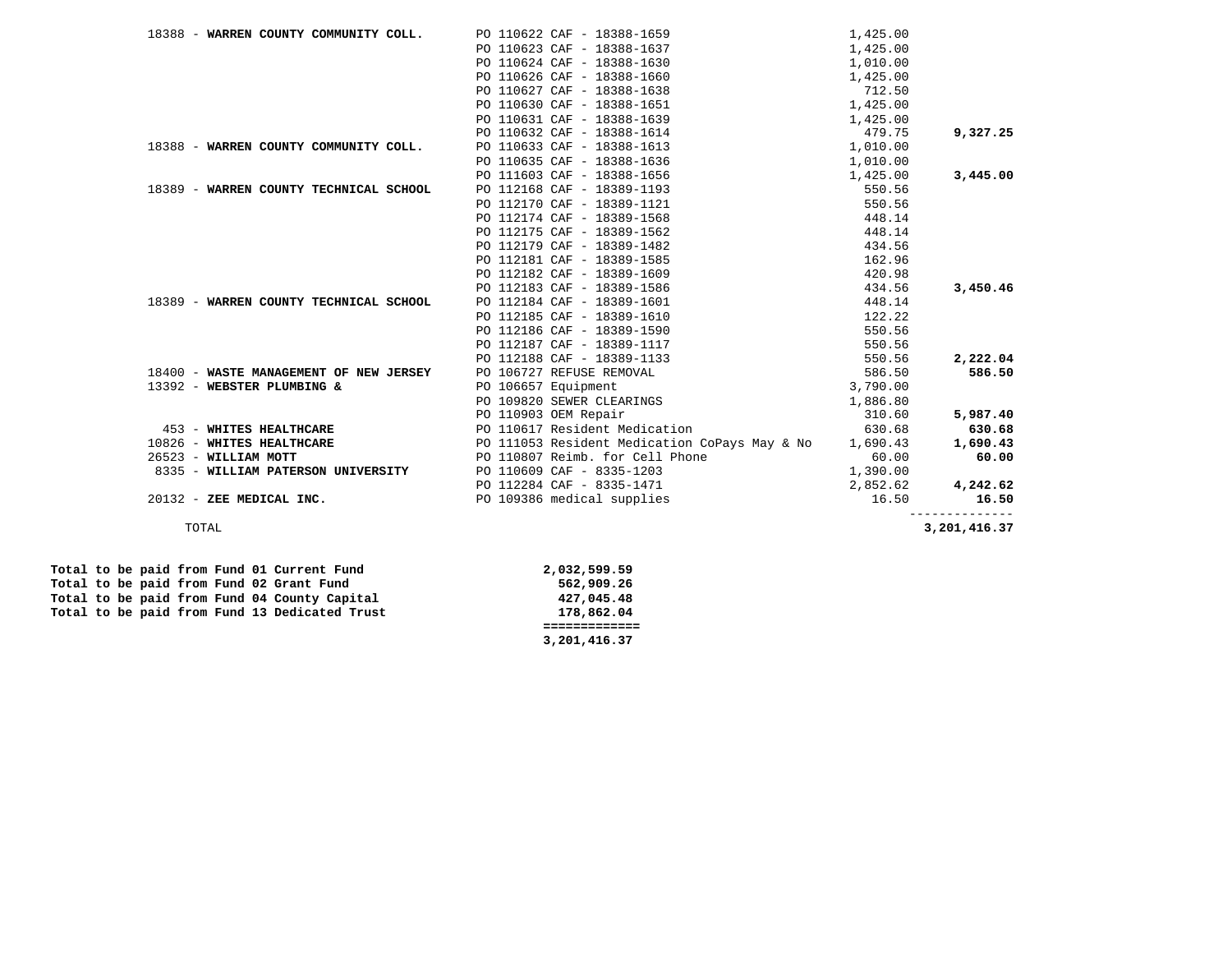| Vendor | Description | Amount | Total |
|---|---|---|---|
| 18388 - **WARREN COUNTY COMMUNITY COLL.** | PO 110622 CAF - 18388-1659 | 1,425.00 | |
| | PO 110623 CAF - 18388-1637 | 1,425.00 | |
| | PO 110624 CAF - 18388-1630 | 1,010.00 | |
| | PO 110626 CAF - 18388-1660 | 1,425.00 | |
| | PO 110627 CAF - 18388-1638 | 712.50 | |
| | PO 110630 CAF - 18388-1651 | 1,425.00 | |
| | PO 110631 CAF - 18388-1639 | 1,425.00 | |
| | PO 110632 CAF - 18388-1614 | 479.75 | **9,327.25** |
| 18388 - **WARREN COUNTY COMMUNITY COLL.** | PO 110633 CAF - 18388-1613 | 1,010.00 | |
| | PO 110635 CAF - 18388-1636 | 1,010.00 | |
| | PO 111603 CAF - 18388-1656 | 1,425.00 | **3,445.00** |
| 18389 - **WARREN COUNTY TECHNICAL SCHOOL** | PO 112168 CAF - 18389-1193 | 550.56 | |
| | PO 112170 CAF - 18389-1121 | 550.56 | |
| | PO 112174 CAF - 18389-1568 | 448.14 | |
| | PO 112175 CAF - 18389-1562 | 448.14 | |
| | PO 112179 CAF - 18389-1482 | 434.56 | |
| | PO 112181 CAF - 18389-1585 | 162.96 | |
| | PO 112182 CAF - 18389-1609 | 420.98 | |
| | PO 112183 CAF - 18389-1586 | 434.56 | **3,450.46** |
| 18389 - **WARREN COUNTY TECHNICAL SCHOOL** | PO 112184 CAF - 18389-1601 | 448.14 | |
| | PO 112185 CAF - 18389-1610 | 122.22 | |
| | PO 112186 CAF - 18389-1590 | 550.56 | |
| | PO 112187 CAF - 18389-1117 | 550.56 | |
| | PO 112188 CAF - 18389-1133 | 550.56 | **2,222.04** |
| 18400 - **WASTE MANAGEMENT OF NEW JERSEY** | PO 106727 REFUSE REMOVAL | 586.50 | **586.50** |
| 13392 - **WEBSTER PLUMBING &** | PO 106657 Equipment | 3,790.00 | |
| | PO 109820 SEWER CLEARINGS | 1,886.80 | |
| | PO 110903 OEM Repair | 310.60 | **5,987.40** |
| 453 - **WHITES HEALTHCARE** | PO 110617 Resident Medication | 630.68 | **630.68** |
| 10826 - **WHITES HEALTHCARE** | PO 111053 Resident Medication CoPays May & No | 1,690.43 | **1,690.43** |
| 26523 - **WILLIAM MOTT** | PO 110807 Reimb. for Cell Phone | 60.00 | **60.00** |
| 8335 - **WILLIAM PATERSON UNIVERSITY** | PO 110609 CAF - 8335-1203 | 1,390.00 | |
| | PO 112284 CAF - 8335-1471 | 2,852.62 | **4,242.62** |
| 20132 - **ZEE MEDICAL INC.** | PO 109386 medical supplies | 16.50 | **16.50** |
| TOTAL | | | **3,201,416.37** |

| | |
|---|---|
| **Total to be paid from Fund 01 Current Fund** | **2,032,599.59** |
| **Total to be paid from Fund 02 Grant Fund** | **562,909.26** |
| **Total to be paid from Fund 04 County Capital** | **427,045.48** |
| **Total to be paid from Fund 13 Dedicated Trust** | **178,862.04** |
| | **3,201,416.37** |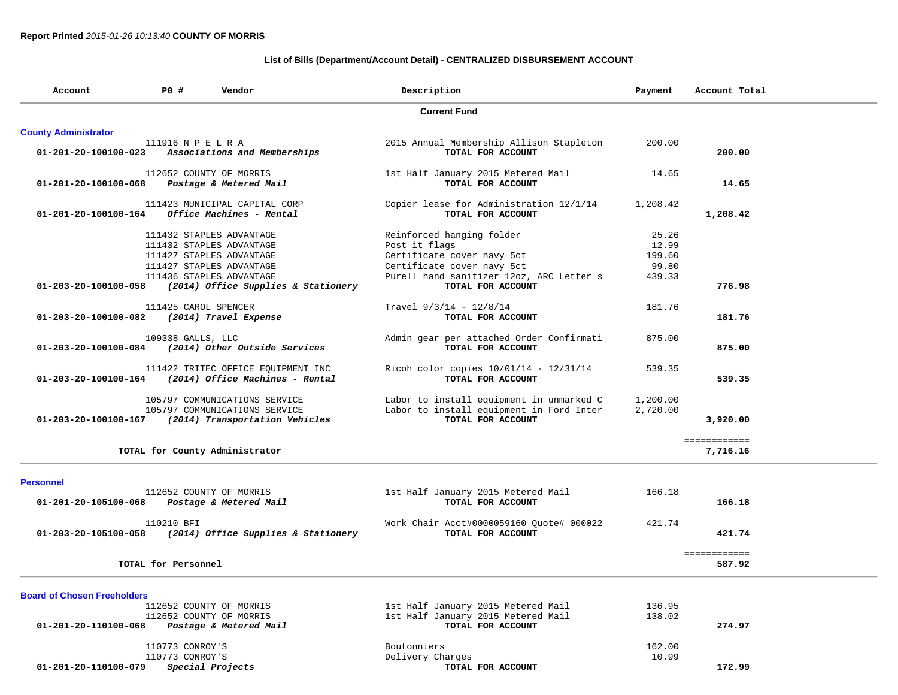**Report Printed** *2015-01-26 10:13:40* **COUNTY OF MORRIS**

**List of Bills (Department/Account Detail) - CENTRALIZED DISBURSEMENT ACCOUNT**

| Account | PO # | Vendor | Description | Payment | Account Total |
|---|---|---|---|---|---|
| | | | **Current Fund** | | |
| **County Administrator** | | | | | |
| | 111916 | N P E L R A | 2015 Annual Membership Allison Stapleton | 200.00 | |
| **01-201-20-100100-023** | | *Associations and Memberships* | **TOTAL FOR ACCOUNT** | | **200.00** |
| | 112652 | COUNTY OF MORRIS | 1st Half January 2015 Metered Mail | 14.65 | |
| **01-201-20-100100-068** | | *Postage & Metered Mail* | **TOTAL FOR ACCOUNT** | | **14.65** |
| | 111423 | MUNICIPAL CAPITAL CORP | Copier lease for Administration 12/1/14 | 1,208.42 | |
| **01-201-20-100100-164** | | *Office Machines - Rental* | **TOTAL FOR ACCOUNT** | | **1,208.42** |
| | 111432 | STAPLES ADVANTAGE | Reinforced hanging folder | 25.26 | |
| | 111432 | STAPLES ADVANTAGE | Post it flags | 12.99 | |
| | 111427 | STAPLES ADVANTAGE | Certificate cover navy 5ct | 199.60 | |
| | 111427 | STAPLES ADVANTAGE | Certificate cover navy 5ct | 99.80 | |
| | 111436 | STAPLES ADVANTAGE | Purell hand sanitizer 12oz, ARC Letter s | 439.33 | |
| **01-203-20-100100-058** | | *(2014) Office Supplies & Stationery* | **TOTAL FOR ACCOUNT** | | **776.98** |
| | 111425 | CAROL SPENCER | Travel 9/3/14 - 12/8/14 | 181.76 | |
| **01-203-20-100100-082** | | *(2014) Travel Expense* | **TOTAL FOR ACCOUNT** | | **181.76** |
| | 109338 | GALLS, LLC | Admin gear per attached Order Confirmati | 875.00 | |
| **01-203-20-100100-084** | | *(2014) Other Outside Services* | **TOTAL FOR ACCOUNT** | | **875.00** |
| | 111422 | TRITEC OFFICE EQUIPMENT INC | Ricoh color copies 10/01/14 - 12/31/14 | 539.35 | |
| **01-203-20-100100-164** | | *(2014) Office Machines - Rental* | **TOTAL FOR ACCOUNT** | | **539.35** |
| | 105797 | COMMUNICATIONS SERVICE | Labor to install equipment in unmarked C | 1,200.00 | |
| | 105797 | COMMUNICATIONS SERVICE | Labor to install equipment in Ford Inter | 2,720.00 | |
| **01-203-20-100100-167** | | *(2014) Transportation Vehicles* | **TOTAL FOR ACCOUNT** | | **3,920.00** |
| | | | | | ============ |
| | **TOTAL for County Administrator** | | | | **7,716.16** |
| **Personnel** | | | | | |
| | 112652 | COUNTY OF MORRIS | 1st Half January 2015 Metered Mail | 166.18 | |
| **01-201-20-105100-068** | | *Postage & Metered Mail* | **TOTAL FOR ACCOUNT** | | **166.18** |
| | 110210 | BFI | Work Chair Acct#0000059160 Quote# 000022 | 421.74 | |
| **01-203-20-105100-058** | | *(2014) Office Supplies & Stationery* | **TOTAL FOR ACCOUNT** | | **421.74** |
| | | | | | ============ |
| | **TOTAL for Personnel** | | | | **587.92** |
| **Board of Chosen Freeholders** | | | | | |
| | 112652 | COUNTY OF MORRIS | 1st Half January 2015 Metered Mail | 136.95 | |
| | 112652 | COUNTY OF MORRIS | 1st Half January 2015 Metered Mail | 138.02 | |
| **01-201-20-110100-068** | | *Postage & Metered Mail* | **TOTAL FOR ACCOUNT** | | **274.97** |
| | 110773 | CONROY'S | Boutonniers | 162.00 | |
| | 110773 | CONROY'S | Delivery Charges | 10.99 | |
| **01-201-20-110100-079** | | *Special Projects* | **TOTAL FOR ACCOUNT** | | **172.99** |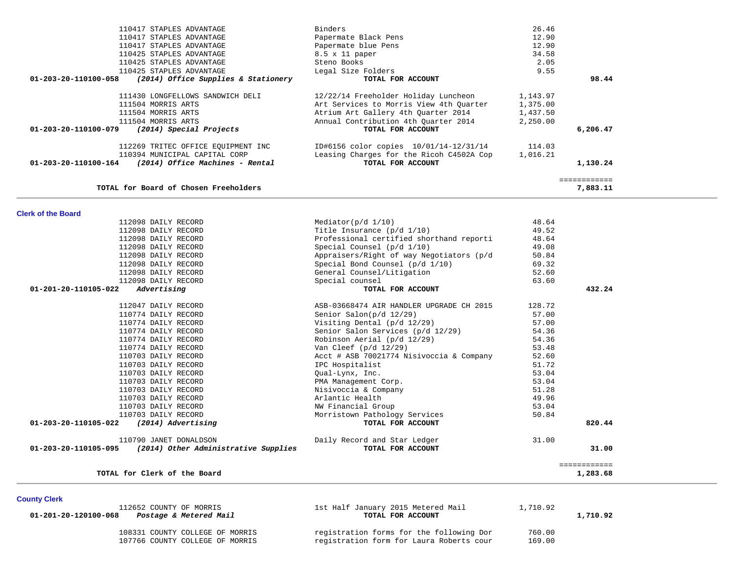| Account | Vendor / Description | Item Description | Amount | Total |
|---|---|---|---|---|
| | 110417 STAPLES ADVANTAGE | Binders | 26.46 | |
| | 110417 STAPLES ADVANTAGE | Papermate Black Pens | 12.90 | |
| | 110417 STAPLES ADVANTAGE | Papermate blue Pens | 12.90 | |
| | 110425 STAPLES ADVANTAGE | 8.5 x 11 paper | 34.58 | |
| | 110425 STAPLES ADVANTAGE | Steno Books | 2.05 | |
| | 110425 STAPLES ADVANTAGE | Legal Size Folders | 9.55 | |
| **01-203-20-110100-058** | ***(2014) Office Supplies & Stationery*** | **TOTAL FOR ACCOUNT** | | **98.44** |
| | 111430 LONGFELLOWS SANDWICH DELI | 12/22/14 Freeholder Holiday Luncheon | 1,143.97 | |
| | 111504 MORRIS ARTS | Art Services to Morris View 4th Quarter | 1,375.00 | |
| | 111504 MORRIS ARTS | Atrium Art Gallery 4th Quarter 2014 | 1,437.50 | |
| | 111504 MORRIS ARTS | Annual Contribution 4th Quarter 2014 | 2,250.00 | |
| **01-203-20-110100-079** | ***(2014) Special Projects*** | **TOTAL FOR ACCOUNT** | | **6,206.47** |
| | 112269 TRITEC OFFICE EQUIPMENT INC | ID#6156 color copies 10/01/14-12/31/14 | 114.03 | |
| | 110394 MUNICIPAL CAPITAL CORP | Leasing Charges for the Ricoh C4502A Cop | 1,016.21 | |
| **01-203-20-110100-164** | ***(2014) Office Machines - Rental*** | **TOTAL FOR ACCOUNT** | | **1,130.24** |
| | | | | ============ |
| | **TOTAL for Board of Chosen Freeholders** | | | **7,883.11** |

## Clerk of the Board

| Account | Vendor / Description | Item Description | Amount | Total |
|---|---|---|---|---|
| | 112098 DAILY RECORD | Mediator(p/d 1/10) | 48.64 | |
| | 112098 DAILY RECORD | Title Insurance (p/d 1/10) | 49.52 | |
| | 112098 DAILY RECORD | Professional certified shorthand reporti | 48.64 | |
| | 112098 DAILY RECORD | Special Counsel (p/d 1/10) | 49.08 | |
| | 112098 DAILY RECORD | Appraisers/Right of way Negotiators (p/d | 50.84 | |
| | 112098 DAILY RECORD | Special Bond Counsel (p/d 1/10) | 69.32 | |
| | 112098 DAILY RECORD | General Counsel/Litigation | 52.60 | |
| | 112098 DAILY RECORD | Special counsel | 63.60 | |
| **01-201-20-110105-022** | ***Advertising*** | **TOTAL FOR ACCOUNT** | | **432.24** |
| | 112047 DAILY RECORD | ASB-03668474 AIR HANDLER UPGRADE CH 2015 | 128.72 | |
| | 110774 DAILY RECORD | Senior Salon(p/d 12/29) | 57.00 | |
| | 110774 DAILY RECORD | Visiting Dental (p/d 12/29) | 57.00 | |
| | 110774 DAILY RECORD | Senior Salon Services (p/d 12/29) | 54.36 | |
| | 110774 DAILY RECORD | Robinson Aerial (p/d 12/29) | 54.36 | |
| | 110774 DAILY RECORD | Van Cleef (p/d 12/29) | 53.48 | |
| | 110703 DAILY RECORD | Acct # ASB 70021774 Nisivoccia & Company | 52.60 | |
| | 110703 DAILY RECORD | IPC Hospitalist | 51.72 | |
| | 110703 DAILY RECORD | Qual-Lynx, Inc. | 53.04 | |
| | 110703 DAILY RECORD | PMA Management Corp. | 53.04 | |
| | 110703 DAILY RECORD | Nisivoccia & Company | 51.28 | |
| | 110703 DAILY RECORD | Arlantic Health | 49.96 | |
| | 110703 DAILY RECORD | NW Financial Group | 53.04 | |
| | 110703 DAILY RECORD | Morristown Pathology Services | 50.84 | |
| **01-203-20-110105-022** | ***(2014) Advertising*** | **TOTAL FOR ACCOUNT** | | **820.44** |
| | 110790 JANET DONALDSON | Daily Record and Star Ledger | 31.00 | |
| **01-203-20-110105-095** | ***(2014) Other Administrative Supplies*** | **TOTAL FOR ACCOUNT** | | **31.00** |
| | | | | ============ |
| | **TOTAL for Clerk of the Board** | | | **1,283.68** |

## County Clerk

| Account | Vendor / Description | Item Description | Amount | Total |
|---|---|---|---|---|
| | 112652 COUNTY OF MORRIS | 1st Half January 2015 Metered Mail | 1,710.92 | |
| **01-201-20-120100-068** | ***Postage & Metered Mail*** | **TOTAL FOR ACCOUNT** | | **1,710.92** |
| | 108331 COUNTY COLLEGE OF MORRIS | registration forms for the following Dor | 760.00 | |
| | 107766 COUNTY COLLEGE OF MORRIS | registration form for Laura Roberts cour | 169.00 | |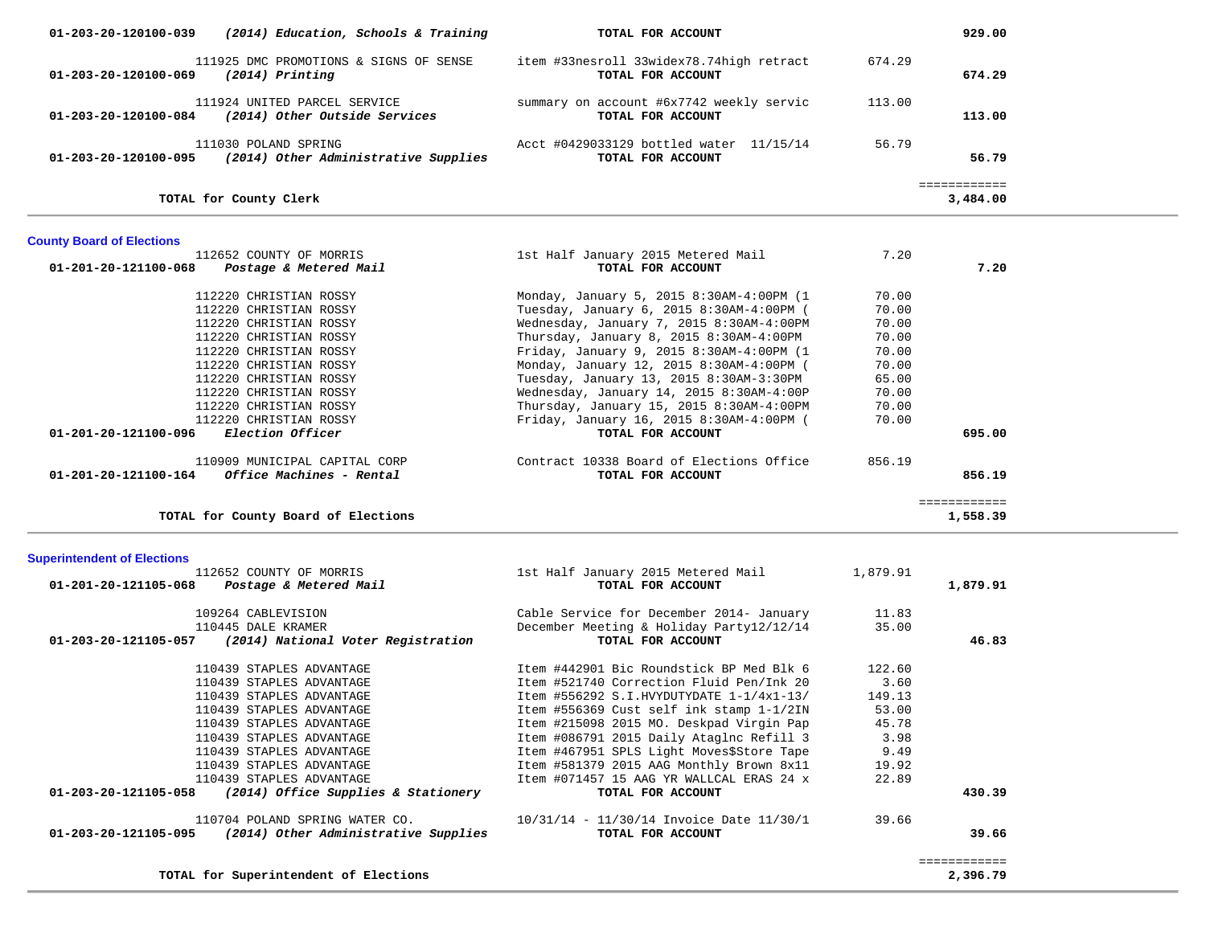| Account / Vendor | Description | Amount | Total |
|---|---|---|---|
| **01-203-20-120100-039** *(2014) Education, Schools & Training* | **TOTAL FOR ACCOUNT** | | **929.00** |
| 111925 DMC PROMOTIONS & SIGNS OF SENSE | item #33nesroll 33widex78.74high retract | 674.29 | |
| **01-203-20-120100-069** *(2014) Printing* | **TOTAL FOR ACCOUNT** | | **674.29** |
| 111924 UNITED PARCEL SERVICE | summary on account #6x7742 weekly servic | 113.00 | |
| **01-203-20-120100-084** *(2014) Other Outside Services* | **TOTAL FOR ACCOUNT** | | **113.00** |
| 111030 POLAND SPRING | Acct #0429033129 bottled water 11/15/14 | 56.79 | |
| **01-203-20-120100-095** *(2014) Other Administrative Supplies* | **TOTAL FOR ACCOUNT** | | **56.79** |
| **TOTAL for County Clerk** | | | **3,484.00** |

## County Board of Elections

| Account / Vendor | Description | Amount | Total |
|---|---|---|---|
| 112652 COUNTY OF MORRIS | 1st Half January 2015 Metered Mail | 7.20 | |
| **01-201-20-121100-068** *Postage & Metered Mail* | **TOTAL FOR ACCOUNT** | | **7.20** |
| 112220 CHRISTIAN ROSSY | Monday, January 5, 2015 8:30AM-4:00PM (1 | 70.00 | |
| 112220 CHRISTIAN ROSSY | Tuesday, January 6, 2015 8:30AM-4:00PM ( | 70.00 | |
| 112220 CHRISTIAN ROSSY | Wednesday, January 7, 2015 8:30AM-4:00PM | 70.00 | |
| 112220 CHRISTIAN ROSSY | Thursday, January 8, 2015 8:30AM-4:00PM | 70.00 | |
| 112220 CHRISTIAN ROSSY | Friday, January 9, 2015 8:30AM-4:00PM (1 | 70.00 | |
| 112220 CHRISTIAN ROSSY | Monday, January 12, 2015 8:30AM-4:00PM ( | 70.00 | |
| 112220 CHRISTIAN ROSSY | Tuesday, January 13, 2015 8:30AM-3:30PM | 65.00 | |
| 112220 CHRISTIAN ROSSY | Wednesday, January 14, 2015 8:30AM-4:00P | 70.00 | |
| 112220 CHRISTIAN ROSSY | Thursday, January 15, 2015 8:30AM-4:00PM | 70.00 | |
| 112220 CHRISTIAN ROSSY | Friday, January 16, 2015 8:30AM-4:00PM ( | 70.00 | |
| **01-201-20-121100-096** *Election Officer* | **TOTAL FOR ACCOUNT** | | **695.00** |
| 110909 MUNICIPAL CAPITAL CORP | Contract 10338 Board of Elections Office | 856.19 | |
| **01-201-20-121100-164** *Office Machines - Rental* | **TOTAL FOR ACCOUNT** | | **856.19** |
| **TOTAL for County Board of Elections** | | | **1,558.39** |

## Superintendent of Elections

| Account / Vendor | Description | Amount | Total |
|---|---|---|---|
| 112652 COUNTY OF MORRIS | 1st Half January 2015 Metered Mail | 1,879.91 | |
| **01-201-20-121105-068** *Postage & Metered Mail* | **TOTAL FOR ACCOUNT** | | **1,879.91** |
| 109264 CABLEVISION | Cable Service for December 2014- January | 11.83 | |
| 110445 DALE KRAMER | December Meeting & Holiday Party12/12/14 | 35.00 | |
| **01-203-20-121105-057** *(2014) National Voter Registration* | **TOTAL FOR ACCOUNT** | | **46.83** |
| 110439 STAPLES ADVANTAGE | Item #442901 Bic Roundstick BP Med Blk 6 | 122.60 | |
| 110439 STAPLES ADVANTAGE | Item #521740 Correction Fluid Pen/Ink 20 | 3.60 | |
| 110439 STAPLES ADVANTAGE | Item #556292 S.I.HVYDUTYDATE 1-1/4x1-13/ | 149.13 | |
| 110439 STAPLES ADVANTAGE | Item #556369 Cust self ink stamp 1-1/2IN | 53.00 | |
| 110439 STAPLES ADVANTAGE | Item #215098 2015 MO. Deskpad Virgin Pap | 45.78 | |
| 110439 STAPLES ADVANTAGE | Item #086791 2015 Daily Ataglnc Refill 3 | 3.98 | |
| 110439 STAPLES ADVANTAGE | Item #467951 SPLS Light Moves$Store Tape | 9.49 | |
| 110439 STAPLES ADVANTAGE | Item #581379 2015 AAG Monthly Brown 8x11 | 19.92 | |
| 110439 STAPLES ADVANTAGE | Item #071457 15 AAG YR WALLCAL ERAS 24 x | 22.89 | |
| **01-203-20-121105-058** *(2014) Office Supplies & Stationery* | **TOTAL FOR ACCOUNT** | | **430.39** |
| 110704 POLAND SPRING WATER CO. | 10/31/14 - 11/30/14 Invoice Date 11/30/1 | 39.66 | |
| **01-203-20-121105-095** *(2014) Other Administrative Supplies* | **TOTAL FOR ACCOUNT** | | **39.66** |
| **TOTAL for Superintendent of Elections** | | | **2,396.79** |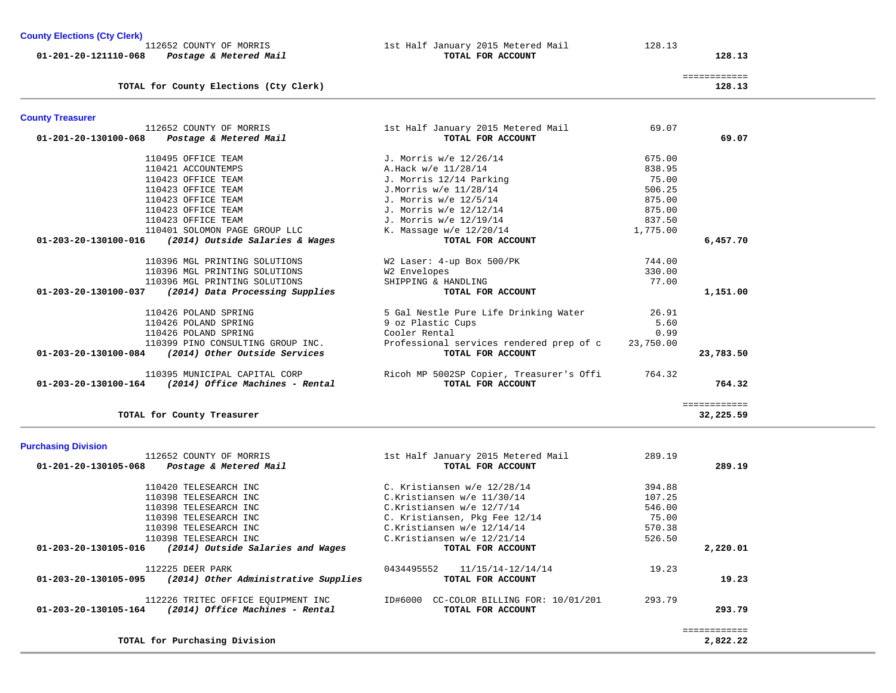### County Elections (Cty Clerk)

| Account | Vendor | Description | Amount | Total |
|---|---|---|---|---|
| | 112652 COUNTY OF MORRIS | 1st Half January 2015 Metered Mail | 128.13 | |
| 01-201-20-121110-068 | *Postage & Metered Mail* | **TOTAL FOR ACCOUNT** | | **128.13** |
| | **TOTAL for County Elections (Cty Clerk)** | | | ============ **128.13** |

### County Treasurer

| Account | Vendor | Description | Amount | Total |
|---|---|---|---|---|
| | 112652 COUNTY OF MORRIS | 1st Half January 2015 Metered Mail | 69.07 | |
| 01-201-20-130100-068 | *Postage & Metered Mail* | **TOTAL FOR ACCOUNT** | | **69.07** |
| | 110495 OFFICE TEAM | J. Morris w/e 12/26/14 | 675.00 | |
| | 110421 ACCOUNTEMPS | A.Hack w/e 11/28/14 | 838.95 | |
| | 110423 OFFICE TEAM | J. Morris 12/14 Parking | 75.00 | |
| | 110423 OFFICE TEAM | J.Morris w/e 11/28/14 | 506.25 | |
| | 110423 OFFICE TEAM | J. Morris w/e 12/5/14 | 875.00 | |
| | 110423 OFFICE TEAM | J. Morris w/e 12/12/14 | 875.00 | |
| | 110423 OFFICE TEAM | J. Morris w/e 12/19/14 | 837.50 | |
| | 110401 SOLOMON PAGE GROUP LLC | K. Massage w/e 12/20/14 | 1,775.00 | |
| 01-203-20-130100-016 | *(2014) Outside Salaries & Wages* | **TOTAL FOR ACCOUNT** | | **6,457.70** |
| | 110396 MGL PRINTING SOLUTIONS | W2 Laser: 4-up Box 500/PK | 744.00 | |
| | 110396 MGL PRINTING SOLUTIONS | W2 Envelopes | 330.00 | |
| | 110396 MGL PRINTING SOLUTIONS | SHIPPING & HANDLING | 77.00 | |
| 01-203-20-130100-037 | *(2014) Data Processing Supplies* | **TOTAL FOR ACCOUNT** | | **1,151.00** |
| | 110426 POLAND SPRING | 5 Gal Nestle Pure Life Drinking Water | 26.91 | |
| | 110426 POLAND SPRING | 9 oz Plastic Cups | 5.60 | |
| | 110426 POLAND SPRING | Cooler Rental | 0.99 | |
| | 110399 PINO CONSULTING GROUP INC. | Professional services rendered prep of c | 23,750.00 | |
| 01-203-20-130100-084 | *(2014) Other Outside Services* | **TOTAL FOR ACCOUNT** | | **23,783.50** |
| | 110395 MUNICIPAL CAPITAL CORP | Ricoh MP 5002SP Copier, Treasurer's Offi | 764.32 | |
| 01-203-20-130100-164 | *(2014) Office Machines - Rental* | **TOTAL FOR ACCOUNT** | | **764.32** |
| | **TOTAL for County Treasurer** | | | ============ **32,225.59** |

### Purchasing Division

| Account | Vendor | Description | Amount | Total |
|---|---|---|---|---|
| | 112652 COUNTY OF MORRIS | 1st Half January 2015 Metered Mail | 289.19 | |
| 01-201-20-130105-068 | *Postage & Metered Mail* | **TOTAL FOR ACCOUNT** | | **289.19** |
| | 110420 TELESEARCH INC | C. Kristiansen w/e 12/28/14 | 394.88 | |
| | 110398 TELESEARCH INC | C.Kristiansen w/e 11/30/14 | 107.25 | |
| | 110398 TELESEARCH INC | C.Kristiansen w/e 12/7/14 | 546.00 | |
| | 110398 TELESEARCH INC | C. Kristiansen, Pkg Fee 12/14 | 75.00 | |
| | 110398 TELESEARCH INC | C.Kristiansen w/e 12/14/14 | 570.38 | |
| | 110398 TELESEARCH INC | C.Kristiansen w/e 12/21/14 | 526.50 | |
| 01-203-20-130105-016 | *(2014) Outside Salaries and Wages* | **TOTAL FOR ACCOUNT** | | **2,220.01** |
| | 112225 DEER PARK | 0434495552 11/15/14-12/14/14 | 19.23 | |
| 01-203-20-130105-095 | *(2014) Other Administrative Supplies* | **TOTAL FOR ACCOUNT** | | **19.23** |
| | 112226 TRITEC OFFICE EQUIPMENT INC | ID#6000 CC-COLOR BILLING FOR: 10/01/201 | 293.79 | |
| 01-203-20-130105-164 | *(2014) Office Machines - Rental* | **TOTAL FOR ACCOUNT** | | **293.79** |
| | **TOTAL for Purchasing Division** | | | ============ **2,822.22** |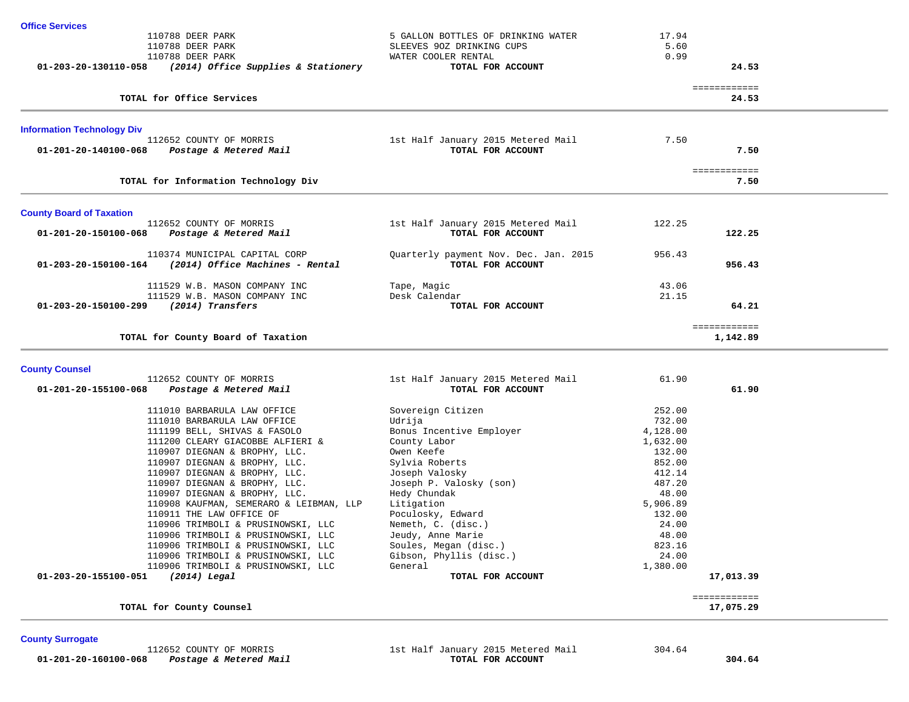### Office Services

| Account | Vendor | Description | Amount | Total |
|---|---|---|---|---|
| | 110788 DEER PARK | 5 GALLON BOTTLES OF DRINKING WATER | 17.94 | |
| | 110788 DEER PARK | SLEEVES 9OZ DRINKING CUPS | 5.60 | |
| | 110788 DEER PARK | WATER COOLER RENTAL | 0.99 | |
| **01-203-20-130110-058** | ***(2014) Office Supplies & Stationery*** | **TOTAL FOR ACCOUNT** | | **24.53** |

**TOTAL for Office Services** — ============ **24.53**

### Information Technology Div

| Account | Vendor | Description | Amount | Total |
|---|---|---|---|---|
| | 112652 COUNTY OF MORRIS | 1st Half January 2015 Metered Mail | 7.50 | |
| **01-201-20-140100-068** | ***Postage & Metered Mail*** | **TOTAL FOR ACCOUNT** | | **7.50** |

**TOTAL for Information Technology Div** — ============ **7.50**

### County Board of Taxation

| Account | Vendor | Description | Amount | Total |
|---|---|---|---|---|
| | 112652 COUNTY OF MORRIS | 1st Half January 2015 Metered Mail | 122.25 | |
| **01-201-20-150100-068** | ***Postage & Metered Mail*** | **TOTAL FOR ACCOUNT** | | **122.25** |
| | 110374 MUNICIPAL CAPITAL CORP | Quarterly payment Nov. Dec. Jan. 2015 | 956.43 | |
| **01-203-20-150100-164** | ***(2014) Office Machines - Rental*** | **TOTAL FOR ACCOUNT** | | **956.43** |
| | 111529 W.B. MASON COMPANY INC | Tape, Magic | 43.06 | |
| | 111529 W.B. MASON COMPANY INC | Desk Calendar | 21.15 | |
| **01-203-20-150100-299** | ***(2014) Transfers*** | **TOTAL FOR ACCOUNT** | | **64.21** |

**TOTAL for County Board of Taxation** — ============ **1,142.89**

### County Counsel

| Account | Vendor | Description | Amount | Total |
|---|---|---|---|---|
| | 112652 COUNTY OF MORRIS | 1st Half January 2015 Metered Mail | 61.90 | |
| **01-201-20-155100-068** | ***Postage & Metered Mail*** | **TOTAL FOR ACCOUNT** | | **61.90** |
| | 111010 BARBARULA LAW OFFICE | Sovereign Citizen | 252.00 | |
| | 111010 BARBARULA LAW OFFICE | Udrija | 732.00 | |
| | 111199 BELL, SHIVAS & FASOLO | Bonus Incentive Employer | 4,128.00 | |
| | 111200 CLEARY GIACOBBE ALFIERI & | County Labor | 1,632.00 | |
| | 110907 DIEGNAN & BROPHY, LLC. | Owen Keefe | 132.00 | |
| | 110907 DIEGNAN & BROPHY, LLC. | Sylvia Roberts | 852.00 | |
| | 110907 DIEGNAN & BROPHY, LLC. | Joseph Valosky | 412.14 | |
| | 110907 DIEGNAN & BROPHY, LLC. | Joseph P. Valosky (son) | 487.20 | |
| | 110907 DIEGNAN & BROPHY, LLC. | Hedy Chundak | 48.00 | |
| | 110908 KAUFMAN, SEMERARO & LEIBMAN, LLP | Litigation | 5,906.89 | |
| | 110911 THE LAW OFFICE OF | Poculosky, Edward | 132.00 | |
| | 110906 TRIMBOLI & PRUSINOWSKI, LLC | Nemeth, C. (disc.) | 24.00 | |
| | 110906 TRIMBOLI & PRUSINOWSKI, LLC | Jeudy, Anne Marie | 48.00 | |
| | 110906 TRIMBOLI & PRUSINOWSKI, LLC | Soules, Megan (disc.) | 823.16 | |
| | 110906 TRIMBOLI & PRUSINOWSKI, LLC | Gibson, Phyllis (disc.) | 24.00 | |
| | 110906 TRIMBOLI & PRUSINOWSKI, LLC | General | 1,380.00 | |
| **01-203-20-155100-051** | ***(2014) Legal*** | **TOTAL FOR ACCOUNT** | | **17,013.39** |

**TOTAL for County Counsel** — ============ **17,075.29**

### County Surrogate

| Account | Vendor | Description | Amount | Total |
|---|---|---|---|---|
| | 112652 COUNTY OF MORRIS | 1st Half January 2015 Metered Mail | 304.64 | |
| **01-201-20-160100-068** | ***Postage & Metered Mail*** | **TOTAL FOR ACCOUNT** | | **304.64** |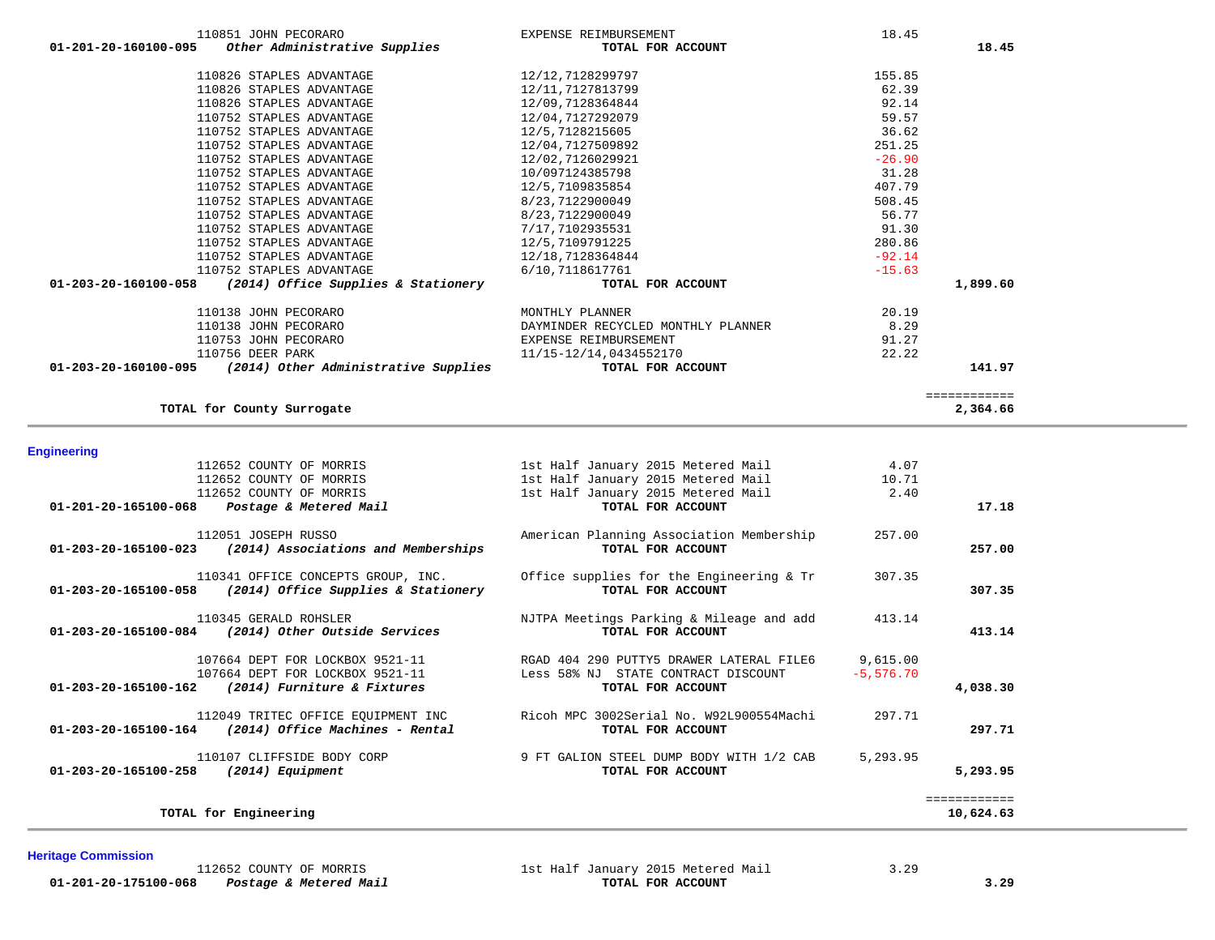| Account | Vendor | Description | Amount | Total |
|---|---|---|---|---|
| | 110851 JOHN PECORARO | EXPENSE REIMBURSEMENT | 18.45 | |
| **01-201-20-160100-095** | ***Other Administrative Supplies*** | **TOTAL FOR ACCOUNT** | | **18.45** |
| | 110826 STAPLES ADVANTAGE | 12/12,7128299797 | 155.85 | |
| | 110826 STAPLES ADVANTAGE | 12/11,7127813799 | 62.39 | |
| | 110826 STAPLES ADVANTAGE | 12/09,7128364844 | 92.14 | |
| | 110752 STAPLES ADVANTAGE | 12/04,7127292079 | 59.57 | |
| | 110752 STAPLES ADVANTAGE | 12/5,7128215605 | 36.62 | |
| | 110752 STAPLES ADVANTAGE | 12/04,7127509892 | 251.25 | |
| | 110752 STAPLES ADVANTAGE | 12/02,7126029921 | -26.90 | |
| | 110752 STAPLES ADVANTAGE | 10/097124385798 | 31.28 | |
| | 110752 STAPLES ADVANTAGE | 12/5,7109835854 | 407.79 | |
| | 110752 STAPLES ADVANTAGE | 8/23,7122900049 | 508.45 | |
| | 110752 STAPLES ADVANTAGE | 8/23,7122900049 | 56.77 | |
| | 110752 STAPLES ADVANTAGE | 7/17,7102935531 | 91.30 | |
| | 110752 STAPLES ADVANTAGE | 12/5,7109791225 | 280.86 | |
| | 110752 STAPLES ADVANTAGE | 12/18,7128364844 | -92.14 | |
| | 110752 STAPLES ADVANTAGE | 6/10,7118617761 | -15.63 | |
| **01-203-20-160100-058** | ***(2014) Office Supplies & Stationery*** | **TOTAL FOR ACCOUNT** | | **1,899.60** |
| | 110138 JOHN PECORARO | MONTHLY PLANNER | 20.19 | |
| | 110138 JOHN PECORARO | DAYMINDER RECYCLED MONTHLY PLANNER | 8.29 | |
| | 110753 JOHN PECORARO | EXPENSE REIMBURSEMENT | 91.27 | |
| | 110756 DEER PARK | 11/15-12/14,0434552170 | 22.22 | |
| **01-203-20-160100-095** | ***(2014) Other Administrative Supplies*** | **TOTAL FOR ACCOUNT** | | **141.97** |
| | **TOTAL for County Surrogate** | | | ============ **2,364.66** |

## Engineering

| Account | Vendor | Description | Amount | Total |
|---|---|---|---|---|
| | 112652 COUNTY OF MORRIS | 1st Half January 2015 Metered Mail | 4.07 | |
| | 112652 COUNTY OF MORRIS | 1st Half January 2015 Metered Mail | 10.71 | |
| | 112652 COUNTY OF MORRIS | 1st Half January 2015 Metered Mail | 2.40 | |
| **01-201-20-165100-068** | ***Postage & Metered Mail*** | **TOTAL FOR ACCOUNT** | | **17.18** |
| | 112051 JOSEPH RUSSO | American Planning Association Membership | 257.00 | |
| **01-203-20-165100-023** | ***(2014) Associations and Memberships*** | **TOTAL FOR ACCOUNT** | | **257.00** |
| | 110341 OFFICE CONCEPTS GROUP, INC. | Office supplies for the Engineering & Tr | 307.35 | |
| **01-203-20-165100-058** | ***(2014) Office Supplies & Stationery*** | **TOTAL FOR ACCOUNT** | | **307.35** |
| | 110345 GERALD ROHSLER | NJTPA Meetings Parking & Mileage and add | 413.14 | |
| **01-203-20-165100-084** | ***(2014) Other Outside Services*** | **TOTAL FOR ACCOUNT** | | **413.14** |
| | 107664 DEPT FOR LOCKBOX 9521-11 | RGAD 404 290 PUTTY5 DRAWER LATERAL FILE6 | 9,615.00 | |
| | 107664 DEPT FOR LOCKBOX 9521-11 | Less 58% NJ STATE CONTRACT DISCOUNT | -5,576.70 | |
| **01-203-20-165100-162** | ***(2014) Furniture & Fixtures*** | **TOTAL FOR ACCOUNT** | | **4,038.30** |
| | 112049 TRITEC OFFICE EQUIPMENT INC | Ricoh MPC 3002Serial No. W92L900554Machi | 297.71 | |
| **01-203-20-165100-164** | ***(2014) Office Machines - Rental*** | **TOTAL FOR ACCOUNT** | | **297.71** |
| | 110107 CLIFFSIDE BODY CORP | 9 FT GALION STEEL DUMP BODY WITH 1/2 CAB | 5,293.95 | |
| **01-203-20-165100-258** | ***(2014) Equipment*** | **TOTAL FOR ACCOUNT** | | **5,293.95** |
| | **TOTAL for Engineering** | | | ============ **10,624.63** |

## Heritage Commission

| Account | Vendor | Description | Amount | Total |
|---|---|---|---|---|
| | 112652 COUNTY OF MORRIS | 1st Half January 2015 Metered Mail | 3.29 | |
| **01-201-20-175100-068** | ***Postage & Metered Mail*** | **TOTAL FOR ACCOUNT** | | **3.29** |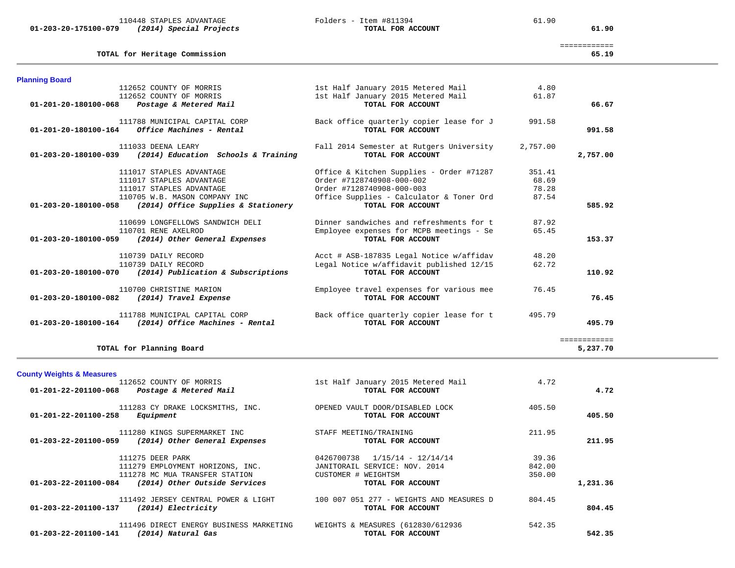| | | | |
|---|---|---|---|
| 110448 STAPLES ADVANTAGE | Folders - Item #811394 | 61.90 | |
| **01-203-20-175100-079** ***(2014) Special Projects*** | **TOTAL FOR ACCOUNT** | | **61.90** |
| | | | ============ |
| **TOTAL for Heritage Commission** | | | **65.19** |

## Planning Board

| | | | |
|---|---|---|---|
| 112652 COUNTY OF MORRIS | 1st Half January 2015 Metered Mail | 4.80 | |
| 112652 COUNTY OF MORRIS | 1st Half January 2015 Metered Mail | 61.87 | |
| **01-201-20-180100-068** ***Postage & Metered Mail*** | **TOTAL FOR ACCOUNT** | | **66.67** |
| 111788 MUNICIPAL CAPITAL CORP | Back office quarterly copier lease for J | 991.58 | |
| **01-201-20-180100-164** ***Office Machines - Rental*** | **TOTAL FOR ACCOUNT** | | **991.58** |
| 111033 DEENA LEARY | Fall 2014 Semester at Rutgers University | 2,757.00 | |
| **01-203-20-180100-039** ***(2014) Education Schools & Training*** | **TOTAL FOR ACCOUNT** | | **2,757.00** |
| 111017 STAPLES ADVANTAGE | Office & Kitchen Supplies - Order #71287 | 351.41 | |
| 111017 STAPLES ADVANTAGE | Order #7128740908-000-002 | 68.69 | |
| 111017 STAPLES ADVANTAGE | Order #7128740908-000-003 | 78.28 | |
| 110705 W.B. MASON COMPANY INC | Office Supplies - Calculator & Toner Ord | 87.54 | |
| **01-203-20-180100-058** ***(2014) Office Supplies & Stationery*** | **TOTAL FOR ACCOUNT** | | **585.92** |
| 110699 LONGFELLOWS SANDWICH DELI | Dinner sandwiches and refreshments for t | 87.92 | |
| 110701 RENE AXELROD | Employee expenses for MCPB meetings - Se | 65.45 | |
| **01-203-20-180100-059** ***(2014) Other General Expenses*** | **TOTAL FOR ACCOUNT** | | **153.37** |
| 110739 DAILY RECORD | Acct # ASB-187835 Legal Notice w/affidav | 48.20 | |
| 110739 DAILY RECORD | Legal Notice w/affidavit published 12/15 | 62.72 | |
| **01-203-20-180100-070** ***(2014) Publication & Subscriptions*** | **TOTAL FOR ACCOUNT** | | **110.92** |
| 110700 CHRISTINE MARION | Employee travel expenses for various mee | 76.45 | |
| **01-203-20-180100-082** ***(2014) Travel Expense*** | **TOTAL FOR ACCOUNT** | | **76.45** |
| 111788 MUNICIPAL CAPITAL CORP | Back office quarterly copier lease for t | 495.79 | |
| **01-203-20-180100-164** ***(2014) Office Machines - Rental*** | **TOTAL FOR ACCOUNT** | | **495.79** |
| | | | ============ |
| **TOTAL for Planning Board** | | | **5,237.70** |

## County Weights & Measures

| | | | |
|---|---|---|---|
| 112652 COUNTY OF MORRIS | 1st Half January 2015 Metered Mail | 4.72 | |
| **01-201-22-201100-068** ***Postage & Metered Mail*** | **TOTAL FOR ACCOUNT** | | **4.72** |
| 111283 CY DRAKE LOCKSMITHS, INC. | OPENED VAULT DOOR/DISABLED LOCK | 405.50 | |
| **01-201-22-201100-258** ***Equipment*** | **TOTAL FOR ACCOUNT** | | **405.50** |
| 111280 KINGS SUPERMARKET INC | STAFF MEETING/TRAINING | 211.95 | |
| **01-203-22-201100-059** ***(2014) Other General Expenses*** | **TOTAL FOR ACCOUNT** | | **211.95** |
| 111275 DEER PARK | 0426700738 1/15/14 - 12/14/14 | 39.36 | |
| 111279 EMPLOYMENT HORIZONS, INC. | JANITORAIL SERVICE: NOV. 2014 | 842.00 | |
| 111278 MC MUA TRANSFER STATION | CUSTOMER # WEIGHTSM | 350.00 | |
| **01-203-22-201100-084** ***(2014) Other Outside Services*** | **TOTAL FOR ACCOUNT** | | **1,231.36** |
| 111492 JERSEY CENTRAL POWER & LIGHT | 100 007 051 277 - WEIGHTS AND MEASURES D | 804.45 | |
| **01-203-22-201100-137** ***(2014) Electricity*** | **TOTAL FOR ACCOUNT** | | **804.45** |
| 111496 DIRECT ENERGY BUSINESS MARKETING | WEIGHTS & MEASURES (612830/612936 | 542.35 | |
| **01-203-22-201100-141** ***(2014) Natural Gas*** | **TOTAL FOR ACCOUNT** | | **542.35** |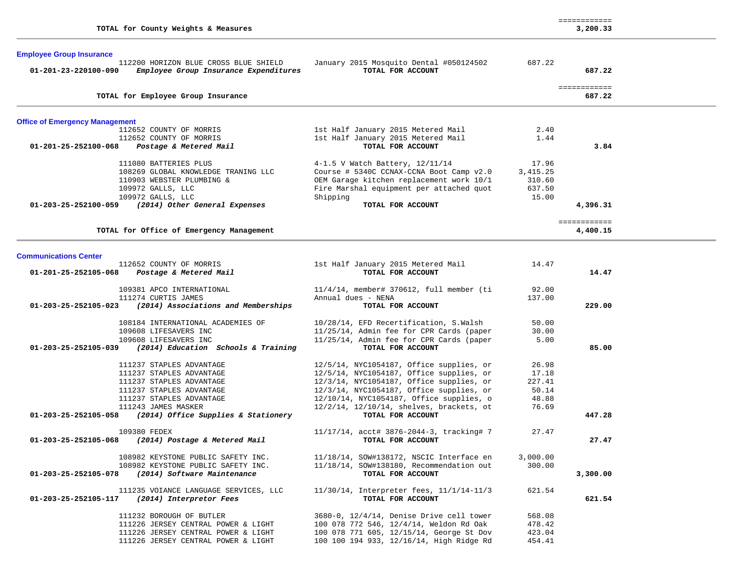| | | | |
|---|---|---|---|
| **TOTAL for County Weights & Measures** | | | ============ **3,200.33** |

## Employee Group Insurance

| Account / Vendor | Description | Amount | Total |
|---|---|---|---|
| 112200 HORIZON BLUE CROSS BLUE SHIELD | January 2015 Mosquito Dental #050124502 | 687.22 | |
| **01-201-23-220100-090** ***Employee Group Insurance Expenditures*** | **TOTAL FOR ACCOUNT** | | **687.22** |
| **TOTAL for Employee Group Insurance** | | | ============ **687.22** |

## Office of Emergency Management

| Account / Vendor | Description | Amount | Total |
|---|---|---|---|
| 112652 COUNTY OF MORRIS | 1st Half January 2015 Metered Mail | 2.40 | |
| 112652 COUNTY OF MORRIS | 1st Half January 2015 Metered Mail | 1.44 | |
| **01-201-25-252100-068** ***Postage & Metered Mail*** | **TOTAL FOR ACCOUNT** | | **3.84** |
| 111080 BATTERIES PLUS | 4-1.5 V Watch Battery, 12/11/14 | 17.96 | |
| 108269 GLOBAL KNOWLEDGE TRANING LLC | Course # 5340C CCNAX-CCNA Boot Camp v2.0 | 3,415.25 | |
| 110903 WEBSTER PLUMBING & | OEM Garage kitchen replacement work 10/1 | 310.60 | |
| 109972 GALLS, LLC | Fire Marshal equipment per attached quot | 637.50 | |
| 109972 GALLS, LLC | Shipping | 15.00 | |
| **01-203-25-252100-059** ***(2014) Other General Expenses*** | **TOTAL FOR ACCOUNT** | | **4,396.31** |
| **TOTAL for Office of Emergency Management** | | | ============ **4,400.15** |

## Communications Center

| Account / Vendor | Description | Amount | Total |
|---|---|---|---|
| 112652 COUNTY OF MORRIS | 1st Half January 2015 Metered Mail | 14.47 | |
| **01-201-25-252105-068** ***Postage & Metered Mail*** | **TOTAL FOR ACCOUNT** | | **14.47** |
| 109381 APCO INTERNATIONAL | 11/4/14, member# 370612, full member (ti | 92.00 | |
| 111274 CURTIS JAMES | Annual dues - NENA | 137.00 | |
| **01-203-25-252105-023** ***(2014) Associations and Memberships*** | **TOTAL FOR ACCOUNT** | | **229.00** |
| 108184 INTERNATIONAL ACADEMIES OF | 10/28/14, EFD Recertification, S.Walsh | 50.00 | |
| 109608 LIFESAVERS INC | 11/25/14, Admin fee for CPR Cards (paper | 30.00 | |
| 109608 LIFESAVERS INC | 11/25/14, Admin fee for CPR Cards (paper | 5.00 | |
| **01-203-25-252105-039** ***(2014) Education Schools & Training*** | **TOTAL FOR ACCOUNT** | | **85.00** |
| 111237 STAPLES ADVANTAGE | 12/5/14, NYC1054187, Office supplies, or | 26.98 | |
| 111237 STAPLES ADVANTAGE | 12/5/14, NYC1054187, Office supplies, or | 17.18 | |
| 111237 STAPLES ADVANTAGE | 12/3/14, NYC1054187, Office supplies, or | 227.41 | |
| 111237 STAPLES ADVANTAGE | 12/3/14, NYC1054187, Office supplies, or | 50.14 | |
| 111237 STAPLES ADVANTAGE | 12/10/14, NYC1054187, Office supplies, o | 48.88 | |
| 111243 JAMES MASKER | 12/2/14, 12/10/14, shelves, brackets, ot | 76.69 | |
| **01-203-25-252105-058** ***(2014) Office Supplies & Stationery*** | **TOTAL FOR ACCOUNT** | | **447.28** |
| 109380 FEDEX | 11/17/14, acct# 3876-2044-3, tracking# 7 | 27.47 | |
| **01-203-25-252105-068** ***(2014) Postage & Metered Mail*** | **TOTAL FOR ACCOUNT** | | **27.47** |
| 108982 KEYSTONE PUBLIC SAFETY INC. | 11/18/14, SOW#138172, NSCIC Interface en | 3,000.00 | |
| 108982 KEYSTONE PUBLIC SAFETY INC. | 11/18/14, SOW#138180, Recommendation out | 300.00 | |
| **01-203-25-252105-078** ***(2014) Software Maintenance*** | **TOTAL FOR ACCOUNT** | | **3,300.00** |
| 111235 VOIANCE LANGUAGE SERVICES, LLC | 11/30/14, Interpreter fees, 11/1/14-11/3 | 621.54 | |
| **01-203-25-252105-117** ***(2014) Interpretor Fees*** | **TOTAL FOR ACCOUNT** | | **621.54** |
| 111232 BOROUGH OF BUTLER | 3680-0, 12/4/14, Denise Drive cell tower | 568.08 | |
| 111226 JERSEY CENTRAL POWER & LIGHT | 100 078 772 546, 12/4/14, Weldon Rd Oak | 478.42 | |
| 111226 JERSEY CENTRAL POWER & LIGHT | 100 078 771 605, 12/15/14, George St Dov | 423.04 | |
| 111226 JERSEY CENTRAL POWER & LIGHT | 100 100 194 933, 12/16/14, High Ridge Rd | 454.41 | |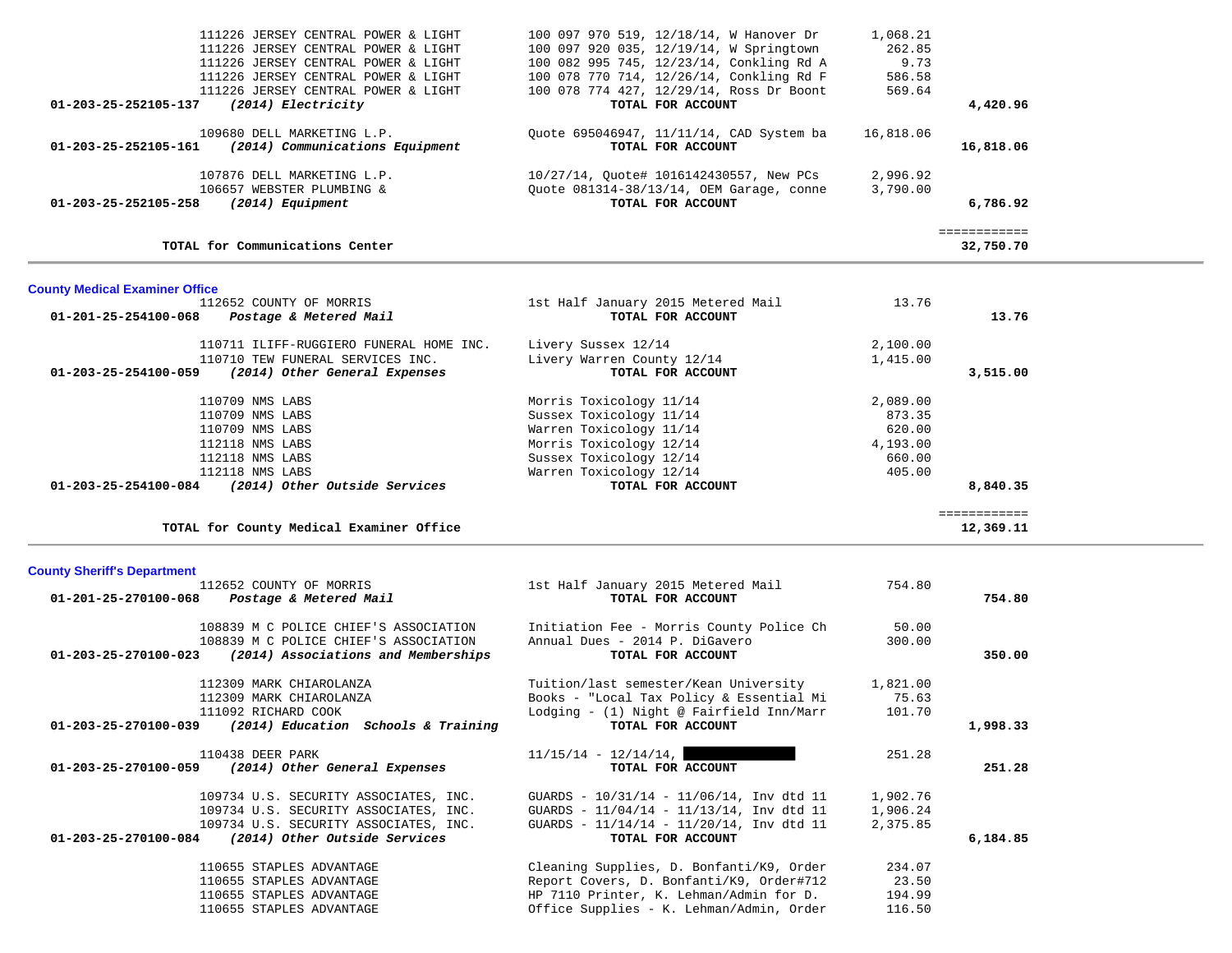| Account | Vendor / Description | Detail | Amount | Total |
|---|---|---|---|---|
| | 111226 JERSEY CENTRAL POWER & LIGHT | 100 097 970 519, 12/18/14, W Hanover Dr | 1,068.21 | |
| | 111226 JERSEY CENTRAL POWER & LIGHT | 100 097 920 035, 12/19/14, W Springtown | 262.85 | |
| | 111226 JERSEY CENTRAL POWER & LIGHT | 100 082 995 745, 12/23/14, Conkling Rd A | 9.73 | |
| | 111226 JERSEY CENTRAL POWER & LIGHT | 100 078 770 714, 12/26/14, Conkling Rd F | 586.58 | |
| | 111226 JERSEY CENTRAL POWER & LIGHT | 100 078 774 427, 12/29/14, Ross Dr Boont | 569.64 | |
| **01-203-25-252105-137** | ***(2014) Electricity*** | **TOTAL FOR ACCOUNT** | | **4,420.96** |
| | 109680 DELL MARKETING L.P. | Quote 695046947, 11/11/14, CAD System ba | 16,818.06 | |
| **01-203-25-252105-161** | ***(2014) Communications Equipment*** | **TOTAL FOR ACCOUNT** | | **16,818.06** |
| | 107876 DELL MARKETING L.P. | 10/27/14, Quote# 1016142430557, New PCs | 2,996.92 | |
| | 106657 WEBSTER PLUMBING & | Quote 081314-38/13/14, OEM Garage, conne | 3,790.00 | |
| **01-203-25-252105-258** | ***(2014) Equipment*** | **TOTAL FOR ACCOUNT** | | **6,786.92** |
| | | | | ============ |
| | **TOTAL for Communications Center** | | | **32,750.70** |

## County Medical Examiner Office

| Account | Vendor / Description | Detail | Amount | Total |
|---|---|---|---|---|
| | 112652 COUNTY OF MORRIS | 1st Half January 2015 Metered Mail | 13.76 | |
| **01-201-25-254100-068** | ***Postage & Metered Mail*** | **TOTAL FOR ACCOUNT** | | **13.76** |
| | 110711 ILIFF-RUGGIERO FUNERAL HOME INC. | Livery Sussex 12/14 | 2,100.00 | |
| | 110710 TEW FUNERAL SERVICES INC. | Livery Warren County 12/14 | 1,415.00 | |
| **01-203-25-254100-059** | ***(2014) Other General Expenses*** | **TOTAL FOR ACCOUNT** | | **3,515.00** |
| | 110709 NMS LABS | Morris Toxicology 11/14 | 2,089.00 | |
| | 110709 NMS LABS | Sussex Toxicology 11/14 | 873.35 | |
| | 110709 NMS LABS | Warren Toxicology 11/14 | 620.00 | |
| | 112118 NMS LABS | Morris Toxicology 12/14 | 4,193.00 | |
| | 112118 NMS LABS | Sussex Toxicology 12/14 | 660.00 | |
| | 112118 NMS LABS | Warren Toxicology 12/14 | 405.00 | |
| **01-203-25-254100-084** | ***(2014) Other Outside Services*** | **TOTAL FOR ACCOUNT** | | **8,840.35** |
| | | | | ============ |
| | **TOTAL for County Medical Examiner Office** | | | **12,369.11** |

## County Sheriff's Department

| Account | Vendor / Description | Detail | Amount | Total |
|---|---|---|---|---|
| | 112652 COUNTY OF MORRIS | 1st Half January 2015 Metered Mail | 754.80 | |
| **01-201-25-270100-068** | ***Postage & Metered Mail*** | **TOTAL FOR ACCOUNT** | | **754.80** |
| | 108839 M C POLICE CHIEF'S ASSOCIATION | Initiation Fee - Morris County Police Ch | 50.00 | |
| | 108839 M C POLICE CHIEF'S ASSOCIATION | Annual Dues - 2014 P. DiGavero | 300.00 | |
| **01-203-25-270100-023** | ***(2014) Associations and Memberships*** | **TOTAL FOR ACCOUNT** | | **350.00** |
| | 112309 MARK CHIAROLANZA | Tuition/last semester/Kean University | 1,821.00 | |
| | 112309 MARK CHIAROLANZA | Books - "Local Tax Policy & Essential Mi | 75.63 | |
| | 111092 RICHARD COOK | Lodging - (1) Night @ Fairfield Inn/Marr | 101.70 | |
| **01-203-25-270100-039** | ***(2014) Education Schools & Training*** | **TOTAL FOR ACCOUNT** | | **1,998.33** |
| | 110438 DEER PARK | 11/15/14 - 12/14/14, [REDACTED] | 251.28 | |
| **01-203-25-270100-059** | ***(2014) Other General Expenses*** | **TOTAL FOR ACCOUNT** | | **251.28** |
| | 109734 U.S. SECURITY ASSOCIATES, INC. | GUARDS - 10/31/14 - 11/06/14, Inv dtd 11 | 1,902.76 | |
| | 109734 U.S. SECURITY ASSOCIATES, INC. | GUARDS - 11/04/14 - 11/13/14, Inv dtd 11 | 1,906.24 | |
| | 109734 U.S. SECURITY ASSOCIATES, INC. | GUARDS - 11/14/14 - 11/20/14, Inv dtd 11 | 2,375.85 | |
| **01-203-25-270100-084** | ***(2014) Other Outside Services*** | **TOTAL FOR ACCOUNT** | | **6,184.85** |
| | 110655 STAPLES ADVANTAGE | Cleaning Supplies, D. Bonfanti/K9, Order | 234.07 | |
| | 110655 STAPLES ADVANTAGE | Report Covers, D. Bonfanti/K9, Order#712 | 23.50 | |
| | 110655 STAPLES ADVANTAGE | HP 7110 Printer, K. Lehman/Admin for D. | 194.99 | |
| | 110655 STAPLES ADVANTAGE | Office Supplies - K. Lehman/Admin, Order | 116.50 | |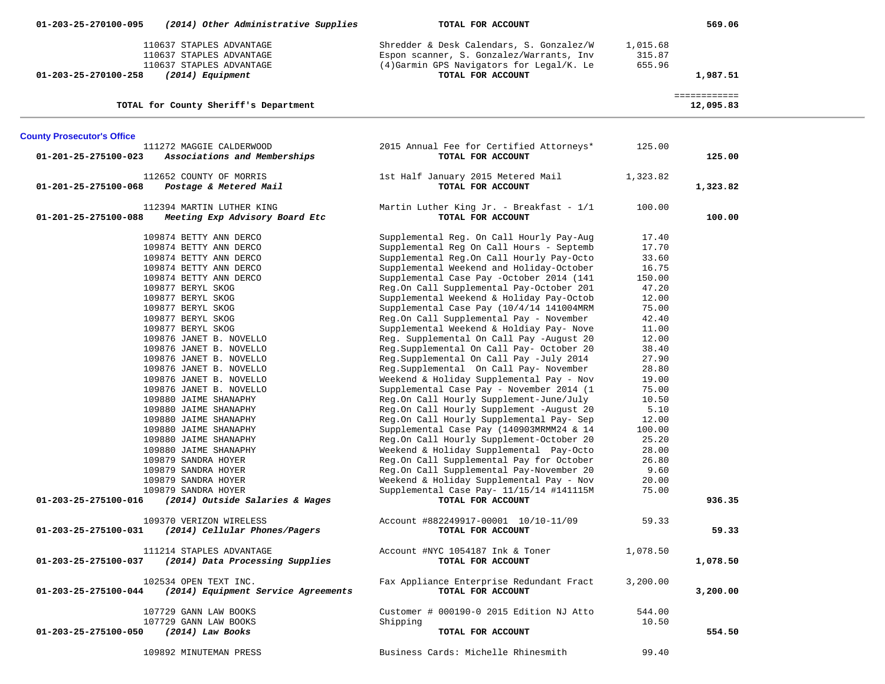| Account | Vendor / Account Name | Description | Amount | Total |
|---|---|---|---|---|
| 01-203-25-270100-095 | *(2014) Other Administrative Supplies* | **TOTAL FOR ACCOUNT** | | **569.06** |
| | 110637 STAPLES ADVANTAGE | Shredder & Desk Calendars, S. Gonzalez/W | 1,015.68 | |
| | 110637 STAPLES ADVANTAGE | Espon scanner, S. Gonzalez/Warrants, Inv | 315.87 | |
| | 110637 STAPLES ADVANTAGE | (4)Garmin GPS Navigators for Legal/K. Le | 655.96 | |
| 01-203-25-270100-258 | *(2014) Equipment* | **TOTAL FOR ACCOUNT** | | **1,987.51** |
| | | | | ============ |
| | **TOTAL for County Sheriff's Department** | | | **12,095.83** |

**County Prosecutor's Office**

| Account | Vendor / Account Name | Description | Amount | Total |
|---|---|---|---|---|
| | 111272 MAGGIE CALDERWOOD | 2015 Annual Fee for Certified Attorneys* | 125.00 | |
| 01-201-25-275100-023 | *Associations and Memberships* | **TOTAL FOR ACCOUNT** | | **125.00** |
| | 112652 COUNTY OF MORRIS | 1st Half January 2015 Metered Mail | 1,323.82 | |
| 01-201-25-275100-068 | *Postage & Metered Mail* | **TOTAL FOR ACCOUNT** | | **1,323.82** |
| | 112394 MARTIN LUTHER KING | Martin Luther King Jr. - Breakfast - 1/1 | 100.00 | |
| 01-201-25-275100-088 | *Meeting Exp Advisory Board Etc* | **TOTAL FOR ACCOUNT** | | **100.00** |
| | 109874 BETTY ANN DERCO | Supplemental Reg. On Call Hourly Pay-Aug | 17.40 | |
| | 109874 BETTY ANN DERCO | Supplemental Reg On Call Hours - Septemb | 17.70 | |
| | 109874 BETTY ANN DERCO | Supplemental Reg.On Call Hourly Pay-Octo | 33.60 | |
| | 109874 BETTY ANN DERCO | Supplemental Weekend and Holiday-October | 16.75 | |
| | 109874 BETTY ANN DERCO | Supplemental Case Pay -October 2014 (141 | 150.00 | |
| | 109877 BERYL SKOG | Reg.On Call Supplemental Pay-October 201 | 47.20 | |
| | 109877 BERYL SKOG | Supplemental Weekend & Holiday Pay-Octob | 12.00 | |
| | 109877 BERYL SKOG | Supplemental Case Pay (10/4/14 141004MRM | 75.00 | |
| | 109877 BERYL SKOG | Reg.On Call Supplemental Pay - November | 42.40 | |
| | 109877 BERYL SKOG | Supplemental Weekend & Holdiay Pay- Nove | 11.00 | |
| | 109876 JANET B. NOVELLO | Reg. Supplemental On Call Pay -August 20 | 12.00 | |
| | 109876 JANET B. NOVELLO | Reg.Supplemental On Call Pay- October 20 | 38.40 | |
| | 109876 JANET B. NOVELLO | Reg.Supplemental On Call Pay -July 2014 | 27.90 | |
| | 109876 JANET B. NOVELLO | Reg.Supplemental  On Call Pay- November | 28.80 | |
| | 109876 JANET B. NOVELLO | Weekend & Holiday Supplemental Pay - Nov | 19.00 | |
| | 109876 JANET B. NOVELLO | Supplemental Case Pay - November 2014 (1 | 75.00 | |
| | 109880 JAIME SHANAPHY | Reg.On Call Hourly Supplement-June/July | 10.50 | |
| | 109880 JAIME SHANAPHY | Reg.On Call Hourly Supplement -August 20 | 5.10 | |
| | 109880 JAIME SHANAPHY | Reg.On Call Hourly Supplemental Pay- Sep | 12.00 | |
| | 109880 JAIME SHANAPHY | Supplemental Case Pay (140903MRMM24 & 14 | 100.00 | |
| | 109880 JAIME SHANAPHY | Reg.On Call Hourly Supplement-October 20 | 25.20 | |
| | 109880 JAIME SHANAPHY | Weekend & Holiday Supplemental  Pay-Octo | 28.00 | |
| | 109879 SANDRA HOYER | Reg.On Call Supplemental Pay for October | 26.80 | |
| | 109879 SANDRA HOYER | Reg.On Call Supplemental Pay-November 20 | 9.60 | |
| | 109879 SANDRA HOYER | Weekend & Holiday Supplemental Pay - Nov | 20.00 | |
| | 109879 SANDRA HOYER | Supplemental Case Pay- 11/15/14 #141115M | 75.00 | |
| 01-203-25-275100-016 | *(2014) Outside Salaries & Wages* | **TOTAL FOR ACCOUNT** | | **936.35** |
| | 109370 VERIZON WIRELESS | Account #882249917-00001  10/10-11/09 | 59.33 | |
| 01-203-25-275100-031 | *(2014) Cellular Phones/Pagers* | **TOTAL FOR ACCOUNT** | | **59.33** |
| | 111214 STAPLES ADVANTAGE | Account #NYC 1054187 Ink & Toner | 1,078.50 | |
| 01-203-25-275100-037 | *(2014) Data Processing Supplies* | **TOTAL FOR ACCOUNT** | | **1,078.50** |
| | 102534 OPEN TEXT INC. | Fax Appliance Enterprise Redundant Fract | 3,200.00 | |
| 01-203-25-275100-044 | *(2014) Equipment Service Agreements* | **TOTAL FOR ACCOUNT** | | **3,200.00** |
| | 107729 GANN LAW BOOKS | Customer # 000190-0 2015 Edition NJ Atto | 544.00 | |
| | 107729 GANN LAW BOOKS | Shipping | 10.50 | |
| 01-203-25-275100-050 | *(2014) Law Books* | **TOTAL FOR ACCOUNT** | | **554.50** |
| | 109892 MINUTEMAN PRESS | Business Cards: Michelle Rhinesmith | 99.40 | |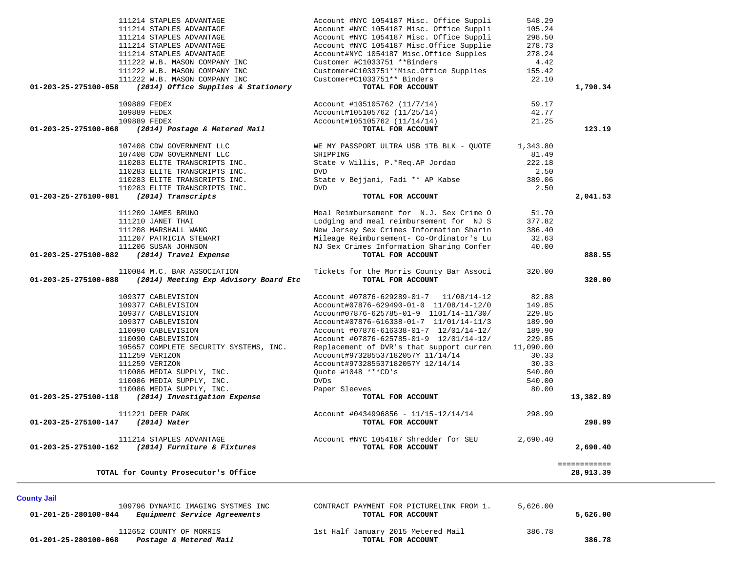| Account | Vendor / Account Name | Description | Amount | Total |
|---|---|---|---|---|
| | 111214 STAPLES ADVANTAGE | Account #NYC 1054187 Misc. Office Suppli | 548.29 | |
| | 111214 STAPLES ADVANTAGE | Account #NYC 1054187 Misc. Office Suppli | 105.24 | |
| | 111214 STAPLES ADVANTAGE | Account #NYC 1054187 Misc. Office Suppli | 298.50 | |
| | 111214 STAPLES ADVANTAGE | Account #NYC 1054187 Misc.Office Supplie | 278.73 | |
| | 111214 STAPLES ADVANTAGE | Account#NYC 1054187 Misc.Office Supples | 278.24 | |
| | 111222 W.B. MASON COMPANY INC | Customer #C1033751 **Binders | 4.42 | |
| | 111222 W.B. MASON COMPANY INC | Customer#C1033751**Misc.Office Supplies | 155.42 | |
| | 111222 W.B. MASON COMPANY INC | Customer#C1033751** Binders | 22.10 | |
| **01-203-25-275100-058** | ***(2014) Office Supplies & Stationery*** | **TOTAL FOR ACCOUNT** | | **1,790.34** |
| | 109889 FEDEX | Account #105105762 (11/7/14) | 59.17 | |
| | 109889 FEDEX | Account#105105762 (11/25/14) | 42.77 | |
| | 109889 FEDEX | Account#105105762 (11/14/14) | 21.25 | |
| **01-203-25-275100-068** | ***(2014) Postage & Metered Mail*** | **TOTAL FOR ACCOUNT** | | **123.19** |
| | 107408 CDW GOVERNMENT LLC | WE MY PASSPORT ULTRA USB 1TB BLK - QUOTE | 1,343.80 | |
| | 107408 CDW GOVERNMENT LLC | SHIPPING | 81.49 | |
| | 110283 ELITE TRANSCRIPTS INC. | State v Willis, P.*Req.AP Jordao | 222.18 | |
| | 110283 ELITE TRANSCRIPTS INC. | DVD | 2.50 | |
| | 110283 ELITE TRANSCRIPTS INC. | State v Bejjani, Fadi ** AP Kabse | 389.06 | |
| | 110283 ELITE TRANSCRIPTS INC. | DVD | 2.50 | |
| **01-203-25-275100-081** | ***(2014) Transcripts*** | **TOTAL FOR ACCOUNT** | | **2,041.53** |
| | 111209 JAMES BRUNO | Meal Reimbursement for N.J. Sex Crime O | 51.70 | |
| | 111210 JANET THAI | Lodging and meal reimbursement for NJ S | 377.82 | |
| | 111208 MARSHALL WANG | New Jersey Sex Crimes Information Sharin | 386.40 | |
| | 111207 PATRICIA STEWART | Mileage Reimbursement- Co-Ordinator's Lu | 32.63 | |
| | 111206 SUSAN JOHNSON | NJ Sex Crimes Information Sharing Confer | 40.00 | |
| **01-203-25-275100-082** | ***(2014) Travel Expense*** | **TOTAL FOR ACCOUNT** | | **888.55** |
| | 110084 M.C. BAR ASSOCIATION | Tickets for the Morris County Bar Associ | 320.00 | |
| **01-203-25-275100-088** | ***(2014) Meeting Exp Advisory Board Etc*** | **TOTAL FOR ACCOUNT** | | **320.00** |
| | 109377 CABLEVISION | Account #07876-629289-01-7 11/08/14-12 | 82.88 | |
| | 109377 CABLEVISION | Account#07876-629490-01-0 11/08/14-12/0 | 149.85 | |
| | 109377 CABLEVISION | Accoun#07876-625785-01-9 1101/14-11/30/ | 229.85 | |
| | 109377 CABLEVISION | Account#07876-616338-01-7 11/01/14-11/3 | 189.90 | |
| | 110090 CABLEVISION | Account #07876-616338-01-7 12/01/14-12/ | 189.90 | |
| | 110090 CABLEVISION | Account #07876-625785-01-9 12/01/14-12/ | 229.85 | |
| | 105657 COMPLETE SECURITY SYSTEMS, INC. | Replacement of DVR's that support curren | 11,090.00 | |
| | 111259 VERIZON | Account#973285537182057Y 11/14/14 | 30.33 | |
| | 111259 VERIZON | Account#973285537182057Y 12/14/14 | 30.33 | |
| | 110086 MEDIA SUPPLY, INC. | Quote #1048 ***CD's | 540.00 | |
| | 110086 MEDIA SUPPLY, INC. | DVDs | 540.00 | |
| | 110086 MEDIA SUPPLY, INC. | Paper Sleeves | 80.00 | |
| **01-203-25-275100-118** | ***(2014) Investigation Expense*** | **TOTAL FOR ACCOUNT** | | **13,382.89** |
| | 111221 DEER PARK | Account #0434996856 - 11/15-12/14/14 | 298.99 | |
| **01-203-25-275100-147** | ***(2014) Water*** | **TOTAL FOR ACCOUNT** | | **298.99** |
| | 111214 STAPLES ADVANTAGE | Account #NYC 1054187 Shredder for SEU | 2,690.40 | |
| **01-203-25-275100-162** | ***(2014) Furniture & Fixtures*** | **TOTAL FOR ACCOUNT** | | **2,690.40** |
| | **TOTAL for County Prosecutor's Office** | | | **28,913.39** |

**County Jail**

| Account | Vendor / Account Name | Description | Amount | Total |
|---|---|---|---|---|
| | 109796 DYNAMIC IMAGING SYSTMES INC | CONTRACT PAYMENT FOR PICTURELINK FROM 1. | 5,626.00 | |
| **01-201-25-280100-044** | ***Equipment Service Agreements*** | **TOTAL FOR ACCOUNT** | | **5,626.00** |
| | 112652 COUNTY OF MORRIS | 1st Half January 2015 Metered Mail | 386.78 | |
| **01-201-25-280100-068** | ***Postage & Metered Mail*** | **TOTAL FOR ACCOUNT** | | **386.78** |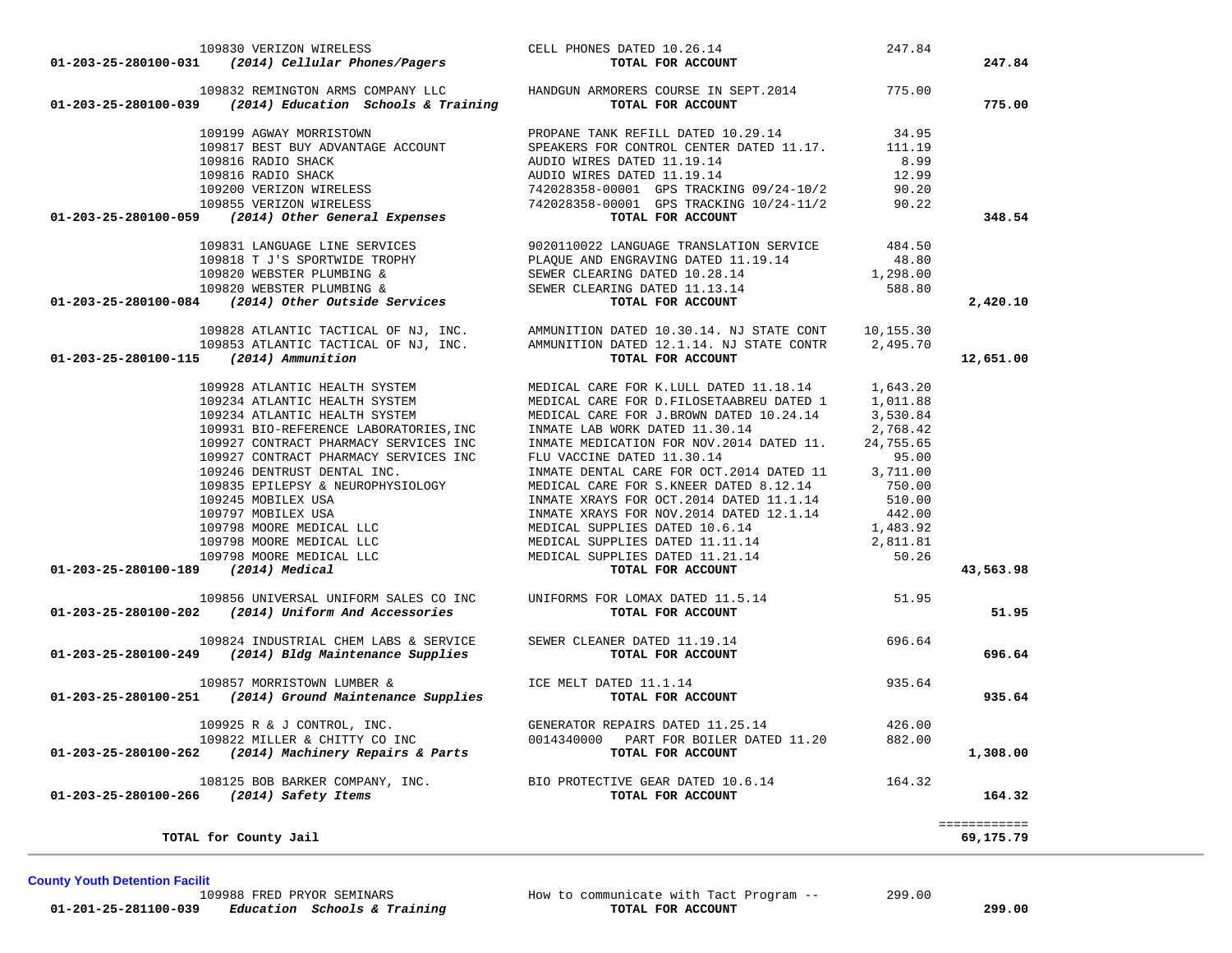| Account | Vendor | Description | Amount | Total |
|---|---|---|---|---|
| | 109830 VERIZON WIRELESS | CELL PHONES DATED 10.26.14 | 247.84 | |
| **01-203-25-280100-031** | ***(2014) Cellular Phones/Pagers*** | **TOTAL FOR ACCOUNT** | | **247.84** |
| | 109832 REMINGTON ARMS COMPANY LLC | HANDGUN ARMORERS COURSE IN SEPT.2014 | 775.00 | |
| **01-203-25-280100-039** | ***(2014) Education Schools & Training*** | **TOTAL FOR ACCOUNT** | | **775.00** |
| | 109199 AGWAY MORRISTOWN | PROPANE TANK REFILL DATED 10.29.14 | 34.95 | |
| | 109817 BEST BUY ADVANTAGE ACCOUNT | SPEAKERS FOR CONTROL CENTER DATED 11.17. | 111.19 | |
| | 109816 RADIO SHACK | AUDIO WIRES DATED 11.19.14 | 8.99 | |
| | 109816 RADIO SHACK | AUDIO WIRES DATED 11.19.14 | 12.99 | |
| | 109200 VERIZON WIRELESS | 742028358-00001 GPS TRACKING 09/24-10/2 | 90.20 | |
| | 109855 VERIZON WIRELESS | 742028358-00001 GPS TRACKING 10/24-11/2 | 90.22 | |
| **01-203-25-280100-059** | ***(2014) Other General Expenses*** | **TOTAL FOR ACCOUNT** | | **348.54** |
| | 109831 LANGUAGE LINE SERVICES | 9020110022 LANGUAGE TRANSLATION SERVICE | 484.50 | |
| | 109818 T J'S SPORTWIDE TROPHY | PLAQUE AND ENGRAVING DATED 11.19.14 | 48.80 | |
| | 109820 WEBSTER PLUMBING & | SEWER CLEARING DATED 10.28.14 | 1,298.00 | |
| | 109820 WEBSTER PLUMBING & | SEWER CLEARING DATED 11.13.14 | 588.80 | |
| **01-203-25-280100-084** | ***(2014) Other Outside Services*** | **TOTAL FOR ACCOUNT** | | **2,420.10** |
| | 109828 ATLANTIC TACTICAL OF NJ, INC. | AMMUNITION DATED 10.30.14. NJ STATE CONT | 10,155.30 | |
| | 109853 ATLANTIC TACTICAL OF NJ, INC. | AMMUNITION DATED 12.1.14. NJ STATE CONTR | 2,495.70 | |
| **01-203-25-280100-115** | ***(2014) Ammunition*** | **TOTAL FOR ACCOUNT** | | **12,651.00** |
| | 109928 ATLANTIC HEALTH SYSTEM | MEDICAL CARE FOR K.LULL DATED 11.18.14 | 1,643.20 | |
| | 109234 ATLANTIC HEALTH SYSTEM | MEDICAL CARE FOR D.FILOSETAABREU DATED 1 | 1,011.88 | |
| | 109234 ATLANTIC HEALTH SYSTEM | MEDICAL CARE FOR J.BROWN DATED 10.24.14 | 3,530.84 | |
| | 109931 BIO-REFERENCE LABORATORIES,INC | INMATE LAB WORK DATED 11.30.14 | 2,768.42 | |
| | 109927 CONTRACT PHARMACY SERVICES INC | INMATE MEDICATION FOR NOV.2014 DATED 11. | 24,755.65 | |
| | 109927 CONTRACT PHARMACY SERVICES INC | FLU VACCINE DATED 11.30.14 | 95.00 | |
| | 109246 DENTRUST DENTAL INC. | INMATE DENTAL CARE FOR OCT.2014 DATED 11 | 3,711.00 | |
| | 109835 EPILEPSY & NEUROPHYSIOLOGY | MEDICAL CARE FOR S.KNEER DATED 8.12.14 | 750.00 | |
| | 109245 MOBILEX USA | INMATE XRAYS FOR OCT.2014 DATED 11.1.14 | 510.00 | |
| | 109797 MOBILEX USA | INMATE XRAYS FOR NOV.2014 DATED 12.1.14 | 442.00 | |
| | 109798 MOORE MEDICAL LLC | MEDICAL SUPPLIES DATED 10.6.14 | 1,483.92 | |
| | 109798 MOORE MEDICAL LLC | MEDICAL SUPPLIES DATED 11.11.14 | 2,811.81 | |
| | 109798 MOORE MEDICAL LLC | MEDICAL SUPPLIES DATED 11.21.14 | 50.26 | |
| **01-203-25-280100-189** | ***(2014) Medical*** | **TOTAL FOR ACCOUNT** | | **43,563.98** |
| | 109856 UNIVERSAL UNIFORM SALES CO INC | UNIFORMS FOR LOMAX DATED 11.5.14 | 51.95 | |
| **01-203-25-280100-202** | ***(2014) Uniform And Accessories*** | **TOTAL FOR ACCOUNT** | | **51.95** |
| | 109824 INDUSTRIAL CHEM LABS & SERVICE | SEWER CLEANER DATED 11.19.14 | 696.64 | |
| **01-203-25-280100-249** | ***(2014) Bldg Maintenance Supplies*** | **TOTAL FOR ACCOUNT** | | **696.64** |
| | 109857 MORRISTOWN LUMBER & | ICE MELT DATED 11.1.14 | 935.64 | |
| **01-203-25-280100-251** | ***(2014) Ground Maintenance Supplies*** | **TOTAL FOR ACCOUNT** | | **935.64** |
| | 109925 R & J CONTROL, INC. | GENERATOR REPAIRS DATED 11.25.14 | 426.00 | |
| | 109822 MILLER & CHITTY CO INC | 0014340000 PART FOR BOILER DATED 11.20 | 882.00 | |
| **01-203-25-280100-262** | ***(2014) Machinery Repairs & Parts*** | **TOTAL FOR ACCOUNT** | | **1,308.00** |
| | 108125 BOB BARKER COMPANY, INC. | BIO PROTECTIVE GEAR DATED 10.6.14 | 164.32 | |
| **01-203-25-280100-266** | ***(2014) Safety Items*** | **TOTAL FOR ACCOUNT** | | **164.32** |
| | | | | ============ |
| **TOTAL for County Jail** | | | | **69,175.79** |

**County Youth Detention Facilit**

| Account | Vendor | Description | Amount | Total |
|---|---|---|---|---|
| | 109988 FRED PRYOR SEMINARS | How to communicate with Tact Program -- | 299.00 | |
| **01-201-25-281100-039** | ***Education Schools & Training*** | **TOTAL FOR ACCOUNT** | | **299.00** |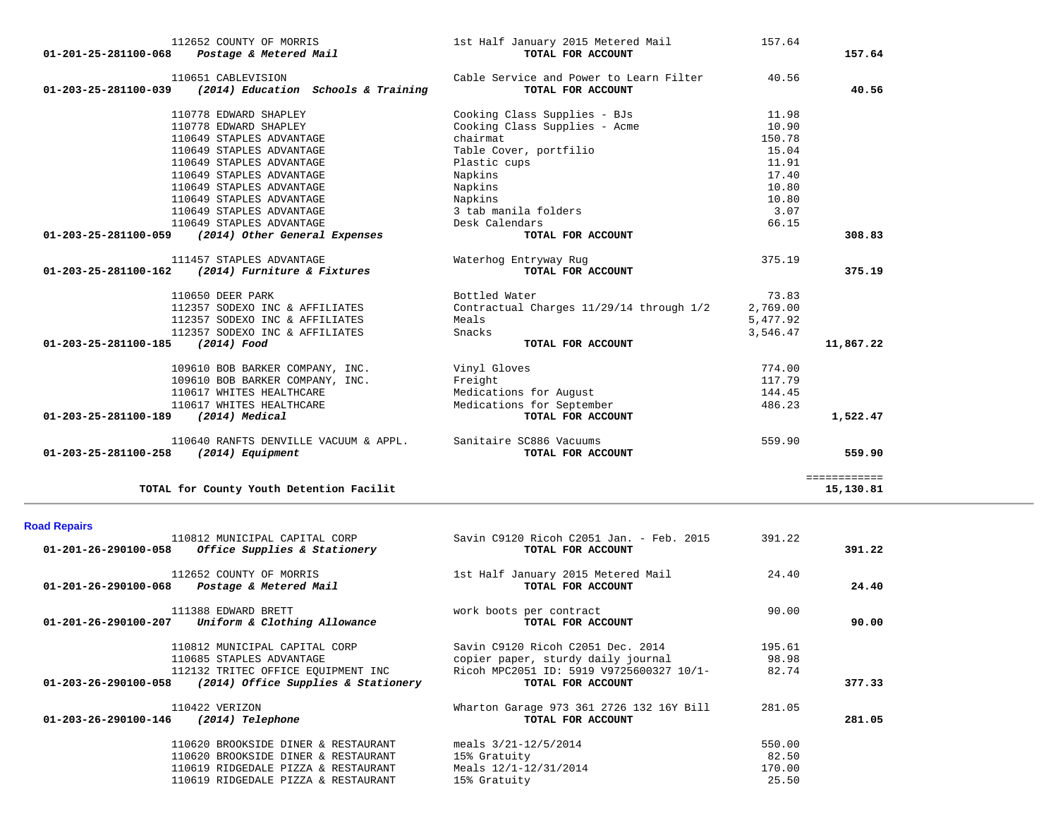| Account | Vendor | Description | Amount | Total |
|---|---|---|---|---|
| | 112652 COUNTY OF MORRIS | 1st Half January 2015 Metered Mail | 157.64 | |
| **01-201-25-281100-068** | ***Postage & Metered Mail*** | **TOTAL FOR ACCOUNT** | | **157.64** |
| | 110651 CABLEVISION | Cable Service and Power to Learn Filter | 40.56 | |
| **01-203-25-281100-039** | ***(2014) Education Schools & Training*** | **TOTAL FOR ACCOUNT** | | **40.56** |
| | 110778 EDWARD SHAPLEY | Cooking Class Supplies - BJs | 11.98 | |
| | 110778 EDWARD SHAPLEY | Cooking Class Supplies - Acme | 10.90 | |
| | 110649 STAPLES ADVANTAGE | chairmat | 150.78 | |
| | 110649 STAPLES ADVANTAGE | Table Cover, portfilio | 15.04 | |
| | 110649 STAPLES ADVANTAGE | Plastic cups | 11.91 | |
| | 110649 STAPLES ADVANTAGE | Napkins | 17.40 | |
| | 110649 STAPLES ADVANTAGE | Napkins | 10.80 | |
| | 110649 STAPLES ADVANTAGE | Napkins | 10.80 | |
| | 110649 STAPLES ADVANTAGE | 3 tab manila folders | 3.07 | |
| | 110649 STAPLES ADVANTAGE | Desk Calendars | 66.15 | |
| **01-203-25-281100-059** | ***(2014) Other General Expenses*** | **TOTAL FOR ACCOUNT** | | **308.83** |
| | 111457 STAPLES ADVANTAGE | Waterhog Entryway Rug | 375.19 | |
| **01-203-25-281100-162** | ***(2014) Furniture & Fixtures*** | **TOTAL FOR ACCOUNT** | | **375.19** |
| | 110650 DEER PARK | Bottled Water | 73.83 | |
| | 112357 SODEXO INC & AFFILIATES | Contractual Charges 11/29/14 through 1/2 | 2,769.00 | |
| | 112357 SODEXO INC & AFFILIATES | Meals | 5,477.92 | |
| | 112357 SODEXO INC & AFFILIATES | Snacks | 3,546.47 | |
| **01-203-25-281100-185** | ***(2014) Food*** | **TOTAL FOR ACCOUNT** | | **11,867.22** |
| | 109610 BOB BARKER COMPANY, INC. | Vinyl Gloves | 774.00 | |
| | 109610 BOB BARKER COMPANY, INC. | Freight | 117.79 | |
| | 110617 WHITES HEALTHCARE | Medications for August | 144.45 | |
| | 110617 WHITES HEALTHCARE | Medications for September | 486.23 | |
| **01-203-25-281100-189** | ***(2014) Medical*** | **TOTAL FOR ACCOUNT** | | **1,522.47** |
| | 110640 RANFTS DENVILLE VACUUM & APPL. | Sanitaire SC886 Vacuums | 559.90 | |
| **01-203-25-281100-258** | ***(2014) Equipment*** | **TOTAL FOR ACCOUNT** | | **559.90** |
| | | | | ============ |
| **TOTAL for County Youth Detention Facilit** | | | | **15,130.81** |

**Road Repairs**

| Account | Vendor | Description | Amount | Total |
|---|---|---|---|---|
| | 110812 MUNICIPAL CAPITAL CORP | Savin C9120 Ricoh C2051 Jan. - Feb. 2015 | 391.22 | |
| **01-201-26-290100-058** | ***Office Supplies & Stationery*** | **TOTAL FOR ACCOUNT** | | **391.22** |
| | 112652 COUNTY OF MORRIS | 1st Half January 2015 Metered Mail | 24.40 | |
| **01-201-26-290100-068** | ***Postage & Metered Mail*** | **TOTAL FOR ACCOUNT** | | **24.40** |
| | 111388 EDWARD BRETT | work boots per contract | 90.00 | |
| **01-201-26-290100-207** | ***Uniform & Clothing Allowance*** | **TOTAL FOR ACCOUNT** | | **90.00** |
| | 110812 MUNICIPAL CAPITAL CORP | Savin C9120 Ricoh C2051 Dec. 2014 | 195.61 | |
| | 110685 STAPLES ADVANTAGE | copier paper, sturdy daily journal | 98.98 | |
| | 112132 TRITEC OFFICE EQUIPMENT INC | Ricoh MPC2051 ID: 5919 V9725600327 10/1- | 82.74 | |
| **01-203-26-290100-058** | ***(2014) Office Supplies & Stationery*** | **TOTAL FOR ACCOUNT** | | **377.33** |
| | 110422 VERIZON | Wharton Garage 973 361 2726 132 16Y Bill | 281.05 | |
| **01-203-26-290100-146** | ***(2014) Telephone*** | **TOTAL FOR ACCOUNT** | | **281.05** |
| | 110620 BROOKSIDE DINER & RESTAURANT | meals 3/21-12/5/2014 | 550.00 | |
| | 110620 BROOKSIDE DINER & RESTAURANT | 15% Gratuity | 82.50 | |
| | 110619 RIDGEDALE PIZZA & RESTAURANT | Meals 12/1-12/31/2014 | 170.00 | |
| | 110619 RIDGEDALE PIZZA & RESTAURANT | 15% Gratuity | 25.50 | |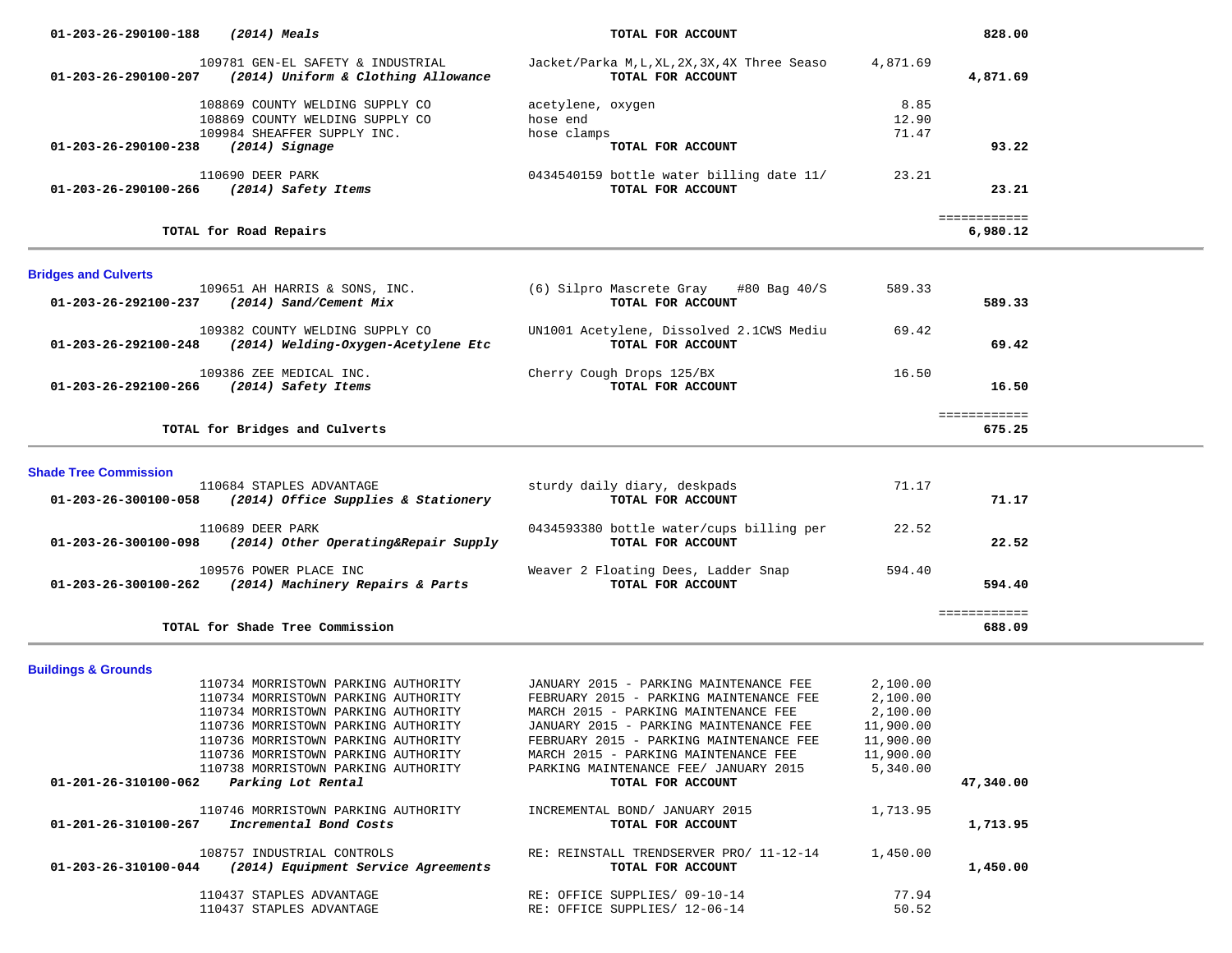| Account / Vendor | Description | Amount | Total |
|---|---|---|---|
| **01-203-26-290100-188** ***(2014) Meals*** | **TOTAL FOR ACCOUNT** | | **828.00** |
| 109781 GEN-EL SAFETY & INDUSTRIAL | Jacket/Parka M,L,XL,2X,3X,4X Three Seaso | 4,871.69 | |
| **01-203-26-290100-207** ***(2014) Uniform & Clothing Allowance*** | **TOTAL FOR ACCOUNT** | | **4,871.69** |
| 108869 COUNTY WELDING SUPPLY CO | acetylene, oxygen | 8.85 | |
| 108869 COUNTY WELDING SUPPLY CO | hose end | 12.90 | |
| 109984 SHEAFFER SUPPLY INC. | hose clamps | 71.47 | |
| **01-203-26-290100-238** ***(2014) Signage*** | **TOTAL FOR ACCOUNT** | | **93.22** |
| 110690 DEER PARK | 0434540159 bottle water billing date 11/ | 23.21 | |
| **01-203-26-290100-266** ***(2014) Safety Items*** | **TOTAL FOR ACCOUNT** | | **23.21** |
| **TOTAL for Road Repairs** | | | **6,980.12** |

## Bridges and Culverts

| Account / Vendor | Description | Amount | Total |
|---|---|---|---|
| 109651 AH HARRIS & SONS, INC. | (6) Silpro Mascrete Gray #80 Bag 40/S | 589.33 | |
| **01-203-26-292100-237** ***(2014) Sand/Cement Mix*** | **TOTAL FOR ACCOUNT** | | **589.33** |
| 109382 COUNTY WELDING SUPPLY CO | UN1001 Acetylene, Dissolved 2.1CWS Mediu | 69.42 | |
| **01-203-26-292100-248** ***(2014) Welding-Oxygen-Acetylene Etc*** | **TOTAL FOR ACCOUNT** | | **69.42** |
| 109386 ZEE MEDICAL INC. | Cherry Cough Drops 125/BX | 16.50 | |
| **01-203-26-292100-266** ***(2014) Safety Items*** | **TOTAL FOR ACCOUNT** | | **16.50** |
| **TOTAL for Bridges and Culverts** | | | **675.25** |

## Shade Tree Commission

| Account / Vendor | Description | Amount | Total |
|---|---|---|---|
| 110684 STAPLES ADVANTAGE | sturdy daily diary, deskpads | 71.17 | |
| **01-203-26-300100-058** ***(2014) Office Supplies & Stationery*** | **TOTAL FOR ACCOUNT** | | **71.17** |
| 110689 DEER PARK | 0434593380 bottle water/cups billing per | 22.52 | |
| **01-203-26-300100-098** ***(2014) Other Operating&Repair Supply*** | **TOTAL FOR ACCOUNT** | | **22.52** |
| 109576 POWER PLACE INC | Weaver 2 Floating Dees, Ladder Snap | 594.40 | |
| **01-203-26-300100-262** ***(2014) Machinery Repairs & Parts*** | **TOTAL FOR ACCOUNT** | | **594.40** |
| **TOTAL for Shade Tree Commission** | | | **688.09** |

## Buildings & Grounds

| Account / Vendor | Description | Amount | Total |
|---|---|---|---|
| 110734 MORRISTOWN PARKING AUTHORITY | JANUARY 2015 - PARKING MAINTENANCE FEE | 2,100.00 | |
| 110734 MORRISTOWN PARKING AUTHORITY | FEBRUARY 2015 - PARKING MAINTENANCE FEE | 2,100.00 | |
| 110734 MORRISTOWN PARKING AUTHORITY | MARCH 2015 - PARKING MAINTENANCE FEE | 2,100.00 | |
| 110736 MORRISTOWN PARKING AUTHORITY | JANUARY 2015 - PARKING MAINTENANCE FEE | 11,900.00 | |
| 110736 MORRISTOWN PARKING AUTHORITY | FEBRUARY 2015 - PARKING MAINTENANCE FEE | 11,900.00 | |
| 110736 MORRISTOWN PARKING AUTHORITY | MARCH 2015 - PARKING MAINTENANCE FEE | 11,900.00 | |
| 110738 MORRISTOWN PARKING AUTHORITY | PARKING MAINTENANCE FEE/ JANUARY 2015 | 5,340.00 | |
| **01-201-26-310100-062** ***Parking Lot Rental*** | **TOTAL FOR ACCOUNT** | | **47,340.00** |
| 110746 MORRISTOWN PARKING AUTHORITY | INCREMENTAL BOND/ JANUARY 2015 | 1,713.95 | |
| **01-201-26-310100-267** ***Incremental Bond Costs*** | **TOTAL FOR ACCOUNT** | | **1,713.95** |
| 108757 INDUSTRIAL CONTROLS | RE: REINSTALL TRENDSERVER PRO/ 11-12-14 | 1,450.00 | |
| **01-203-26-310100-044** ***(2014) Equipment Service Agreements*** | **TOTAL FOR ACCOUNT** | | **1,450.00** |
| 110437 STAPLES ADVANTAGE | RE: OFFICE SUPPLIES/ 09-10-14 | 77.94 | |
| 110437 STAPLES ADVANTAGE | RE: OFFICE SUPPLIES/ 12-06-14 | 50.52 | |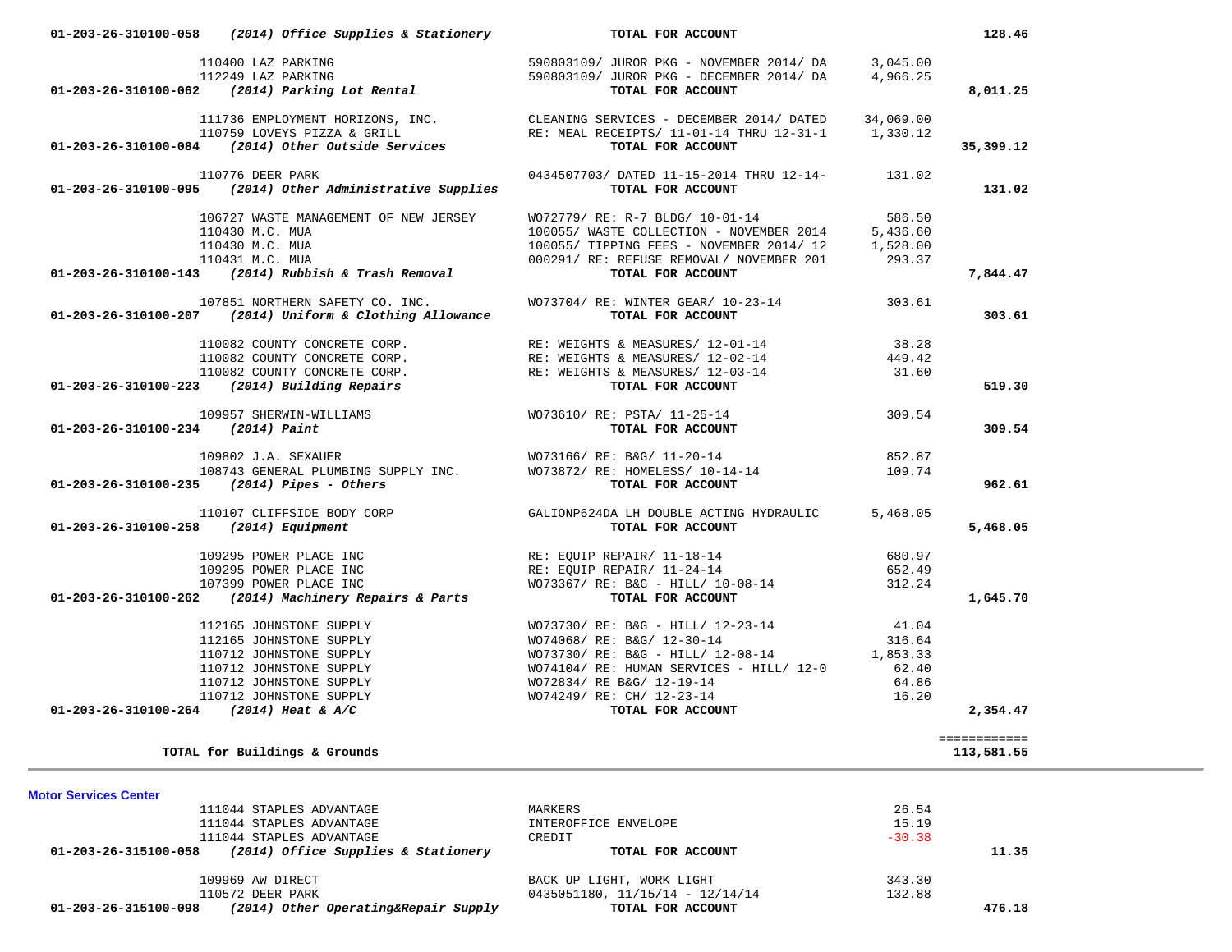| Account | Vendor | Description | Amount | Total |
|---|---|---|---|---|
| **01-203-26-310100-058** | ***(2014) Office Supplies & Stationery*** | **TOTAL FOR ACCOUNT** | | **128.46** |
| | 110400 LAZ PARKING | 590803109/ JUROR PKG - NOVEMBER 2014/ DA | 3,045.00 | |
| | 112249 LAZ PARKING | 590803109/ JUROR PKG - DECEMBER 2014/ DA | 4,966.25 | |
| **01-203-26-310100-062** | ***(2014) Parking Lot Rental*** | **TOTAL FOR ACCOUNT** | | **8,011.25** |
| | 111736 EMPLOYMENT HORIZONS, INC. | CLEANING SERVICES - DECEMBER 2014/ DATED | 34,069.00 | |
| | 110759 LOVEYS PIZZA & GRILL | RE: MEAL RECEIPTS/ 11-01-14 THRU 12-31-1 | 1,330.12 | |
| **01-203-26-310100-084** | ***(2014) Other Outside Services*** | **TOTAL FOR ACCOUNT** | | **35,399.12** |
| | 110776 DEER PARK | 0434507703/ DATED 11-15-2014 THRU 12-14- | 131.02 | |
| **01-203-26-310100-095** | ***(2014) Other Administrative Supplies*** | **TOTAL FOR ACCOUNT** | | **131.02** |
| | 106727 WASTE MANAGEMENT OF NEW JERSEY | WO72779/ RE: R-7 BLDG/ 10-01-14 | 586.50 | |
| | 110430 M.C. MUA | 100055/ WASTE COLLECTION - NOVEMBER 2014 | 5,436.60 | |
| | 110430 M.C. MUA | 100055/ TIPPING FEES - NOVEMBER 2014/ 12 | 1,528.00 | |
| | 110431 M.C. MUA | 000291/ RE: REFUSE REMOVAL/ NOVEMBER 201 | 293.37 | |
| **01-203-26-310100-143** | ***(2014) Rubbish & Trash Removal*** | **TOTAL FOR ACCOUNT** | | **7,844.47** |
| | 107851 NORTHERN SAFETY CO. INC. | WO73704/ RE: WINTER GEAR/ 10-23-14 | 303.61 | |
| **01-203-26-310100-207** | ***(2014) Uniform & Clothing Allowance*** | **TOTAL FOR ACCOUNT** | | **303.61** |
| | 110082 COUNTY CONCRETE CORP. | RE: WEIGHTS & MEASURES/ 12-01-14 | 38.28 | |
| | 110082 COUNTY CONCRETE CORP. | RE: WEIGHTS & MEASURES/ 12-02-14 | 449.42 | |
| | 110082 COUNTY CONCRETE CORP. | RE: WEIGHTS & MEASURES/ 12-03-14 | 31.60 | |
| **01-203-26-310100-223** | ***(2014) Building Repairs*** | **TOTAL FOR ACCOUNT** | | **519.30** |
| | 109957 SHERWIN-WILLIAMS | WO73610/ RE: PSTA/ 11-25-14 | 309.54 | |
| **01-203-26-310100-234** | ***(2014) Paint*** | **TOTAL FOR ACCOUNT** | | **309.54** |
| | 109802 J.A. SEXAUER | WO73166/ RE: B&G/ 11-20-14 | 852.87 | |
| | 108743 GENERAL PLUMBING SUPPLY INC. | WO73872/ RE: HOMELESS/ 10-14-14 | 109.74 | |
| **01-203-26-310100-235** | ***(2014) Pipes - Others*** | **TOTAL FOR ACCOUNT** | | **962.61** |
| | 110107 CLIFFSIDE BODY CORP | GALIONP624DA LH DOUBLE ACTING HYDRAULIC | 5,468.05 | |
| **01-203-26-310100-258** | ***(2014) Equipment*** | **TOTAL FOR ACCOUNT** | | **5,468.05** |
| | 109295 POWER PLACE INC | RE: EQUIP REPAIR/ 11-18-14 | 680.97 | |
| | 109295 POWER PLACE INC | RE: EQUIP REPAIR/ 11-24-14 | 652.49 | |
| | 107399 POWER PLACE INC | WO73367/ RE: B&G - HILL/ 10-08-14 | 312.24 | |
| **01-203-26-310100-262** | ***(2014) Machinery Repairs & Parts*** | **TOTAL FOR ACCOUNT** | | **1,645.70** |
| | 112165 JOHNSTONE SUPPLY | WO73730/ RE: B&G - HILL/ 12-23-14 | 41.04 | |
| | 112165 JOHNSTONE SUPPLY | WO74068/ RE: B&G/ 12-30-14 | 316.64 | |
| | 110712 JOHNSTONE SUPPLY | WO73730/ RE: B&G - HILL/ 12-08-14 | 1,853.33 | |
| | 110712 JOHNSTONE SUPPLY | WO74104/ RE: HUMAN SERVICES - HILL/ 12-0 | 62.40 | |
| | 110712 JOHNSTONE SUPPLY | WO72834/ RE B&G/ 12-19-14 | 64.86 | |
| | 110712 JOHNSTONE SUPPLY | WO74249/ RE: CH/ 12-23-14 | 16.20 | |
| **01-203-26-310100-264** | ***(2014) Heat & A/C*** | **TOTAL FOR ACCOUNT** | | **2,354.47** |
| | **TOTAL for Buildings & Grounds** | | | **113,581.55** |

**Motor Services Center**

| Account | Vendor | Description | Amount | Total |
|---|---|---|---|---|
| | 111044 STAPLES ADVANTAGE | MARKERS | 26.54 | |
| | 111044 STAPLES ADVANTAGE | INTEROFFICE ENVELOPE | 15.19 | |
| | 111044 STAPLES ADVANTAGE | CREDIT | -30.38 | |
| **01-203-26-315100-058** | ***(2014) Office Supplies & Stationery*** | **TOTAL FOR ACCOUNT** | | **11.35** |
| | 109969 AW DIRECT | BACK UP LIGHT, WORK LIGHT | 343.30 | |
| | 110572 DEER PARK | 0435051180, 11/15/14 - 12/14/14 | 132.88 | |
| **01-203-26-315100-098** | ***(2014) Other Operating&Repair Supply*** | **TOTAL FOR ACCOUNT** | | **476.18** |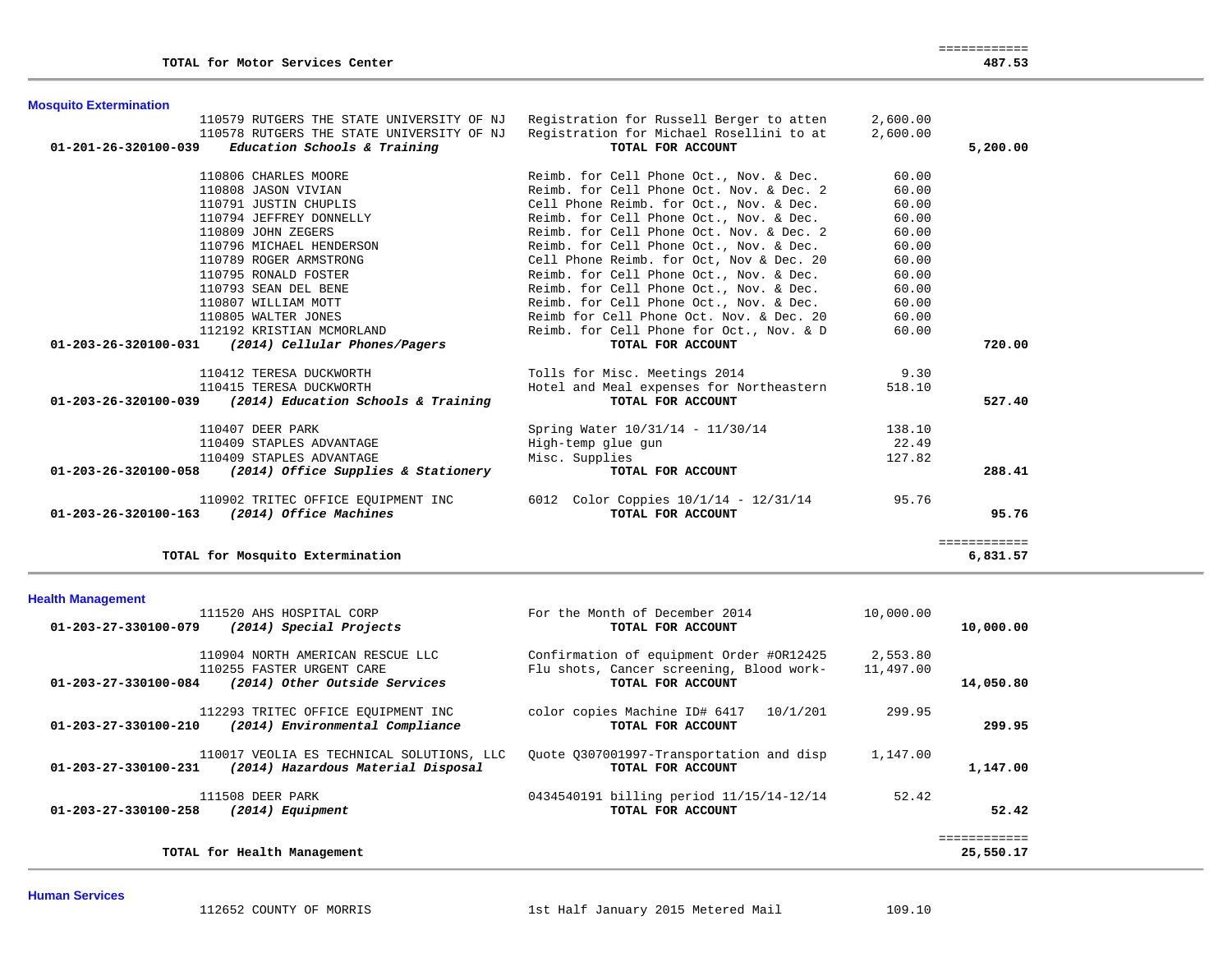| | | | |
|---|---|---|---|
| **TOTAL for Motor Services Center** | | | ============ **487.53** |

## Mosquito Extermination

| Account / Vendor | Description | Amount | Total |
|---|---|---|---|
| 110579 RUTGERS THE STATE UNIVERSITY OF NJ | Registration for Russell Berger to atten | 2,600.00 | |
| 110578 RUTGERS THE STATE UNIVERSITY OF NJ | Registration for Michael Rosellini to at | 2,600.00 | |
| **01-201-26-320100-039** ***Education Schools & Training*** | **TOTAL FOR ACCOUNT** | | **5,200.00** |
| 110806 CHARLES MOORE | Reimb. for Cell Phone Oct., Nov. & Dec. | 60.00 | |
| 110808 JASON VIVIAN | Reimb. for Cell Phone Oct. Nov. & Dec. 2 | 60.00 | |
| 110791 JUSTIN CHUPLIS | Cell Phone Reimb. for Oct., Nov. & Dec. | 60.00 | |
| 110794 JEFFREY DONNELLY | Reimb. for Cell Phone Oct., Nov. & Dec. | 60.00 | |
| 110809 JOHN ZEGERS | Reimb. for Cell Phone Oct. Nov. & Dec. 2 | 60.00 | |
| 110796 MICHAEL HENDERSON | Reimb. for Cell Phone Oct., Nov. & Dec. | 60.00 | |
| 110789 ROGER ARMSTRONG | Cell Phone Reimb. for Oct, Nov & Dec. 20 | 60.00 | |
| 110795 RONALD FOSTER | Reimb. for Cell Phone Oct., Nov. & Dec. | 60.00 | |
| 110793 SEAN DEL BENE | Reimb. for Cell Phone Oct., Nov. & Dec. | 60.00 | |
| 110807 WILLIAM MOTT | Reimb. for Cell Phone Oct., Nov. & Dec. | 60.00 | |
| 110805 WALTER JONES | Reimb for Cell Phone Oct. Nov. & Dec. 20 | 60.00 | |
| 112192 KRISTIAN MCMORLAND | Reimb. for Cell Phone for Oct., Nov. & D | 60.00 | |
| **01-203-26-320100-031** ***(2014) Cellular Phones/Pagers*** | **TOTAL FOR ACCOUNT** | | **720.00** |
| 110412 TERESA DUCKWORTH | Tolls for Misc. Meetings 2014 | 9.30 | |
| 110415 TERESA DUCKWORTH | Hotel and Meal expenses for Northeastern | 518.10 | |
| **01-203-26-320100-039** ***(2014) Education Schools & Training*** | **TOTAL FOR ACCOUNT** | | **527.40** |
| 110407 DEER PARK | Spring Water 10/31/14 - 11/30/14 | 138.10 | |
| 110409 STAPLES ADVANTAGE | High-temp glue gun | 22.49 | |
| 110409 STAPLES ADVANTAGE | Misc. Supplies | 127.82 | |
| **01-203-26-320100-058** ***(2014) Office Supplies & Stationery*** | **TOTAL FOR ACCOUNT** | | **288.41** |
| 110902 TRITEC OFFICE EQUIPMENT INC | 6012 Color Coppies 10/1/14 - 12/31/14 | 95.76 | |
| **01-203-26-320100-163** ***(2014) Office Machines*** | **TOTAL FOR ACCOUNT** | | **95.76** |
| **TOTAL for Mosquito Extermination** | | | ============ **6,831.57** |

## Health Management

| Account / Vendor | Description | Amount | Total |
|---|---|---|---|
| 111520 AHS HOSPITAL CORP | For the Month of December 2014 | 10,000.00 | |
| **01-203-27-330100-079** ***(2014) Special Projects*** | **TOTAL FOR ACCOUNT** | | **10,000.00** |
| 110904 NORTH AMERICAN RESCUE LLC | Confirmation of equipment Order #OR12425 | 2,553.80 | |
| 110255 FASTER URGENT CARE | Flu shots, Cancer screening, Blood work- | 11,497.00 | |
| **01-203-27-330100-084** ***(2014) Other Outside Services*** | **TOTAL FOR ACCOUNT** | | **14,050.80** |
| 112293 TRITEC OFFICE EQUIPMENT INC | color copies Machine ID# 6417 10/1/201 | 299.95 | |
| **01-203-27-330100-210** ***(2014) Environmental Compliance*** | **TOTAL FOR ACCOUNT** | | **299.95** |
| 110017 VEOLIA ES TECHNICAL SOLUTIONS, LLC | Quote Q307001997-Transportation and disp | 1,147.00 | |
| **01-203-27-330100-231** ***(2014) Hazardous Material Disposal*** | **TOTAL FOR ACCOUNT** | | **1,147.00** |
| 111508 DEER PARK | 0434540191 billing period 11/15/14-12/14 | 52.42 | |
| **01-203-27-330100-258** ***(2014) Equipment*** | **TOTAL FOR ACCOUNT** | | **52.42** |
| **TOTAL for Health Management** | | | ============ **25,550.17** |

## Human Services

| Account / Vendor | Description | Amount | Total |
|---|---|---|---|
| 112652 COUNTY OF MORRIS | 1st Half January 2015 Metered Mail | 109.10 | |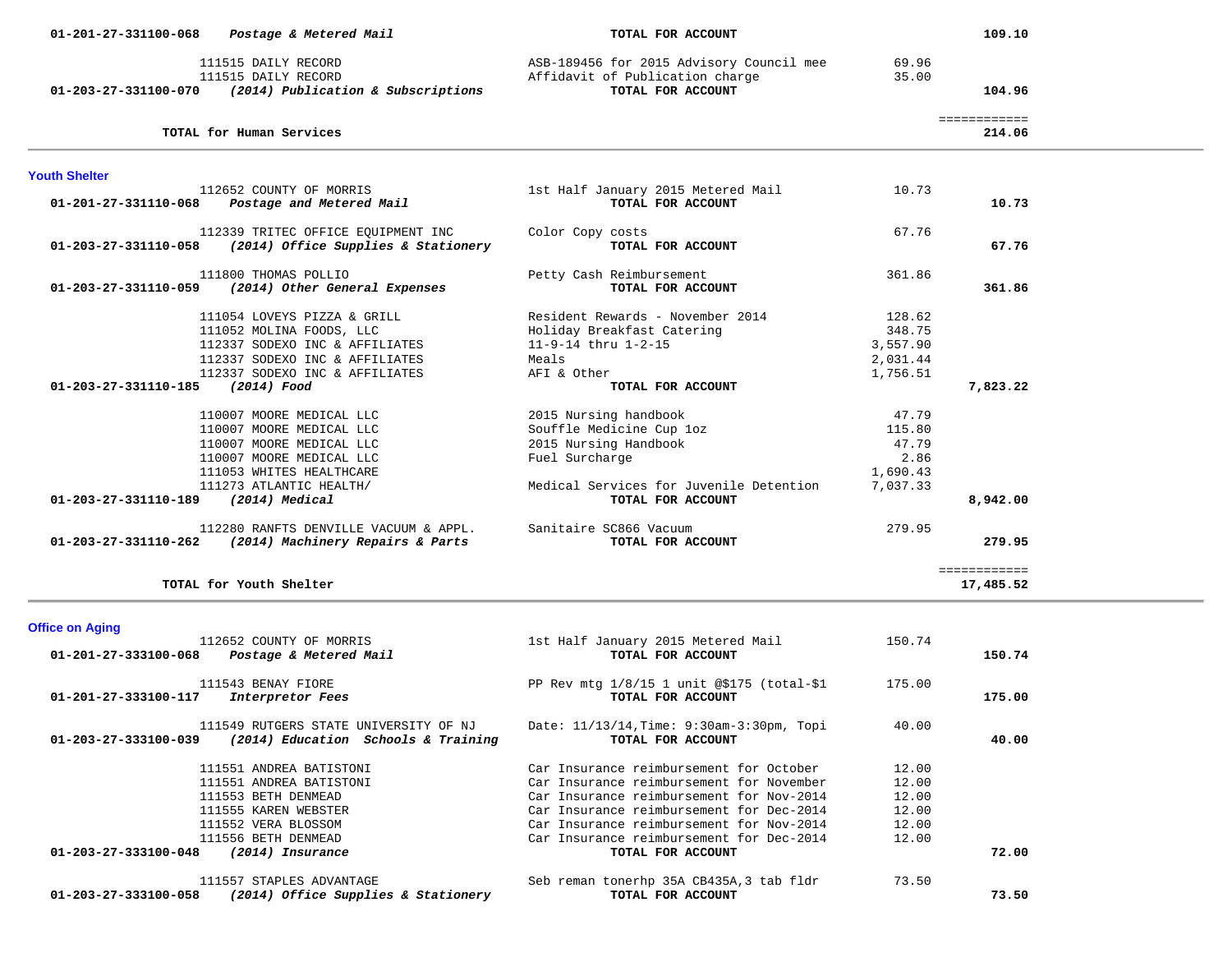| Account | Vendor / Description | Detail | Amount | Total |
|---|---|---|---|---|
| 01-201-27-331100-068 | *Postage & Metered Mail* | **TOTAL FOR ACCOUNT** | | **109.10** |
| | 111515 DAILY RECORD | ASB-189456 for 2015 Advisory Council mee | 69.96 | |
| | 111515 DAILY RECORD | Affidavit of Publication charge | 35.00 | |
| 01-203-27-331100-070 | *(2014) Publication & Subscriptions* | **TOTAL FOR ACCOUNT** | | **104.96** |
| | **TOTAL for Human Services** | | | ============ **214.06** |

## Youth Shelter

| Account | Vendor / Description | Detail | Amount | Total |
|---|---|---|---|---|
| | 112652 COUNTY OF MORRIS | 1st Half January 2015 Metered Mail | 10.73 | |
| 01-201-27-331110-068 | *Postage and Metered Mail* | **TOTAL FOR ACCOUNT** | | **10.73** |
| | 112339 TRITEC OFFICE EQUIPMENT INC | Color Copy costs | 67.76 | |
| 01-203-27-331110-058 | *(2014) Office Supplies & Stationery* | **TOTAL FOR ACCOUNT** | | **67.76** |
| | 111800 THOMAS POLLIO | Petty Cash Reimbursement | 361.86 | |
| 01-203-27-331110-059 | *(2014) Other General Expenses* | **TOTAL FOR ACCOUNT** | | **361.86** |
| | 111054 LOVEYS PIZZA & GRILL | Resident Rewards - November 2014 | 128.62 | |
| | 111052 MOLINA FOODS, LLC | Holiday Breakfast Catering | 348.75 | |
| | 112337 SODEXO INC & AFFILIATES | 11-9-14 thru 1-2-15 | 3,557.90 | |
| | 112337 SODEXO INC & AFFILIATES | Meals | 2,031.44 | |
| | 112337 SODEXO INC & AFFILIATES | AFI & Other | 1,756.51 | |
| 01-203-27-331110-185 | *(2014) Food* | **TOTAL FOR ACCOUNT** | | **7,823.22** |
| | 110007 MOORE MEDICAL LLC | 2015 Nursing handbook | 47.79 | |
| | 110007 MOORE MEDICAL LLC | Souffle Medicine Cup 1oz | 115.80 | |
| | 110007 MOORE MEDICAL LLC | 2015 Nursing Handbook | 47.79 | |
| | 110007 MOORE MEDICAL LLC | Fuel Surcharge | 2.86 | |
| | 111053 WHITES HEALTHCARE | | 1,690.43 | |
| | 111273 ATLANTIC HEALTH/ | Medical Services for Juvenile Detention | 7,037.33 | |
| 01-203-27-331110-189 | *(2014) Medical* | **TOTAL FOR ACCOUNT** | | **8,942.00** |
| | 112280 RANFTS DENVILLE VACUUM & APPL. | Sanitaire SC866 Vacuum | 279.95 | |
| 01-203-27-331110-262 | *(2014) Machinery Repairs & Parts* | **TOTAL FOR ACCOUNT** | | **279.95** |
| | **TOTAL for Youth Shelter** | | | ============ **17,485.52** |

## Office on Aging

| Account | Vendor / Description | Detail | Amount | Total |
|---|---|---|---|---|
| | 112652 COUNTY OF MORRIS | 1st Half January 2015 Metered Mail | 150.74 | |
| 01-201-27-333100-068 | *Postage & Metered Mail* | **TOTAL FOR ACCOUNT** | | **150.74** |
| | 111543 BENAY FIORE | PP Rev mtg 1/8/15 1 unit @$175 (total-$1 | 175.00 | |
| 01-201-27-333100-117 | *Interpretor Fees* | **TOTAL FOR ACCOUNT** | | **175.00** |
| | 111549 RUTGERS STATE UNIVERSITY OF NJ | Date: 11/13/14,Time: 9:30am-3:30pm, Topi | 40.00 | |
| 01-203-27-333100-039 | *(2014) Education Schools & Training* | **TOTAL FOR ACCOUNT** | | **40.00** |
| | 111551 ANDREA BATISTONI | Car Insurance reimbursement for October | 12.00 | |
| | 111551 ANDREA BATISTONI | Car Insurance reimbursement for November | 12.00 | |
| | 111553 BETH DENMEAD | Car Insurance reimbursement for Nov-2014 | 12.00 | |
| | 111555 KAREN WEBSTER | Car Insurance reimbursement for Dec-2014 | 12.00 | |
| | 111552 VERA BLOSSOM | Car Insurance reimbursement for Nov-2014 | 12.00 | |
| | 111556 BETH DENMEAD | Car Insurance reimbursement for Dec-2014 | 12.00 | |
| 01-203-27-333100-048 | *(2014) Insurance* | **TOTAL FOR ACCOUNT** | | **72.00** |
| | 111557 STAPLES ADVANTAGE | Seb reman tonerhp 35A CB435A,3 tab fldr | 73.50 | |
| 01-203-27-333100-058 | *(2014) Office Supplies & Stationery* | **TOTAL FOR ACCOUNT** | | **73.50** |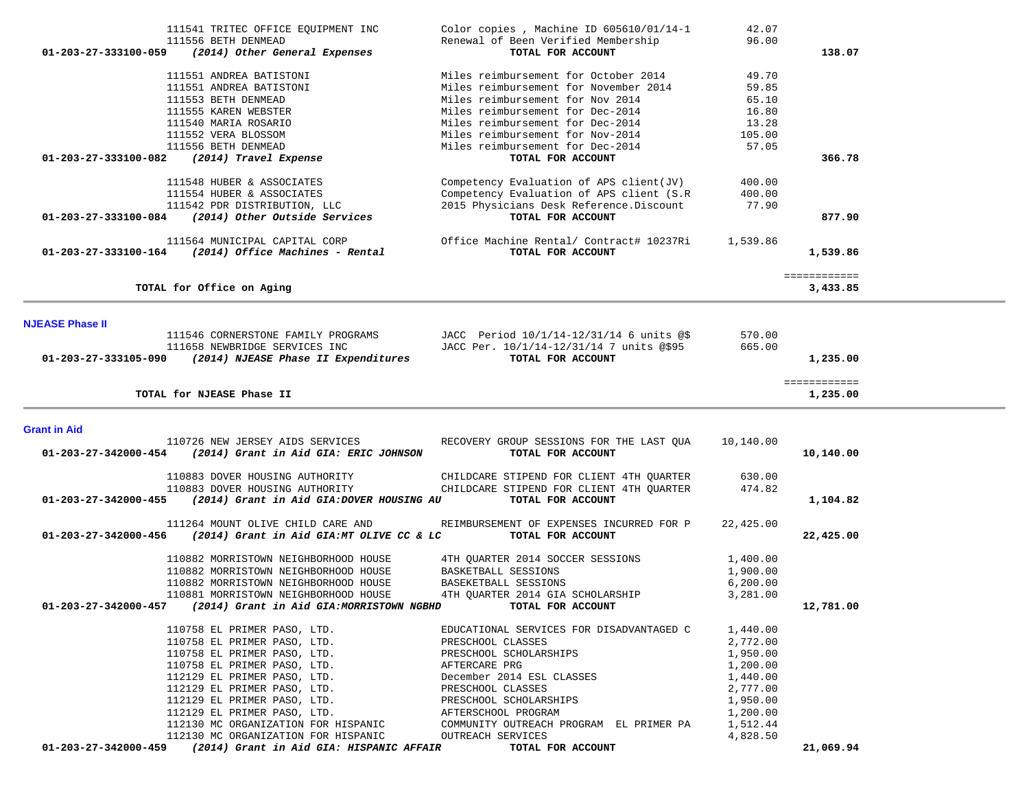| Account | Vendor / Description | Item Description | Amount | Total |
|---|---|---|---|---|
| | 111541 TRITEC OFFICE EQUIPMENT INC | Color copies , Machine ID 605610/01/14-1 | 42.07 | |
| | 111556 BETH DENMEAD | Renewal of Been Verified Membership | 96.00 | |
| **01-203-27-333100-059** | ***(2014) Other General Expenses*** | **TOTAL FOR ACCOUNT** | | **138.07** |
| | 111551 ANDREA BATISTONI | Miles reimbursement for October 2014 | 49.70 | |
| | 111551 ANDREA BATISTONI | Miles reimbursement for November 2014 | 59.85 | |
| | 111553 BETH DENMEAD | Miles reimbursement for Nov 2014 | 65.10 | |
| | 111555 KAREN WEBSTER | Miles reimbursement for Dec-2014 | 16.80 | |
| | 111540 MARIA ROSARIO | Miles reimbursement for Dec-2014 | 13.28 | |
| | 111552 VERA BLOSSOM | Miles reimbursement for Nov-2014 | 105.00 | |
| | 111556 BETH DENMEAD | Miles reimbursement for Dec-2014 | 57.05 | |
| **01-203-27-333100-082** | ***(2014) Travel Expense*** | **TOTAL FOR ACCOUNT** | | **366.78** |
| | 111548 HUBER & ASSOCIATES | Competency Evaluation of APS client(JV) | 400.00 | |
| | 111554 HUBER & ASSOCIATES | Competency Evaluation of APS client (S.R | 400.00 | |
| | 111542 PDR DISTRIBUTION, LLC | 2015 Physicians Desk Reference.Discount | 77.90 | |
| **01-203-27-333100-084** | ***(2014) Other Outside Services*** | **TOTAL FOR ACCOUNT** | | **877.90** |
| | 111564 MUNICIPAL CAPITAL CORP | Office Machine Rental/ Contract# 10237Ri | 1,539.86 | |
| **01-203-27-333100-164** | ***(2014) Office Machines - Rental*** | **TOTAL FOR ACCOUNT** | | **1,539.86** |
| | | | | ============ |
| | **TOTAL for Office on Aging** | | | **3,433.85** |

## NJEASE Phase II

| Account | Vendor / Description | Item Description | Amount | Total |
|---|---|---|---|---|
| | 111546 CORNERSTONE FAMILY PROGRAMS | JACC Period 10/1/14-12/31/14 6 units @$ | 570.00 | |
| | 111658 NEWBRIDGE SERVICES INC | JACC Per. 10/1/14-12/31/14 7 units @$95 | 665.00 | |
| **01-203-27-333105-090** | ***(2014) NJEASE Phase II Expenditures*** | **TOTAL FOR ACCOUNT** | | **1,235.00** |
| | | | | ============ |
| | **TOTAL for NJEASE Phase II** | | | **1,235.00** |

## Grant in Aid

| Account | Vendor / Description | Item Description | Amount | Total |
|---|---|---|---|---|
| | 110726 NEW JERSEY AIDS SERVICES | RECOVERY GROUP SESSIONS FOR THE LAST QUA | 10,140.00 | |
| **01-203-27-342000-454** | ***(2014) Grant in Aid GIA: ERIC JOHNSON*** | **TOTAL FOR ACCOUNT** | | **10,140.00** |
| | 110883 DOVER HOUSING AUTHORITY | CHILDCARE STIPEND FOR CLIENT 4TH QUARTER | 630.00 | |
| | 110883 DOVER HOUSING AUTHORITY | CHILDCARE STIPEND FOR CLIENT 4TH QUARTER | 474.82 | |
| **01-203-27-342000-455** | ***(2014) Grant in Aid GIA:DOVER HOUSING AU*** | **TOTAL FOR ACCOUNT** | | **1,104.82** |
| | 111264 MOUNT OLIVE CHILD CARE AND | REIMBURSEMENT OF EXPENSES INCURRED FOR P | 22,425.00 | |
| **01-203-27-342000-456** | ***(2014) Grant in Aid GIA:MT OLIVE CC & LC*** | **TOTAL FOR ACCOUNT** | | **22,425.00** |
| | 110882 MORRISTOWN NEIGHBORHOOD HOUSE | 4TH QUARTER 2014 SOCCER SESSIONS | 1,400.00 | |
| | 110882 MORRISTOWN NEIGHBORHOOD HOUSE | BASKETBALL SESSIONS | 1,900.00 | |
| | 110882 MORRISTOWN NEIGHBORHOOD HOUSE | BASEKETBALL SESSIONS | 6,200.00 | |
| | 110881 MORRISTOWN NEIGHBORHOOD HOUSE | 4TH QUARTER 2014 GIA SCHOLARSHIP | 3,281.00 | |
| **01-203-27-342000-457** | ***(2014) Grant in Aid GIA:MORRISTOWN NGBHD*** | **TOTAL FOR ACCOUNT** | | **12,781.00** |
| | 110758 EL PRIMER PASO, LTD. | EDUCATIONAL SERVICES FOR DISADVANTAGED C | 1,440.00 | |
| | 110758 EL PRIMER PASO, LTD. | PRESCHOOL CLASSES | 2,772.00 | |
| | 110758 EL PRIMER PASO, LTD. | PRESCHOOL SCHOLARSHIPS | 1,950.00 | |
| | 110758 EL PRIMER PASO, LTD. | AFTERCARE PRG | 1,200.00 | |
| | 112129 EL PRIMER PASO, LTD. | December 2014 ESL CLASSES | 1,440.00 | |
| | 112129 EL PRIMER PASO, LTD. | PRESCHOOL CLASSES | 2,777.00 | |
| | 112129 EL PRIMER PASO, LTD. | PRESCHOOL SCHOLARSHIPS | 1,950.00 | |
| | 112129 EL PRIMER PASO, LTD. | AFTERSCHOOL PROGRAM | 1,200.00 | |
| | 112130 MC ORGANIZATION FOR HISPANIC | COMMUNITY OUTREACH PROGRAM EL PRIMER PA | 1,512.44 | |
| | 112130 MC ORGANIZATION FOR HISPANIC | OUTREACH SERVICES | 4,828.50 | |
| **01-203-27-342000-459** | ***(2014) Grant in Aid GIA: HISPANIC AFFAIR*** | **TOTAL FOR ACCOUNT** | | **21,069.94** |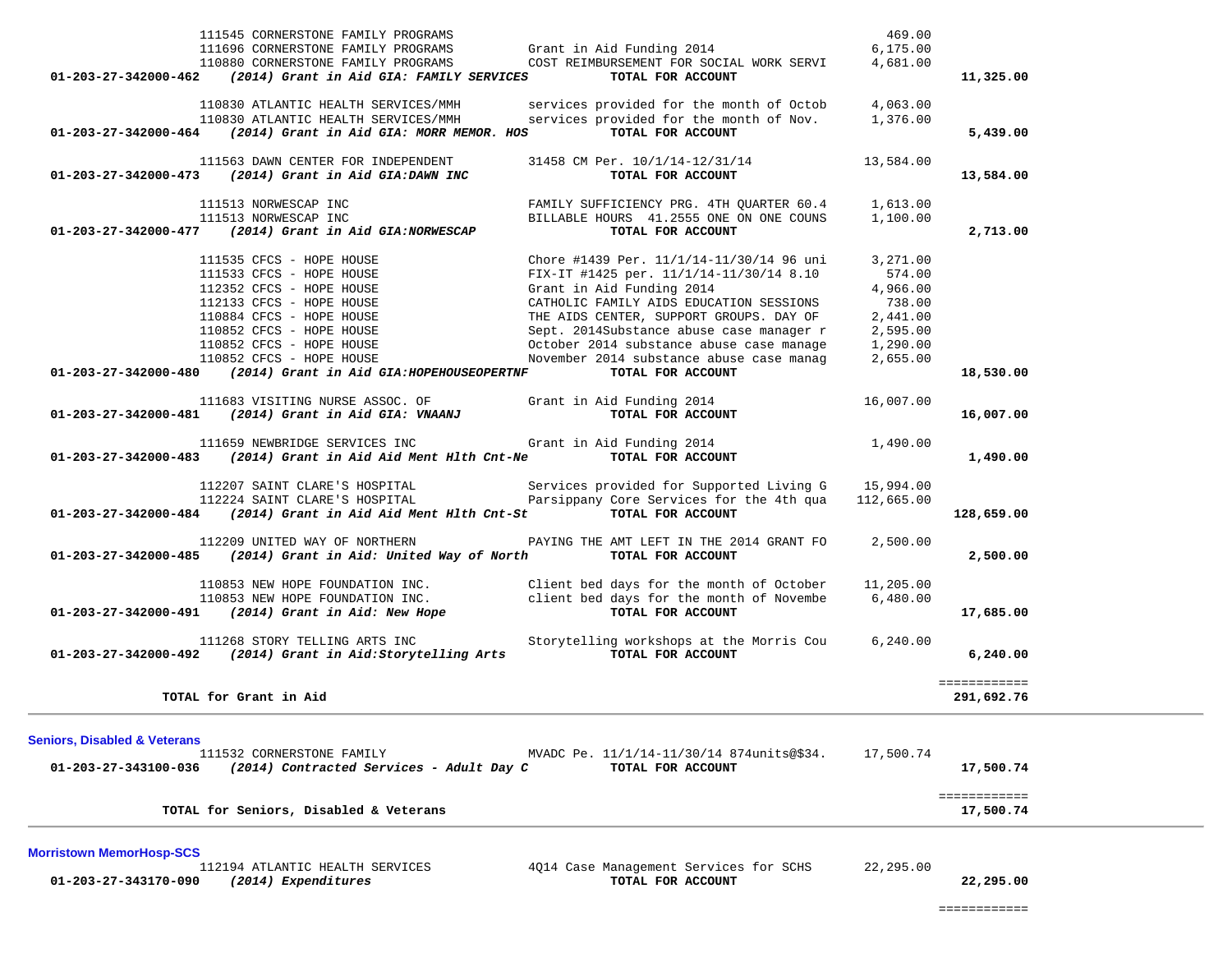| Account | Vendor / Description | Detail | Amount | Total |
|---|---|---|---|---|
| | 111545 CORNERSTONE FAMILY PROGRAMS | | 469.00 | |
| | 111696 CORNERSTONE FAMILY PROGRAMS | Grant in Aid Funding 2014 | 6,175.00 | |
| | 110880 CORNERSTONE FAMILY PROGRAMS | COST REIMBURSEMENT FOR SOCIAL WORK SERVI | 4,681.00 | |
| **01-203-27-342000-462** | ***(2014) Grant in Aid GIA: FAMILY SERVICES*** | **TOTAL FOR ACCOUNT** | | **11,325.00** |
| | 110830 ATLANTIC HEALTH SERVICES/MMH | services provided for the month of Octob | 4,063.00 | |
| | 110830 ATLANTIC HEALTH SERVICES/MMH | services provided for the month of Nov. | 1,376.00 | |
| **01-203-27-342000-464** | ***(2014) Grant in Aid GIA: MORR MEMOR. HOS*** | **TOTAL FOR ACCOUNT** | | **5,439.00** |
| | 111563 DAWN CENTER FOR INDEPENDENT | 31458 CM Per. 10/1/14-12/31/14 | 13,584.00 | |
| **01-203-27-342000-473** | ***(2014) Grant in Aid GIA:DAWN INC*** | **TOTAL FOR ACCOUNT** | | **13,584.00** |
| | 111513 NORWESCAP INC | FAMILY SUFFICIENCY PRG. 4TH QUARTER 60.4 | 1,613.00 | |
| | 111513 NORWESCAP INC | BILLABLE HOURS 41.2555 ONE ON ONE COUNS | 1,100.00 | |
| **01-203-27-342000-477** | ***(2014) Grant in Aid GIA:NORWESCAP*** | **TOTAL FOR ACCOUNT** | | **2,713.00** |
| | 111535 CFCS - HOPE HOUSE | Chore #1439 Per. 11/1/14-11/30/14 96 uni | 3,271.00 | |
| | 111533 CFCS - HOPE HOUSE | FIX-IT #1425 per. 11/1/14-11/30/14 8.10 | 574.00 | |
| | 112352 CFCS - HOPE HOUSE | Grant in Aid Funding 2014 | 4,966.00 | |
| | 112133 CFCS - HOPE HOUSE | CATHOLIC FAMILY AIDS EDUCATION SESSIONS | 738.00 | |
| | 110884 CFCS - HOPE HOUSE | THE AIDS CENTER, SUPPORT GROUPS. DAY OF | 2,441.00 | |
| | 110852 CFCS - HOPE HOUSE | Sept. 2014Substance abuse case manager r | 2,595.00 | |
| | 110852 CFCS - HOPE HOUSE | October 2014 substance abuse case manage | 1,290.00 | |
| | 110852 CFCS - HOPE HOUSE | November 2014 substance abuse case manag | 2,655.00 | |
| **01-203-27-342000-480** | ***(2014) Grant in Aid GIA:HOPEHOUSEOPERTNF*** | **TOTAL FOR ACCOUNT** | | **18,530.00** |
| | 111683 VISITING NURSE ASSOC. OF | Grant in Aid Funding 2014 | 16,007.00 | |
| **01-203-27-342000-481** | ***(2014) Grant in Aid GIA: VNAANJ*** | **TOTAL FOR ACCOUNT** | | **16,007.00** |
| | 111659 NEWBRIDGE SERVICES INC | Grant in Aid Funding 2014 | 1,490.00 | |
| **01-203-27-342000-483** | ***(2014) Grant in Aid Aid Ment Hlth Cnt-Ne*** | **TOTAL FOR ACCOUNT** | | **1,490.00** |
| | 112207 SAINT CLARE'S HOSPITAL | Services provided for Supported Living G | 15,994.00 | |
| | 112224 SAINT CLARE'S HOSPITAL | Parsippany Core Services for the 4th qua | 112,665.00 | |
| **01-203-27-342000-484** | ***(2014) Grant in Aid Aid Ment Hlth Cnt-St*** | **TOTAL FOR ACCOUNT** | | **128,659.00** |
| | 112209 UNITED WAY OF NORTHERN | PAYING THE AMT LEFT IN THE 2014 GRANT FO | 2,500.00 | |
| **01-203-27-342000-485** | ***(2014) Grant in Aid: United Way of North*** | **TOTAL FOR ACCOUNT** | | **2,500.00** |
| | 110853 NEW HOPE FOUNDATION INC. | Client bed days for the month of October | 11,205.00 | |
| | 110853 NEW HOPE FOUNDATION INC. | client bed days for the month of Novembe | 6,480.00 | |
| **01-203-27-342000-491** | ***(2014) Grant in Aid: New Hope*** | **TOTAL FOR ACCOUNT** | | **17,685.00** |
| | 111268 STORY TELLING ARTS INC | Storytelling workshops at the Morris Cou | 6,240.00 | |
| **01-203-27-342000-492** | ***(2014) Grant in Aid:Storytelling Arts*** | **TOTAL FOR ACCOUNT** | | **6,240.00** |
| | | | | ============ |
| | **TOTAL for Grant in Aid** | | | **291,692.76** |

**Seniors, Disabled & Veterans**

| Account | Vendor / Description | Detail | Amount | Total |
|---|---|---|---|---|
| | 111532 CORNERSTONE FAMILY | MVADC Pe. 11/1/14-11/30/14 874units@$34. | 17,500.74 | |
| **01-203-27-343100-036** | ***(2014) Contracted Services - Adult Day C*** | **TOTAL FOR ACCOUNT** | | **17,500.74** |
| | | | | ============ |
| | **TOTAL for Seniors, Disabled & Veterans** | | | **17,500.74** |

**Morristown MemorHosp-SCS**

| Account | Vendor / Description | Detail | Amount | Total |
|---|---|---|---|---|
| | 112194 ATLANTIC HEALTH SERVICES | 4Q14 Case Management Services for SCHS | 22,295.00 | |
| **01-203-27-343170-090** | ***(2014) Expenditures*** | **TOTAL FOR ACCOUNT** | | **22,295.00** |
| | | | | ============ |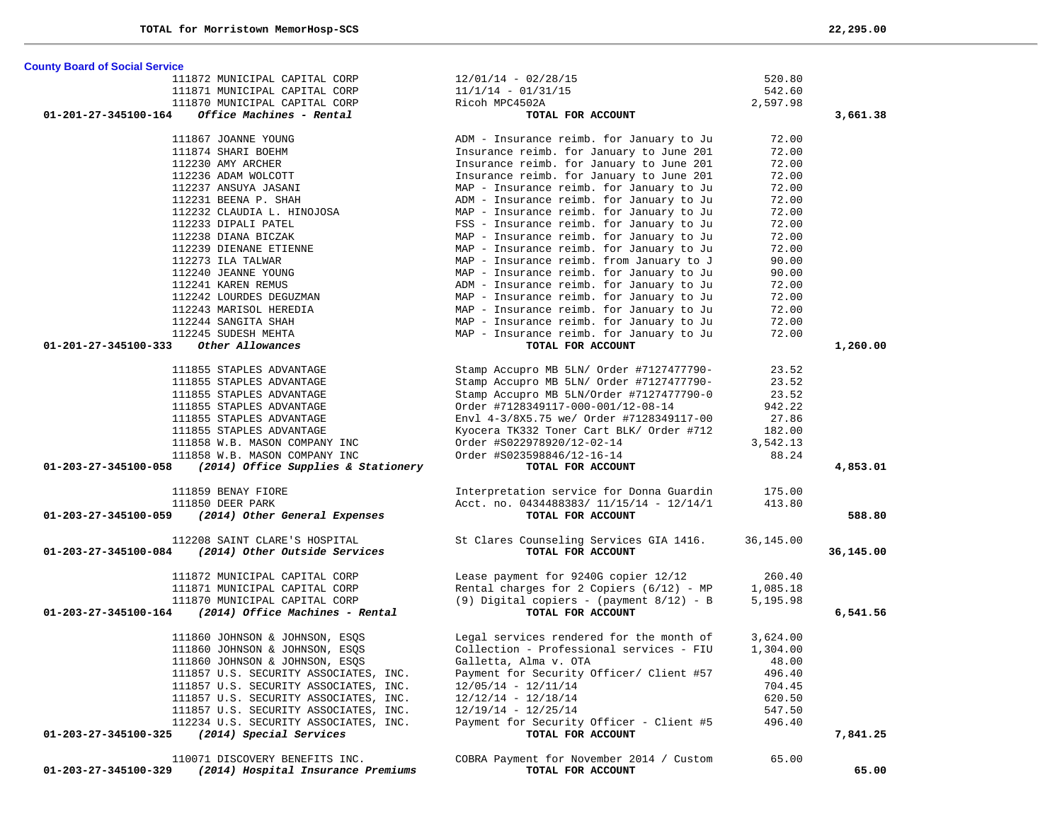**TOTAL for Morristown MemorHosp-SCS** 22,295.00

**County Board of Social Service**

| Account | Vendor | Description | Amount | Total |
|---|---|---|---|---|
| | 111872 MUNICIPAL CAPITAL CORP | 12/01/14 - 02/28/15 | 520.80 | |
| | 111871 MUNICIPAL CAPITAL CORP | 11/1/14 - 01/31/15 | 542.60 | |
| | 111870 MUNICIPAL CAPITAL CORP | Ricoh MPC4502A | 2,597.98 | |
| **01-201-27-345100-164** | ***Office Machines - Rental*** | **TOTAL FOR ACCOUNT** | | **3,661.38** |
| | 111867 JOANNE YOUNG | ADM - Insurance reimb. for January to Ju | 72.00 | |
| | 111874 SHARI BOEHM | Insurance reimb. for January to June 201 | 72.00 | |
| | 112230 AMY ARCHER | Insurance reimb. for January to June 201 | 72.00 | |
| | 112236 ADAM WOLCOTT | Insurance reimb. for January to June 201 | 72.00 | |
| | 112237 ANSUYA JASANI | MAP - Insurance reimb. for January to Ju | 72.00 | |
| | 112231 BEENA P. SHAH | ADM - Insurance reimb. for January to Ju | 72.00 | |
| | 112232 CLAUDIA L. HINOJOSA | MAP - Insurance reimb. for January to Ju | 72.00 | |
| | 112233 DIPALI PATEL | FSS - Insurance reimb. for January to Ju | 72.00 | |
| | 112238 DIANA BICZAK | MAP - Insurance reimb. for January to Ju | 72.00 | |
| | 112239 DIENANE ETIENNE | MAP - Insurance reimb. for January to Ju | 72.00 | |
| | 112273 ILA TALWAR | MAP - Insurance reimb. from January to J | 90.00 | |
| | 112240 JEANNE YOUNG | MAP - Insurance reimb. for January to Ju | 90.00 | |
| | 112241 KAREN REMUS | ADM - Insurance reimb. for January to Ju | 72.00 | |
| | 112242 LOURDES DEGUZMAN | MAP - Insurance reimb. for January to Ju | 72.00 | |
| | 112243 MARISOL HEREDIA | MAP - Insurance reimb. for January to Ju | 72.00 | |
| | 112244 SANGITA SHAH | MAP - Insurance reimb. for January to Ju | 72.00 | |
| | 112245 SUDESH MEHTA | MAP - Insurance reimb. for January to Ju | 72.00 | |
| **01-201-27-345100-333** | ***Other Allowances*** | **TOTAL FOR ACCOUNT** | | **1,260.00** |
| | 111855 STAPLES ADVANTAGE | Stamp Accupro MB 5LN/ Order #7127477790- | 23.52 | |
| | 111855 STAPLES ADVANTAGE | Stamp Accupro MB 5LN/ Order #7127477790- | 23.52 | |
| | 111855 STAPLES ADVANTAGE | Stamp Accupro MB 5LN/Order #7127477790-0 | 23.52 | |
| | 111855 STAPLES ADVANTAGE | Order #7128349117-000-001/12-08-14 | 942.22 | |
| | 111855 STAPLES ADVANTAGE | Envl 4-3/8X5.75 we/ Order #7128349117-00 | 27.86 | |
| | 111855 STAPLES ADVANTAGE | Kyocera TK332 Toner Cart BLK/ Order #712 | 182.00 | |
| | 111858 W.B. MASON COMPANY INC | Order #S022978920/12-02-14 | 3,542.13 | |
| | 111858 W.B. MASON COMPANY INC | Order #S023598846/12-16-14 | 88.24 | |
| **01-203-27-345100-058** | ***(2014) Office Supplies & Stationery*** | **TOTAL FOR ACCOUNT** | | **4,853.01** |
| | 111859 BENAY FIORE | Interpretation service for Donna Guardin | 175.00 | |
| | 111850 DEER PARK | Acct. no. 0434488383/ 11/15/14 - 12/14/1 | 413.80 | |
| **01-203-27-345100-059** | ***(2014) Other General Expenses*** | **TOTAL FOR ACCOUNT** | | **588.80** |
| | 112208 SAINT CLARE'S HOSPITAL | St Clares Counseling Services GIA 1416. | 36,145.00 | |
| **01-203-27-345100-084** | ***(2014) Other Outside Services*** | **TOTAL FOR ACCOUNT** | | **36,145.00** |
| | 111872 MUNICIPAL CAPITAL CORP | Lease payment for 9240G copier 12/12 | 260.40 | |
| | 111871 MUNICIPAL CAPITAL CORP | Rental charges for 2 Copiers (6/12) - MP | 1,085.18 | |
| | 111870 MUNICIPAL CAPITAL CORP | (9) Digital copiers - (payment 8/12) - B | 5,195.98 | |
| **01-203-27-345100-164** | ***(2014) Office Machines - Rental*** | **TOTAL FOR ACCOUNT** | | **6,541.56** |
| | 111860 JOHNSON & JOHNSON, ESQS | Legal services rendered for the month of | 3,624.00 | |
| | 111860 JOHNSON & JOHNSON, ESQS | Collection - Professional services - FIU | 1,304.00 | |
| | 111860 JOHNSON & JOHNSON, ESQS | Galletta, Alma v. OTA | 48.00 | |
| | 111857 U.S. SECURITY ASSOCIATES, INC. | Payment for Security Officer/ Client #57 | 496.40 | |
| | 111857 U.S. SECURITY ASSOCIATES, INC. | 12/05/14 - 12/11/14 | 704.45 | |
| | 111857 U.S. SECURITY ASSOCIATES, INC. | 12/12/14 - 12/18/14 | 620.50 | |
| | 111857 U.S. SECURITY ASSOCIATES, INC. | 12/19/14 - 12/25/14 | 547.50 | |
| | 112234 U.S. SECURITY ASSOCIATES, INC. | Payment for Security Officer - Client #5 | 496.40 | |
| **01-203-27-345100-325** | ***(2014) Special Services*** | **TOTAL FOR ACCOUNT** | | **7,841.25** |
| | 110071 DISCOVERY BENEFITS INC. | COBRA Payment for November 2014 / Custom | 65.00 | |
| **01-203-27-345100-329** | ***(2014) Hospital Insurance Premiums*** | **TOTAL FOR ACCOUNT** | | **65.00** |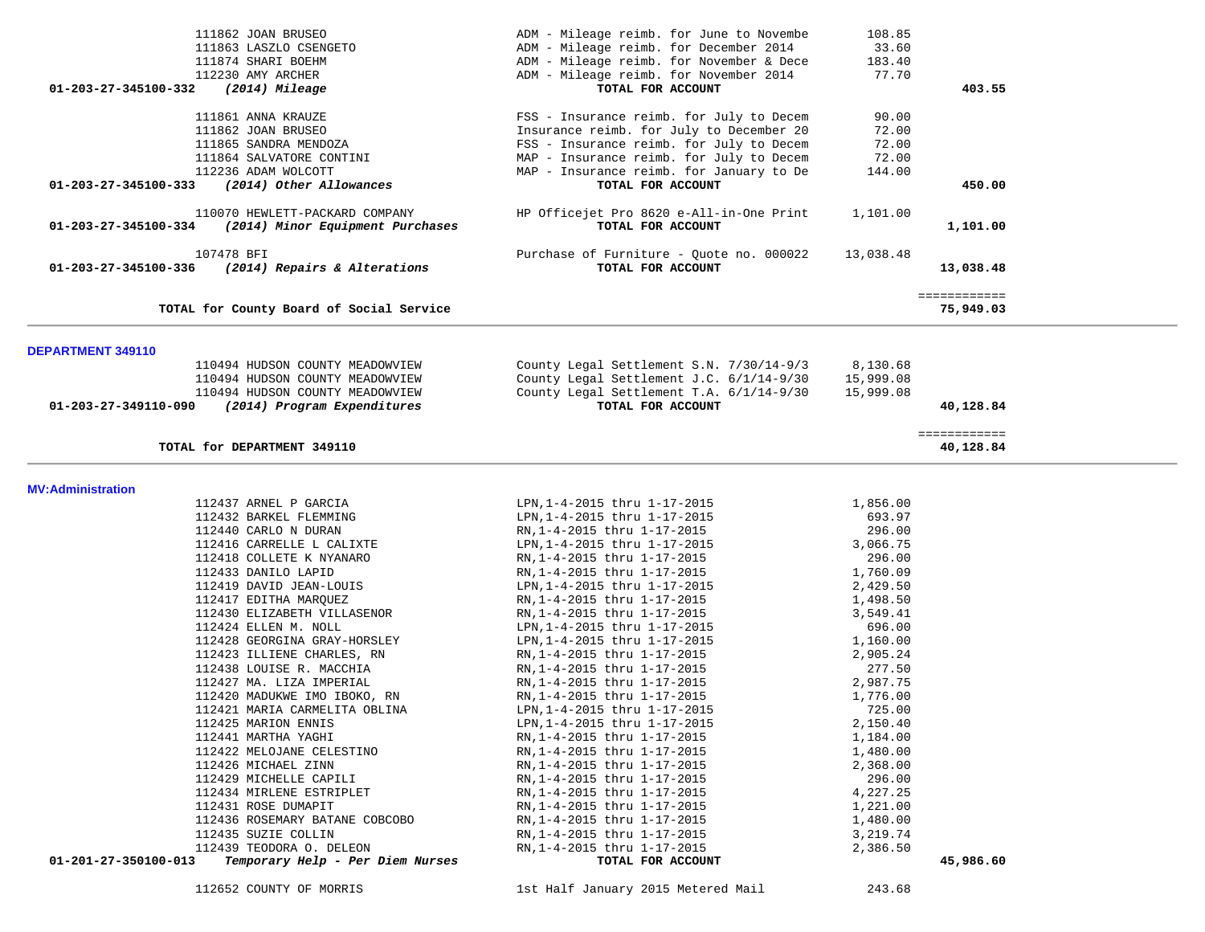| Account / Vendor | Description | Amount | Total |
|---|---|---|---|
| 111862 JOAN BRUSEO | ADM - Mileage reimb. for June to Novembe | 108.85 | |
| 111863 LASZLO CSENGETO | ADM - Mileage reimb. for December 2014 | 33.60 | |
| 111874 SHARI BOEHM | ADM - Mileage reimb. for November & Dece | 183.40 | |
| 112230 AMY ARCHER | ADM - Mileage reimb. for November 2014 | 77.70 | |
| **01-203-27-345100-332** *(2014) Mileage* | **TOTAL FOR ACCOUNT** | | **403.55** |
| 111861 ANNA KRAUZE | FSS - Insurance reimb. for July to Decem | 90.00 | |
| 111862 JOAN BRUSEO | Insurance reimb. for July to December 20 | 72.00 | |
| 111865 SANDRA MENDOZA | FSS - Insurance reimb. for July to Decem | 72.00 | |
| 111864 SALVATORE CONTINI | MAP - Insurance reimb. for July to Decem | 72.00 | |
| 112236 ADAM WOLCOTT | MAP - Insurance reimb. for January to De | 144.00 | |
| **01-203-27-345100-333** *(2014) Other Allowances* | **TOTAL FOR ACCOUNT** | | **450.00** |
| 110070 HEWLETT-PACKARD COMPANY | HP Officejet Pro 8620 e-All-in-One Print | 1,101.00 | |
| **01-203-27-345100-334** *(2014) Minor Equipment Purchases* | **TOTAL FOR ACCOUNT** | | **1,101.00** |
| 107478 BFI | Purchase of Furniture - Quote no. 000022 | 13,038.48 | |
| **01-203-27-345100-336** *(2014) Repairs & Alterations* | **TOTAL FOR ACCOUNT** | | **13,038.48** |
| **TOTAL for County Board of Social Service** | | | **75,949.03** |

## DEPARTMENT 349110

| Account / Vendor | Description | Amount | Total |
|---|---|---|---|
| 110494 HUDSON COUNTY MEADOWVIEW | County Legal Settlement S.N. 7/30/14-9/3 | 8,130.68 | |
| 110494 HUDSON COUNTY MEADOWVIEW | County Legal Settlement J.C. 6/1/14-9/30 | 15,999.08 | |
| 110494 HUDSON COUNTY MEADOWVIEW | County Legal Settlement T.A. 6/1/14-9/30 | 15,999.08 | |
| **01-203-27-349110-090** *(2014) Program Expenditures* | **TOTAL FOR ACCOUNT** | | **40,128.84** |
| **TOTAL for DEPARTMENT 349110** | | | **40,128.84** |

## MV:Administration

| Account / Vendor | Description | Amount | Total |
|---|---|---|---|
| 112437 ARNEL P GARCIA | LPN,1-4-2015 thru 1-17-2015 | 1,856.00 | |
| 112432 BARKEL FLEMMING | LPN,1-4-2015 thru 1-17-2015 | 693.97 | |
| 112440 CARLO N DURAN | RN,1-4-2015 thru 1-17-2015 | 296.00 | |
| 112416 CARRELLE L CALIXTE | LPN,1-4-2015 thru 1-17-2015 | 3,066.75 | |
| 112418 COLLETE K NYANARO | RN,1-4-2015 thru 1-17-2015 | 296.00 | |
| 112433 DANILO LAPID | RN,1-4-2015 thru 1-17-2015 | 1,760.09 | |
| 112419 DAVID JEAN-LOUIS | LPN,1-4-2015 thru 1-17-2015 | 2,429.50 | |
| 112417 EDITHA MARQUEZ | RN,1-4-2015 thru 1-17-2015 | 1,498.50 | |
| 112430 ELIZABETH VILLASENOR | RN,1-4-2015 thru 1-17-2015 | 3,549.41 | |
| 112424 ELLEN M. NOLL | LPN,1-4-2015 thru 1-17-2015 | 696.00 | |
| 112428 GEORGINA GRAY-HORSLEY | LPN,1-4-2015 thru 1-17-2015 | 1,160.00 | |
| 112423 ILLIENE CHARLES, RN | RN,1-4-2015 thru 1-17-2015 | 2,905.24 | |
| 112438 LOUISE R. MACCHIA | RN,1-4-2015 thru 1-17-2015 | 277.50 | |
| 112427 MA. LIZA IMPERIAL | RN,1-4-2015 thru 1-17-2015 | 2,987.75 | |
| 112420 MADUKWE IMO IBOKO, RN | RN,1-4-2015 thru 1-17-2015 | 1,776.00 | |
| 112421 MARIA CARMELITA OBLINA | LPN,1-4-2015 thru 1-17-2015 | 725.00 | |
| 112425 MARION ENNIS | LPN,1-4-2015 thru 1-17-2015 | 2,150.40 | |
| 112441 MARTHA YAGHI | RN,1-4-2015 thru 1-17-2015 | 1,184.00 | |
| 112422 MELOJANE CELESTINO | RN,1-4-2015 thru 1-17-2015 | 1,480.00 | |
| 112426 MICHAEL ZINN | RN,1-4-2015 thru 1-17-2015 | 2,368.00 | |
| 112429 MICHELLE CAPILI | RN,1-4-2015 thru 1-17-2015 | 296.00 | |
| 112434 MIRLENE ESTRIPLET | RN,1-4-2015 thru 1-17-2015 | 4,227.25 | |
| 112431 ROSE DUMAPIT | RN,1-4-2015 thru 1-17-2015 | 1,221.00 | |
| 112436 ROSEMARY BATANE COBCOBO | RN,1-4-2015 thru 1-17-2015 | 1,480.00 | |
| 112435 SUZIE COLLIN | RN,1-4-2015 thru 1-17-2015 | 3,219.74 | |
| 112439 TEODORA O. DELEON | RN,1-4-2015 thru 1-17-2015 | 2,386.50 | |
| **01-201-27-350100-013** *Temporary Help - Per Diem Nurses* | **TOTAL FOR ACCOUNT** | | **45,986.60** |
| 112652 COUNTY OF MORRIS | 1st Half January 2015 Metered Mail | 243.68 | |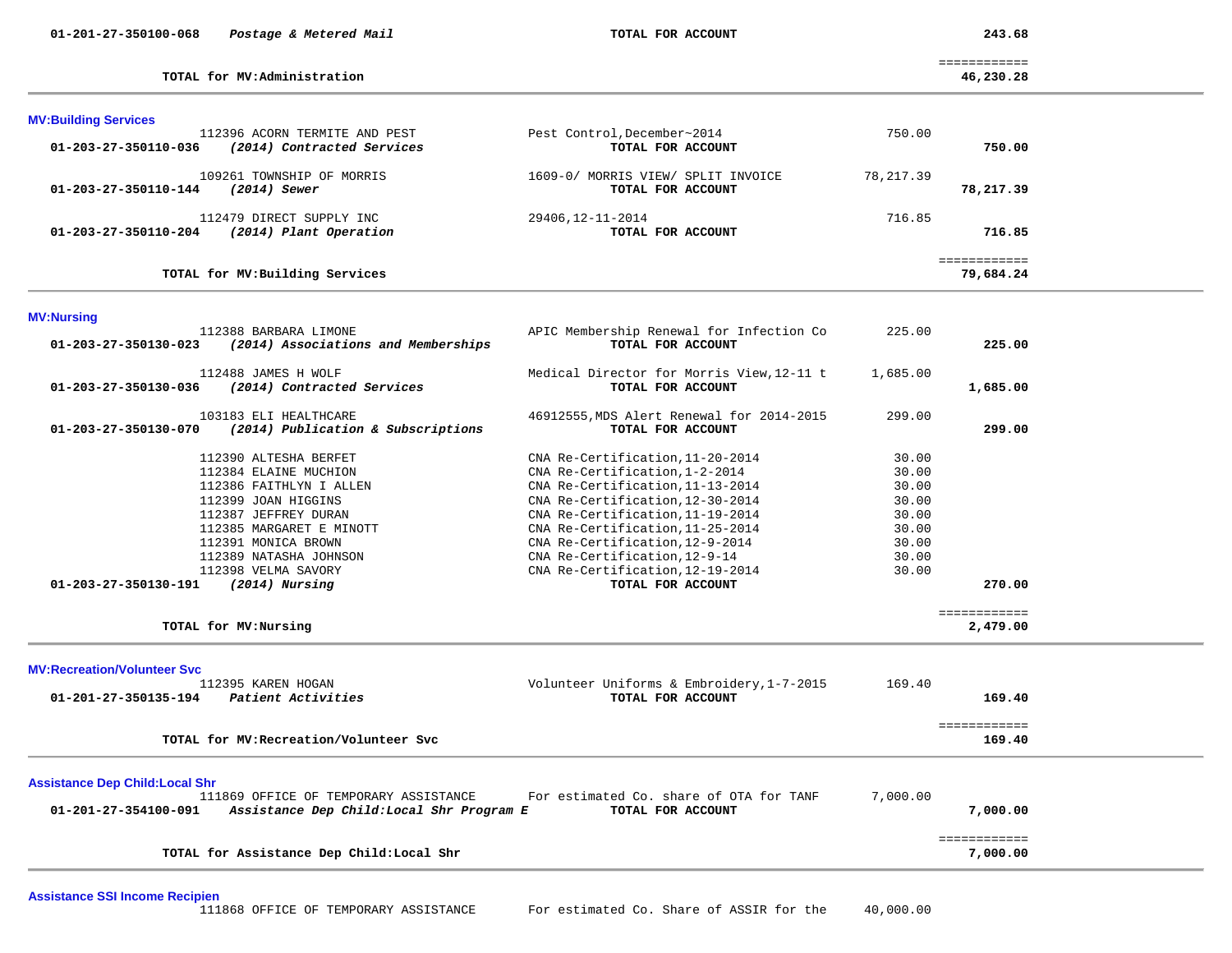| Account | Description / Vendor | Item Description | Amount | Total |
|---|---|---|---|---|
| 01-201-27-350100-068 | *Postage & Metered Mail* | **TOTAL FOR ACCOUNT** | | **243.68** |
| | **TOTAL for MV:Administration** | | | **46,230.28** |

**MV:Building Services**

| Account | Description / Vendor | Item Description | Amount | Total |
|---|---|---|---|---|
| | 112396 ACORN TERMITE AND PEST | Pest Control,December~2014 | 750.00 | |
| 01-203-27-350110-036 | *(2014) Contracted Services* | **TOTAL FOR ACCOUNT** | | **750.00** |
| | 109261 TOWNSHIP OF MORRIS | 1609-0/ MORRIS VIEW/ SPLIT INVOICE | 78,217.39 | |
| 01-203-27-350110-144 | *(2014) Sewer* | **TOTAL FOR ACCOUNT** | | **78,217.39** |
| | 112479 DIRECT SUPPLY INC | 29406,12-11-2014 | 716.85 | |
| 01-203-27-350110-204 | *(2014) Plant Operation* | **TOTAL FOR ACCOUNT** | | **716.85** |
| | **TOTAL for MV:Building Services** | | | **79,684.24** |

**MV:Nursing**

| Account | Description / Vendor | Item Description | Amount | Total |
|---|---|---|---|---|
| | 112388 BARBARA LIMONE | APIC Membership Renewal for Infection Co | 225.00 | |
| 01-203-27-350130-023 | *(2014) Associations and Memberships* | **TOTAL FOR ACCOUNT** | | **225.00** |
| | 112488 JAMES H WOLF | Medical Director for Morris View,12-11 t | 1,685.00 | |
| 01-203-27-350130-036 | *(2014) Contracted Services* | **TOTAL FOR ACCOUNT** | | **1,685.00** |
| | 103183 ELI HEALTHCARE | 46912555,MDS Alert Renewal for 2014-2015 | 299.00 | |
| 01-203-27-350130-070 | *(2014) Publication & Subscriptions* | **TOTAL FOR ACCOUNT** | | **299.00** |
| | 112390 ALTESHA BERFET | CNA Re-Certification,11-20-2014 | 30.00 | |
| | 112384 ELAINE MUCHION | CNA Re-Certification,1-2-2014 | 30.00 | |
| | 112386 FAITHLYN I ALLEN | CNA Re-Certification,11-13-2014 | 30.00 | |
| | 112399 JOAN HIGGINS | CNA Re-Certification,12-30-2014 | 30.00 | |
| | 112387 JEFFREY DURAN | CNA Re-Certification,11-19-2014 | 30.00 | |
| | 112385 MARGARET E MINOTT | CNA Re-Certification,11-25-2014 | 30.00 | |
| | 112391 MONICA BROWN | CNA Re-Certification,12-9-2014 | 30.00 | |
| | 112389 NATASHA JOHNSON | CNA Re-Certification,12-9-14 | 30.00 | |
| | 112398 VELMA SAVORY | CNA Re-Certification,12-19-2014 | 30.00 | |
| 01-203-27-350130-191 | *(2014) Nursing* | **TOTAL FOR ACCOUNT** | | **270.00** |
| | **TOTAL for MV:Nursing** | | | **2,479.00** |

**MV:Recreation/Volunteer Svc**

| Account | Description / Vendor | Item Description | Amount | Total |
|---|---|---|---|---|
| | 112395 KAREN HOGAN | Volunteer Uniforms & Embroidery,1-7-2015 | 169.40 | |
| 01-201-27-350135-194 | *Patient Activities* | **TOTAL FOR ACCOUNT** | | **169.40** |
| | **TOTAL for MV:Recreation/Volunteer Svc** | | | **169.40** |

**Assistance Dep Child:Local Shr**

| Account | Description / Vendor | Item Description | Amount | Total |
|---|---|---|---|---|
| | 111869 OFFICE OF TEMPORARY ASSISTANCE | For estimated Co. share of OTA for TANF | 7,000.00 | |
| 01-201-27-354100-091 | *Assistance Dep Child:Local Shr Program E* | **TOTAL FOR ACCOUNT** | | **7,000.00** |
| | **TOTAL for Assistance Dep Child:Local Shr** | | | **7,000.00** |

**Assistance SSI Income Recipien**

| Account | Description / Vendor | Item Description | Amount | Total |
|---|---|---|---|---|
| | 111868 OFFICE OF TEMPORARY ASSISTANCE | For estimated Co. Share of ASSIR for the | 40,000.00 | |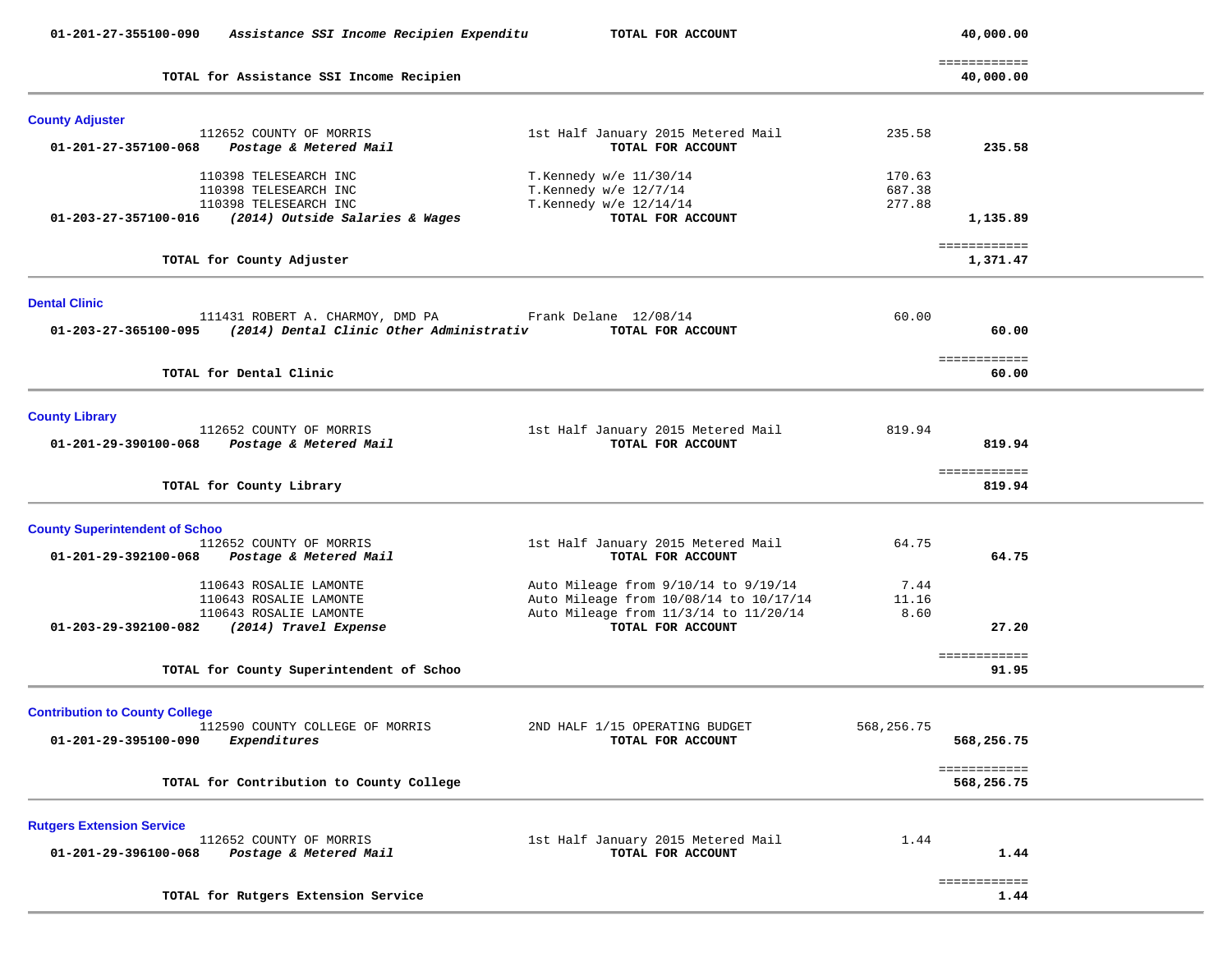| Account | Vendor / Description | Detail | Amount | Total |
|---|---|---|---|---|
| 01-201-27-355100-090 | *Assistance SSI Income Recipien Expenditu* | **TOTAL FOR ACCOUNT** | | **40,000.00** |
| | **TOTAL for Assistance SSI Income Recipien** | | | **40,000.00** |

## County Adjuster

| Account | Vendor / Description | Detail | Amount | Total |
|---|---|---|---|---|
| | 112652 COUNTY OF MORRIS | 1st Half January 2015 Metered Mail | 235.58 | |
| 01-201-27-357100-068 | *Postage & Metered Mail* | **TOTAL FOR ACCOUNT** | | **235.58** |
| | 110398 TELESEARCH INC | T.Kennedy w/e 11/30/14 | 170.63 | |
| | 110398 TELESEARCH INC | T.Kennedy w/e 12/7/14 | 687.38 | |
| | 110398 TELESEARCH INC | T.Kennedy w/e 12/14/14 | 277.88 | |
| 01-203-27-357100-016 | *(2014) Outside Salaries & Wages* | **TOTAL FOR ACCOUNT** | | **1,135.89** |
| | **TOTAL for County Adjuster** | | | **1,371.47** |

## Dental Clinic

| Account | Vendor / Description | Detail | Amount | Total |
|---|---|---|---|---|
| | 111431 ROBERT A. CHARMOY, DMD PA | Frank Delane 12/08/14 | 60.00 | |
| 01-203-27-365100-095 | *(2014) Dental Clinic Other Administrativ* | **TOTAL FOR ACCOUNT** | | **60.00** |
| | **TOTAL for Dental Clinic** | | | **60.00** |

## County Library

| Account | Vendor / Description | Detail | Amount | Total |
|---|---|---|---|---|
| | 112652 COUNTY OF MORRIS | 1st Half January 2015 Metered Mail | 819.94 | |
| 01-201-29-390100-068 | *Postage & Metered Mail* | **TOTAL FOR ACCOUNT** | | **819.94** |
| | **TOTAL for County Library** | | | **819.94** |

## County Superintendent of Schoo

| Account | Vendor / Description | Detail | Amount | Total |
|---|---|---|---|---|
| | 112652 COUNTY OF MORRIS | 1st Half January 2015 Metered Mail | 64.75 | |
| 01-201-29-392100-068 | *Postage & Metered Mail* | **TOTAL FOR ACCOUNT** | | **64.75** |
| | 110643 ROSALIE LAMONTE | Auto Mileage from 9/10/14 to 9/19/14 | 7.44 | |
| | 110643 ROSALIE LAMONTE | Auto Mileage from 10/08/14 to 10/17/14 | 11.16 | |
| | 110643 ROSALIE LAMONTE | Auto Mileage from 11/3/14 to 11/20/14 | 8.60 | |
| 01-203-29-392100-082 | *(2014) Travel Expense* | **TOTAL FOR ACCOUNT** | | **27.20** |
| | **TOTAL for County Superintendent of Schoo** | | | **91.95** |

## Contribution to County College

| Account | Vendor / Description | Detail | Amount | Total |
|---|---|---|---|---|
| | 112590 COUNTY COLLEGE OF MORRIS | 2ND HALF 1/15 OPERATING BUDGET | 568,256.75 | |
| 01-201-29-395100-090 | *Expenditures* | **TOTAL FOR ACCOUNT** | | **568,256.75** |
| | **TOTAL for Contribution to County College** | | | **568,256.75** |

## Rutgers Extension Service

| Account | Vendor / Description | Detail | Amount | Total |
|---|---|---|---|---|
| | 112652 COUNTY OF MORRIS | 1st Half January 2015 Metered Mail | 1.44 | |
| 01-201-29-396100-068 | *Postage & Metered Mail* | **TOTAL FOR ACCOUNT** | | **1.44** |
| | **TOTAL for Rutgers Extension Service** | | | **1.44** |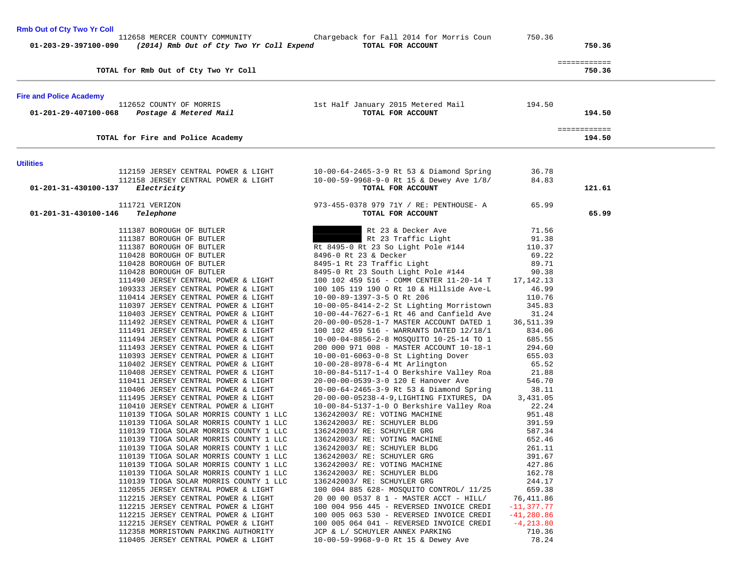## Rmb Out of Cty Two Yr Coll

| | | | | |
|---|---|---|---|---|
| | 112658 MERCER COUNTY COMMUNITY | Chargeback for Fall 2014 for Morris Coun | 750.36 | |
| 01-203-29-397100-090 | *(2014) Rmb Out of Cty Two Yr Coll Expend* | **TOTAL FOR ACCOUNT** | | **750.36** |

| | |
|---|---|
| **TOTAL for Rmb Out of Cty Two Yr Coll** | **750.36** |

## Fire and Police Academy

| | | | | |
|---|---|---|---|---|
| | 112652 COUNTY OF MORRIS | 1st Half January 2015 Metered Mail | 194.50 | |
| 01-201-29-407100-068 | *Postage & Metered Mail* | **TOTAL FOR ACCOUNT** | | **194.50** |

| | |
|---|---|
| **TOTAL for Fire and Police Academy** | **194.50** |

## Utilities

| | | | | |
|---|---|---|---|---|
| | 112159 JERSEY CENTRAL POWER & LIGHT | 10-00-64-2465-3-9 Rt 53 & Diamond Spring | 36.78 | |
| | 112158 JERSEY CENTRAL POWER & LIGHT | 10-00-59-9968-9-0 Rt 15 & Dewey Ave 1/8/ | 84.83 | |
| 01-201-31-430100-137 | *Electricity* | **TOTAL FOR ACCOUNT** | | **121.61** |
| | 111721 VERIZON | 973-455-0378 979 71Y / RE: PENTHOUSE- A | 65.99 | |
| 01-201-31-430100-146 | *Telephone* | **TOTAL FOR ACCOUNT** | | **65.99** |
| | 111387 BOROUGH OF BUTLER | Rt 23 & Decker Ave | 71.56 | |
| | 111387 BOROUGH OF BUTLER | Rt 23 Traffic Light | 91.38 | |
| | 111387 BOROUGH OF BUTLER | Rt 8495-0 Rt 23 So Light Pole #144 | 110.37 | |
| | 110428 BOROUGH OF BUTLER | 8496-0 Rt 23 & Decker | 69.22 | |
| | 110428 BOROUGH OF BUTLER | 8495-1 Rt 23 Traffic Light | 89.71 | |
| | 110428 BOROUGH OF BUTLER | 8495-0 Rt 23 South Light Pole #144 | 90.38 | |
| | 111490 JERSEY CENTRAL POWER & LIGHT | 100 102 459 516 - COMM CENTER 11-20-14 T | 17,142.13 | |
| | 109333 JERSEY CENTRAL POWER & LIGHT | 100 105 119 190 O Rt 10 & Hillside Ave-L | 46.99 | |
| | 110414 JERSEY CENTRAL POWER & LIGHT | 10-00-89-1397-3-5 O Rt 206 | 110.76 | |
| | 110397 JERSEY CENTRAL POWER & LIGHT | 10-00-05-8414-2-2 St Lighting Morristown | 345.83 | |
| | 110403 JERSEY CENTRAL POWER & LIGHT | 10-00-44-7627-6-1 Rt 46 and Canfield Ave | 31.24 | |
| | 111492 JERSEY CENTRAL POWER & LIGHT | 20-00-00-0528-1-7 MASTER ACCOUNT DATED 1 | 36,511.39 | |
| | 111491 JERSEY CENTRAL POWER & LIGHT | 100 102 459 516 - WARRANTS DATED 12/18/1 | 834.06 | |
| | 111494 JERSEY CENTRAL POWER & LIGHT | 10-00-04-8856-2-8 MOSQUITO 10-25-14 TO 1 | 685.55 | |
| | 111493 JERSEY CENTRAL POWER & LIGHT | 200 000 971 008 - MASTER ACCOUNT 10-18-1 | 294.60 | |
| | 110393 JERSEY CENTRAL POWER & LIGHT | 10-00-01-6063-0-8 St Lighting Dover | 655.03 | |
| | 110402 JERSEY CENTRAL POWER & LIGHT | 10-00-28-8978-6-4 Mt Arlington | 65.52 | |
| | 110408 JERSEY CENTRAL POWER & LIGHT | 10-00-84-5117-1-4 O Berkshire Valley Roa | 21.88 | |
| | 110411 JERSEY CENTRAL POWER & LIGHT | 20-00-00-0539-3-0 120 E Hanover Ave | 546.70 | |
| | 110406 JERSEY CENTRAL POWER & LIGHT | 10-00-64-2465-3-9 Rt 53 & Diamond Spring | 38.11 | |
| | 111495 JERSEY CENTRAL POWER & LIGHT | 20-00-00-05238-4-9,LIGHTING FIXTURES, DA | 3,431.05 | |
| | 110410 JERSEY CENTRAL POWER & LIGHT | 10-00-84-5137-1-0 O Berkshire Valley Roa | 22.24 | |
| | 110139 TIOGA SOLAR MORRIS COUNTY 1 LLC | 136242003/ RE: VOTING MACHINE | 951.48 | |
| | 110139 TIOGA SOLAR MORRIS COUNTY 1 LLC | 136242003/ RE: SCHUYLER BLDG | 391.59 | |
| | 110139 TIOGA SOLAR MORRIS COUNTY 1 LLC | 136242003/ RE: SCHUYLER GRG | 587.34 | |
| | 110139 TIOGA SOLAR MORRIS COUNTY 1 LLC | 136242003/ RE: VOTING MACHINE | 652.46 | |
| | 110139 TIOGA SOLAR MORRIS COUNTY 1 LLC | 136242003/ RE: SCHUYLER BLDG | 261.11 | |
| | 110139 TIOGA SOLAR MORRIS COUNTY 1 LLC | 136242003/ RE: SCHUYLER GRG | 391.67 | |
| | 110139 TIOGA SOLAR MORRIS COUNTY 1 LLC | 136242003/ RE: VOTING MACHINE | 427.86 | |
| | 110139 TIOGA SOLAR MORRIS COUNTY 1 LLC | 136242003/ RE: SCHUYLER BLDG | 162.78 | |
| | 110139 TIOGA SOLAR MORRIS COUNTY 1 LLC | 136242003/ RE: SCHUYLER GRG | 244.17 | |
| | 112055 JERSEY CENTRAL POWER & LIGHT | 100 004 885 628- MOSQUITO CONTROL/ 11/25 | 659.38 | |
| | 112215 JERSEY CENTRAL POWER & LIGHT | 20 00 00 0537 8 1 - MASTER ACCT - HILL/ | 76,411.86 | |
| | 112215 JERSEY CENTRAL POWER & LIGHT | 100 004 956 445 - REVERSED INVOICE CREDI | -11,377.77 | |
| | 112215 JERSEY CENTRAL POWER & LIGHT | 100 005 063 530 - REVERSED INVOICE CREDI | -41,280.86 | |
| | 112215 JERSEY CENTRAL POWER & LIGHT | 100 005 064 041 - REVERSED INVOICE CREDI | -4,213.80 | |
| | 112358 MORRISTOWN PARKING AUTHORITY | JCP & L/ SCHUYLER ANNEX PARKING | 710.36 | |
| | 110405 JERSEY CENTRAL POWER & LIGHT | 10-00-59-9968-9-0 Rt 15 & Dewey Ave | 78.24 | |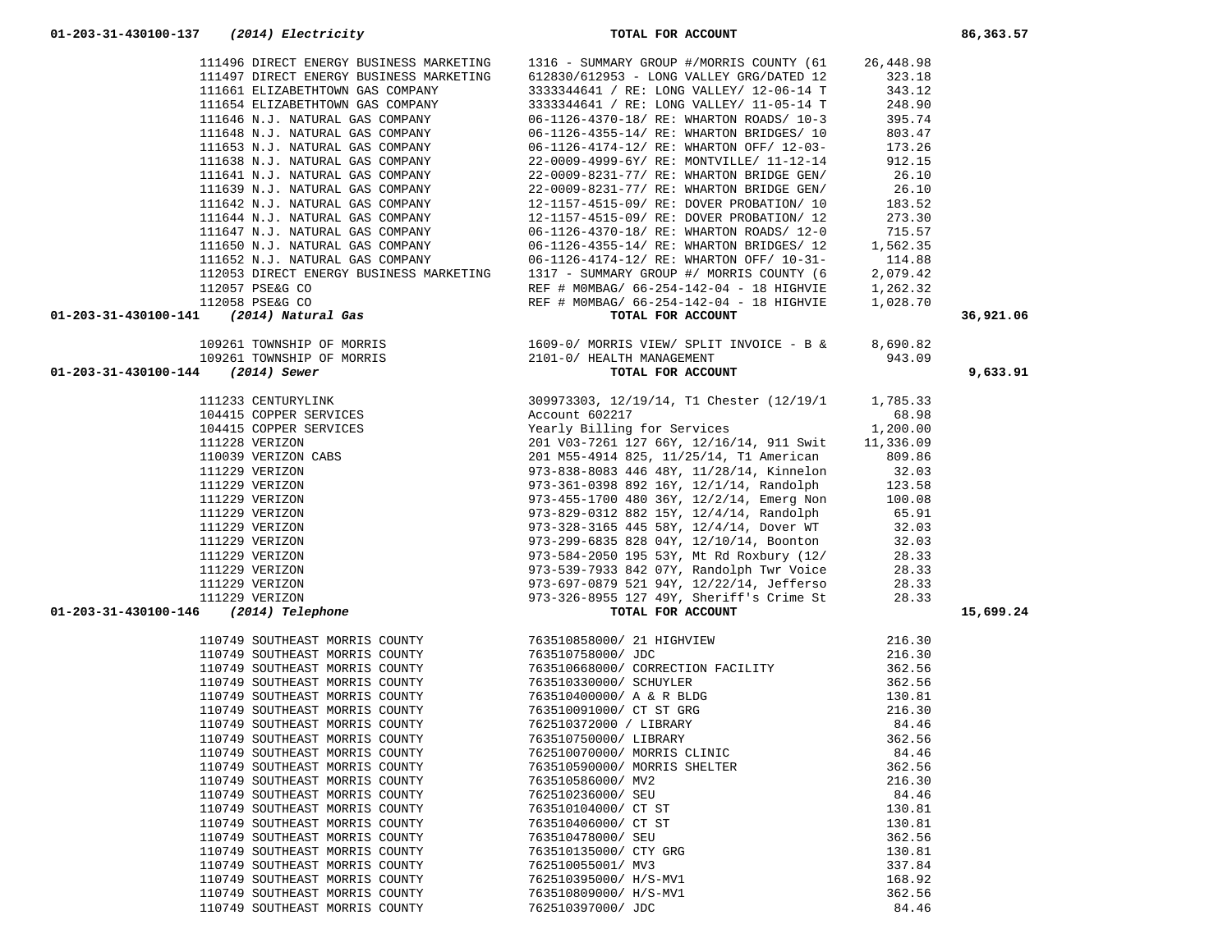| Account | Vendor | Description | Amount | Total |
|---|---|---|---|---|
| **01-203-31-430100-137** | ***(2014) Electricity*** | **TOTAL FOR ACCOUNT** | | **86,363.57** |
| | 111496 DIRECT ENERGY BUSINESS MARKETING | 1316 - SUMMARY GROUP #/MORRIS COUNTY (61 | 26,448.98 | |
| | 111497 DIRECT ENERGY BUSINESS MARKETING | 612830/612953 - LONG VALLEY GRG/DATED 12 | 323.18 | |
| | 111661 ELIZABETHTOWN GAS COMPANY | 3333344641 / RE: LONG VALLEY/ 12-06-14 T | 343.12 | |
| | 111654 ELIZABETHTOWN GAS COMPANY | 3333344641 / RE: LONG VALLEY/ 11-05-14 T | 248.90 | |
| | 111646 N.J. NATURAL GAS COMPANY | 06-1126-4370-18/ RE: WHARTON ROADS/ 10-3 | 395.74 | |
| | 111648 N.J. NATURAL GAS COMPANY | 06-1126-4355-14/ RE: WHARTON BRIDGES/ 10 | 803.47 | |
| | 111653 N.J. NATURAL GAS COMPANY | 06-1126-4174-12/ RE: WHARTON OFF/ 12-03- | 173.26 | |
| | 111638 N.J. NATURAL GAS COMPANY | 22-0009-4999-6Y/ RE: MONTVILLE/ 11-12-14 | 912.15 | |
| | 111641 N.J. NATURAL GAS COMPANY | 22-0009-8231-77/ RE: WHARTON BRIDGE GEN/ | 26.10 | |
| | 111639 N.J. NATURAL GAS COMPANY | 22-0009-8231-77/ RE: WHARTON BRIDGE GEN/ | 26.10 | |
| | 111642 N.J. NATURAL GAS COMPANY | 12-1157-4515-09/ RE: DOVER PROBATION/ 10 | 183.52 | |
| | 111644 N.J. NATURAL GAS COMPANY | 12-1157-4515-09/ RE: DOVER PROBATION/ 12 | 273.30 | |
| | 111647 N.J. NATURAL GAS COMPANY | 06-1126-4370-18/ RE: WHARTON ROADS/ 12-0 | 715.57 | |
| | 111650 N.J. NATURAL GAS COMPANY | 06-1126-4355-14/ RE: WHARTON BRIDGES/ 12 | 1,562.35 | |
| | 111652 N.J. NATURAL GAS COMPANY | 06-1126-4174-12/ RE: WHARTON OFF/ 10-31- | 114.88 | |
| | 112053 DIRECT ENERGY BUSINESS MARKETING | 1317 - SUMMARY GROUP #/ MORRIS COUNTY (6 | 2,079.42 | |
| | 112057 PSE&G CO | REF # M0MBAG/ 66-254-142-04 - 18 HIGHVIE | 1,262.32 | |
| | 112058 PSE&G CO | REF # M0MBAG/ 66-254-142-04 - 18 HIGHVIE | 1,028.70 | |
| **01-203-31-430100-141** | ***(2014) Natural Gas*** | **TOTAL FOR ACCOUNT** | | **36,921.06** |
| | 109261 TOWNSHIP OF MORRIS | 1609-0/ MORRIS VIEW/ SPLIT INVOICE - B & | 8,690.82 | |
| | 109261 TOWNSHIP OF MORRIS | 2101-0/ HEALTH MANAGEMENT | 943.09 | |
| **01-203-31-430100-144** | ***(2014) Sewer*** | **TOTAL FOR ACCOUNT** | | **9,633.91** |
| | 111233 CENTURYLINK | 309973303, 12/19/14, T1 Chester (12/19/1 | 1,785.33 | |
| | 104415 COPPER SERVICES | Account 602217 | 68.98 | |
| | 104415 COPPER SERVICES | Yearly Billing for Services | 1,200.00 | |
| | 111228 VERIZON | 201 V03-7261 127 66Y, 12/16/14, 911 Swit | 11,336.09 | |
| | 110039 VERIZON CABS | 201 M55-4914 825, 11/25/14, T1 American | 809.86 | |
| | 111229 VERIZON | 973-838-8083 446 48Y, 11/28/14, Kinnelon | 32.03 | |
| | 111229 VERIZON | 973-361-0398 892 16Y, 12/1/14, Randolph | 123.58 | |
| | 111229 VERIZON | 973-455-1700 480 36Y, 12/2/14, Emerg Non | 100.08 | |
| | 111229 VERIZON | 973-829-0312 882 15Y, 12/4/14, Randolph | 65.91 | |
| | 111229 VERIZON | 973-328-3165 445 58Y, 12/4/14, Dover WT | 32.03 | |
| | 111229 VERIZON | 973-299-6835 828 04Y, 12/10/14, Boonton | 32.03 | |
| | 111229 VERIZON | 973-584-2050 195 53Y, Mt Rd Roxbury (12/ | 28.33 | |
| | 111229 VERIZON | 973-539-7933 842 07Y, Randolph Twr Voice | 28.33 | |
| | 111229 VERIZON | 973-697-0879 521 94Y, 12/22/14, Jefferso | 28.33 | |
| | 111229 VERIZON | 973-326-8955 127 49Y, Sheriff's Crime St | 28.33 | |
| **01-203-31-430100-146** | ***(2014) Telephone*** | **TOTAL FOR ACCOUNT** | | **15,699.24** |
| | 110749 SOUTHEAST MORRIS COUNTY | 763510858000/ 21 HIGHVIEW | 216.30 | |
| | 110749 SOUTHEAST MORRIS COUNTY | 763510758000/ JDC | 216.30 | |
| | 110749 SOUTHEAST MORRIS COUNTY | 763510668000/ CORRECTION FACILITY | 362.56 | |
| | 110749 SOUTHEAST MORRIS COUNTY | 763510330000/ SCHUYLER | 362.56 | |
| | 110749 SOUTHEAST MORRIS COUNTY | 763510400000/ A & R BLDG | 130.81 | |
| | 110749 SOUTHEAST MORRIS COUNTY | 763510091000/ CT ST GRG | 216.30 | |
| | 110749 SOUTHEAST MORRIS COUNTY | 762510372000 / LIBRARY | 84.46 | |
| | 110749 SOUTHEAST MORRIS COUNTY | 763510750000/ LIBRARY | 362.56 | |
| | 110749 SOUTHEAST MORRIS COUNTY | 762510070000/ MORRIS CLINIC | 84.46 | |
| | 110749 SOUTHEAST MORRIS COUNTY | 763510590000/ MORRIS SHELTER | 362.56 | |
| | 110749 SOUTHEAST MORRIS COUNTY | 763510586000/ MV2 | 216.30 | |
| | 110749 SOUTHEAST MORRIS COUNTY | 762510236000/ SEU | 84.46 | |
| | 110749 SOUTHEAST MORRIS COUNTY | 763510104000/ CT ST | 130.81 | |
| | 110749 SOUTHEAST MORRIS COUNTY | 763510406000/ CT ST | 130.81 | |
| | 110749 SOUTHEAST MORRIS COUNTY | 763510478000/ SEU | 362.56 | |
| | 110749 SOUTHEAST MORRIS COUNTY | 763510135000/ CTY GRG | 130.81 | |
| | 110749 SOUTHEAST MORRIS COUNTY | 762510055001/ MV3 | 337.84 | |
| | 110749 SOUTHEAST MORRIS COUNTY | 762510395000/ H/S-MV1 | 168.92 | |
| | 110749 SOUTHEAST MORRIS COUNTY | 763510809000/ H/S-MV1 | 362.56 | |
| | 110749 SOUTHEAST MORRIS COUNTY | 762510397000/ JDC | 84.46 | |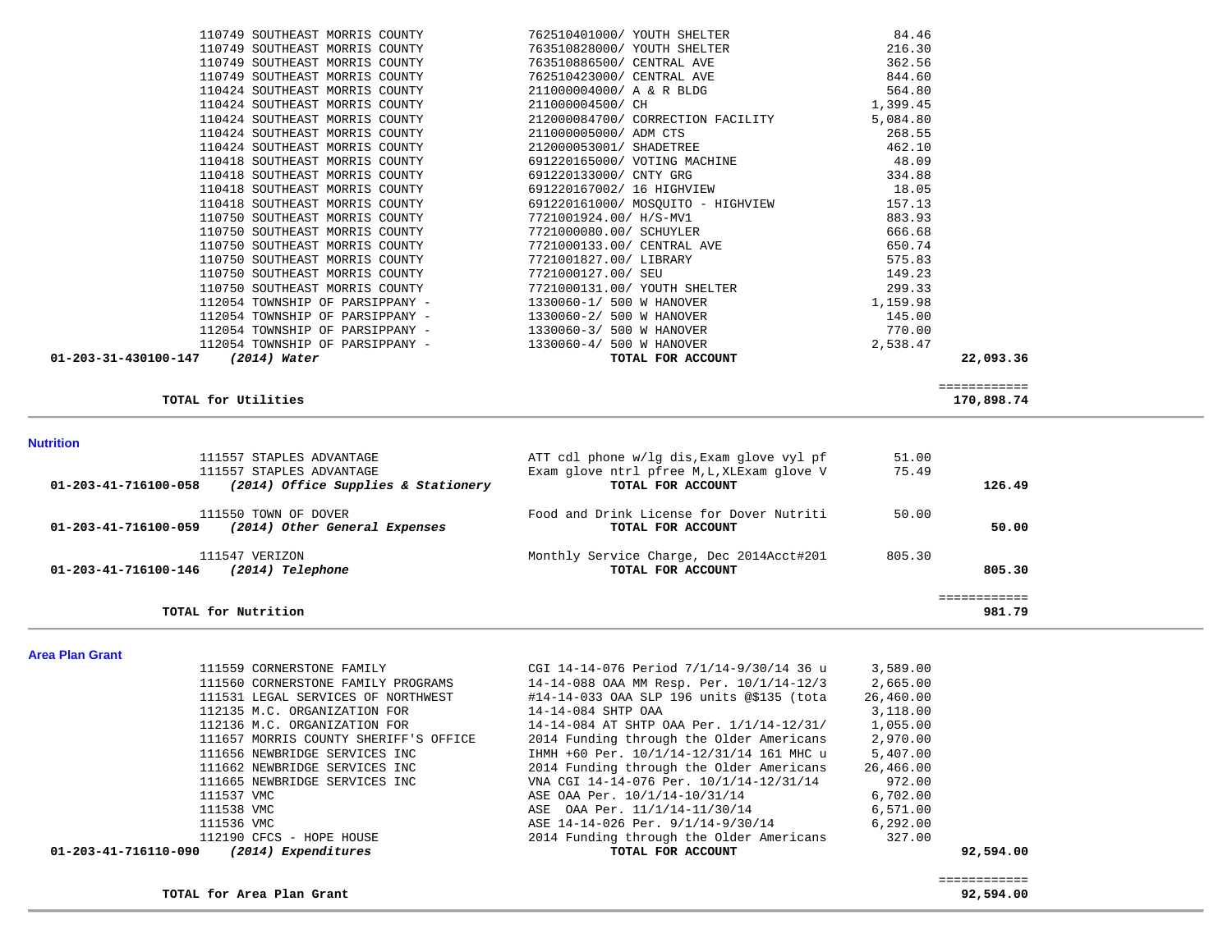| Vendor | Description | Amount | Total |
|---|---|---|---|
| 110749 SOUTHEAST MORRIS COUNTY | 762510401000/ YOUTH SHELTER | 84.46 | |
| 110749 SOUTHEAST MORRIS COUNTY | 763510828000/ YOUTH SHELTER | 216.30 | |
| 110749 SOUTHEAST MORRIS COUNTY | 763510886500/ CENTRAL AVE | 362.56 | |
| 110749 SOUTHEAST MORRIS COUNTY | 762510423000/ CENTRAL AVE | 844.60 | |
| 110424 SOUTHEAST MORRIS COUNTY | 211000004000/ A & R BLDG | 564.80 | |
| 110424 SOUTHEAST MORRIS COUNTY | 211000004500/ CH | 1,399.45 | |
| 110424 SOUTHEAST MORRIS COUNTY | 212000084700/ CORRECTION FACILITY | 5,084.80 | |
| 110424 SOUTHEAST MORRIS COUNTY | 211000005000/ ADM CTS | 268.55 | |
| 110424 SOUTHEAST MORRIS COUNTY | 212000053001/ SHADETREE | 462.10 | |
| 110418 SOUTHEAST MORRIS COUNTY | 691220165000/ VOTING MACHINE | 48.09 | |
| 110418 SOUTHEAST MORRIS COUNTY | 691220133000/ CNTY GRG | 334.88 | |
| 110418 SOUTHEAST MORRIS COUNTY | 691220167002/ 16 HIGHVIEW | 18.05 | |
| 110418 SOUTHEAST MORRIS COUNTY | 691220161000/ MOSQUITO - HIGHVIEW | 157.13 | |
| 110750 SOUTHEAST MORRIS COUNTY | 7721001924.00/ H/S-MV1 | 883.93 | |
| 110750 SOUTHEAST MORRIS COUNTY | 7721000080.00/ SCHUYLER | 666.68 | |
| 110750 SOUTHEAST MORRIS COUNTY | 7721000133.00/ CENTRAL AVE | 650.74 | |
| 110750 SOUTHEAST MORRIS COUNTY | 7721001827.00/ LIBRARY | 575.83 | |
| 110750 SOUTHEAST MORRIS COUNTY | 7721000127.00/ SEU | 149.23 | |
| 110750 SOUTHEAST MORRIS COUNTY | 7721000131.00/ YOUTH SHELTER | 299.33 | |
| 112054 TOWNSHIP OF PARSIPPANY - | 1330060-1/ 500 W HANOVER | 1,159.98 | |
| 112054 TOWNSHIP OF PARSIPPANY - | 1330060-2/ 500 W HANOVER | 145.00 | |
| 112054 TOWNSHIP OF PARSIPPANY - | 1330060-3/ 500 W HANOVER | 770.00 | |
| 112054 TOWNSHIP OF PARSIPPANY - | 1330060-4/ 500 W HANOVER | 2,538.47 | |
| **01-203-31-430100-147** ***(2014) Water*** | **TOTAL FOR ACCOUNT** | | **22,093.36** |

**TOTAL for Utilities** ============ **170,898.74**

## Nutrition

| Vendor | Description | Amount | Total |
|---|---|---|---|
| 111557 STAPLES ADVANTAGE | ATT cdl phone w/lg dis,Exam glove vyl pf | 51.00 | |
| 111557 STAPLES ADVANTAGE | Exam glove ntrl pfree M,L,XLExam glove V | 75.49 | |
| **01-203-41-716100-058** ***(2014) Office Supplies & Stationery*** | **TOTAL FOR ACCOUNT** | | **126.49** |
| 111550 TOWN OF DOVER | Food and Drink License for Dover Nutriti | 50.00 | |
| **01-203-41-716100-059** ***(2014) Other General Expenses*** | **TOTAL FOR ACCOUNT** | | **50.00** |
| 111547 VERIZON | Monthly Service Charge, Dec 2014Acct#201 | 805.30 | |
| **01-203-41-716100-146** ***(2014) Telephone*** | **TOTAL FOR ACCOUNT** | | **805.30** |

**TOTAL for Nutrition** ============ **981.79**

## Area Plan Grant

| Vendor | Description | Amount | Total |
|---|---|---|---|
| 111559 CORNERSTONE FAMILY | CGI 14-14-076 Period 7/1/14-9/30/14 36 u | 3,589.00 | |
| 111560 CORNERSTONE FAMILY PROGRAMS | 14-14-088 OAA MM Resp. Per. 10/1/14-12/3 | 2,665.00 | |
| 111531 LEGAL SERVICES OF NORTHWEST | #14-14-033 OAA SLP 196 units @$135 (tota | 26,460.00 | |
| 112135 M.C. ORGANIZATION FOR | 14-14-084 SHTP OAA | 3,118.00 | |
| 112136 M.C. ORGANIZATION FOR | 14-14-084 AT SHTP OAA Per. 1/1/14-12/31/ | 1,055.00 | |
| 111657 MORRIS COUNTY SHERIFF'S OFFICE | 2014 Funding through the Older Americans | 2,970.00 | |
| 111656 NEWBRIDGE SERVICES INC | IHMH +60 Per. 10/1/14-12/31/14 161 MHC u | 5,407.00 | |
| 111662 NEWBRIDGE SERVICES INC | 2014 Funding through the Older Americans | 26,466.00 | |
| 111665 NEWBRIDGE SERVICES INC | VNA CGI 14-14-076 Per. 10/1/14-12/31/14 | 972.00 | |
| 111537 VMC | ASE OAA Per. 10/1/14-10/31/14 | 6,702.00 | |
| 111538 VMC | ASE OAA Per. 11/1/14-11/30/14 | 6,571.00 | |
| 111536 VMC | ASE 14-14-026 Per. 9/1/14-9/30/14 | 6,292.00 | |
| 112190 CFCS - HOPE HOUSE | 2014 Funding through the Older Americans | 327.00 | |
| **01-203-41-716110-090** ***(2014) Expenditures*** | **TOTAL FOR ACCOUNT** | | **92,594.00** |

**TOTAL for Area Plan Grant** ============ **92,594.00**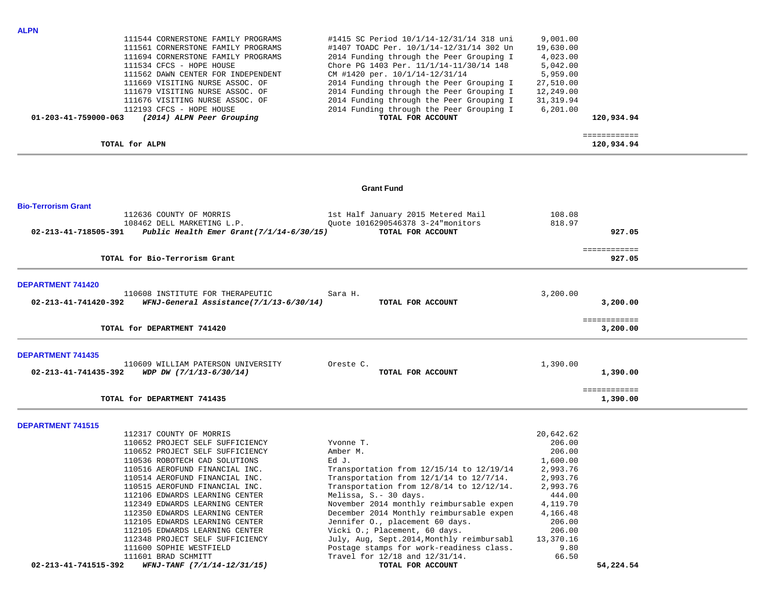**ALPN**

| | Vendor | Description | Amount | Total |
|---|---|---|---|---|
| | 111544 CORNERSTONE FAMILY PROGRAMS | #1415 SC Period 10/1/14-12/31/14 318 uni | 9,001.00 | |
| | 111561 CORNERSTONE FAMILY PROGRAMS | #1407 TOADC Per. 10/1/14-12/31/14 302 Un | 19,630.00 | |
| | 111694 CORNERSTONE FAMILY PROGRAMS | 2014 Funding through the Peer Grouping I | 4,023.00 | |
| | 111534 CFCS - HOPE HOUSE | Chore PG 1403 Per. 11/1/14-11/30/14 148 | 5,042.00 | |
| | 111562 DAWN CENTER FOR INDEPENDENT | CM #1420 per. 10/1/14-12/31/14 | 5,959.00 | |
| | 111669 VISITING NURSE ASSOC. OF | 2014 Funding through the Peer Grouping I | 27,510.00 | |
| | 111679 VISITING NURSE ASSOC. OF | 2014 Funding through the Peer Grouping I | 12,249.00 | |
| | 111676 VISITING NURSE ASSOC. OF | 2014 Funding through the Peer Grouping I | 31,319.94 | |
| | 112193 CFCS - HOPE HOUSE | 2014 Funding through the Peer Grouping I | 6,201.00 | |
| **01-203-41-759000-063** | ***(2014) ALPN Peer Grouping*** | **TOTAL FOR ACCOUNT** | | **120,934.94** |

**TOTAL for ALPN** ============ **120,934.94**

## Grant Fund

**Bio-Terrorism Grant**

| | Vendor | Description | Amount | Total |
|---|---|---|---|---|
| | 112636 COUNTY OF MORRIS | 1st Half January 2015 Metered Mail | 108.08 | |
| | 108462 DELL MARKETING L.P. | Quote 1016290546378 3-24"monitors | 818.97 | |
| **02-213-41-718505-391** | ***Public Health Emer Grant(7/1/14-6/30/15)*** | **TOTAL FOR ACCOUNT** | | **927.05** |

**TOTAL for Bio-Terrorism Grant** ============ **927.05**

**DEPARTMENT 741420**

| | Vendor | Description | Amount | Total |
|---|---|---|---|---|
| | 110608 INSTITUTE FOR THERAPEUTIC | Sara H. | 3,200.00 | |
| **02-213-41-741420-392** | ***WFNJ-General Assistance(7/1/13-6/30/14)*** | **TOTAL FOR ACCOUNT** | | **3,200.00** |

**TOTAL for DEPARTMENT 741420** ============ **3,200.00**

**DEPARTMENT 741435**

| | Vendor | Description | Amount | Total |
|---|---|---|---|---|
| | 110609 WILLIAM PATERSON UNIVERSITY | Oreste C. | 1,390.00 | |
| **02-213-41-741435-392** | ***WDP DW (7/1/13-6/30/14)*** | **TOTAL FOR ACCOUNT** | | **1,390.00** |

**TOTAL for DEPARTMENT 741435** ============ **1,390.00**

**DEPARTMENT 741515**

| | Vendor | Description | Amount | Total |
|---|---|---|---|---|
| | 112317 COUNTY OF MORRIS | | 20,642.62 | |
| | 110652 PROJECT SELF SUFFICIENCY | Yvonne T. | 206.00 | |
| | 110652 PROJECT SELF SUFFICIENCY | Amber M. | 206.00 | |
| | 110536 ROBOTECH CAD SOLUTIONS | Ed J. | 1,600.00 | |
| | 110516 AEROFUND FINANCIAL INC. | Transportation from 12/15/14 to 12/19/14 | 2,993.76 | |
| | 110514 AEROFUND FINANCIAL INC. | Transportation from 12/1/14 to 12/7/14. | 2,993.76 | |
| | 110515 AEROFUND FINANCIAL INC. | Transportation from 12/8/14 to 12/12/14. | 2,993.76 | |
| | 112106 EDWARDS LEARNING CENTER | Melissa, S.- 30 days. | 444.00 | |
| | 112349 EDWARDS LEARNING CENTER | November 2014 monthly reimbursable expen | 4,119.70 | |
| | 112350 EDWARDS LEARNING CENTER | December 2014 Monthly reimbursable expen | 4,166.48 | |
| | 112105 EDWARDS LEARNING CENTER | Jennifer O., placement 60 days. | 206.00 | |
| | 112105 EDWARDS LEARNING CENTER | Vicki O.; Placement, 60 days. | 206.00 | |
| | 112348 PROJECT SELF SUFFICIENCY | July, Aug, Sept.2014,Monthly reimbursabl | 13,370.16 | |
| | 111600 SOPHIE WESTFIELD | Postage stamps for work-readiness class. | 9.80 | |
| | 111601 BRAD SCHMITT | Travel for 12/18 and 12/31/14. | 66.50 | |
| **02-213-41-741515-392** | ***WFNJ-TANF (7/1/14-12/31/15)*** | **TOTAL FOR ACCOUNT** | | **54,224.54** |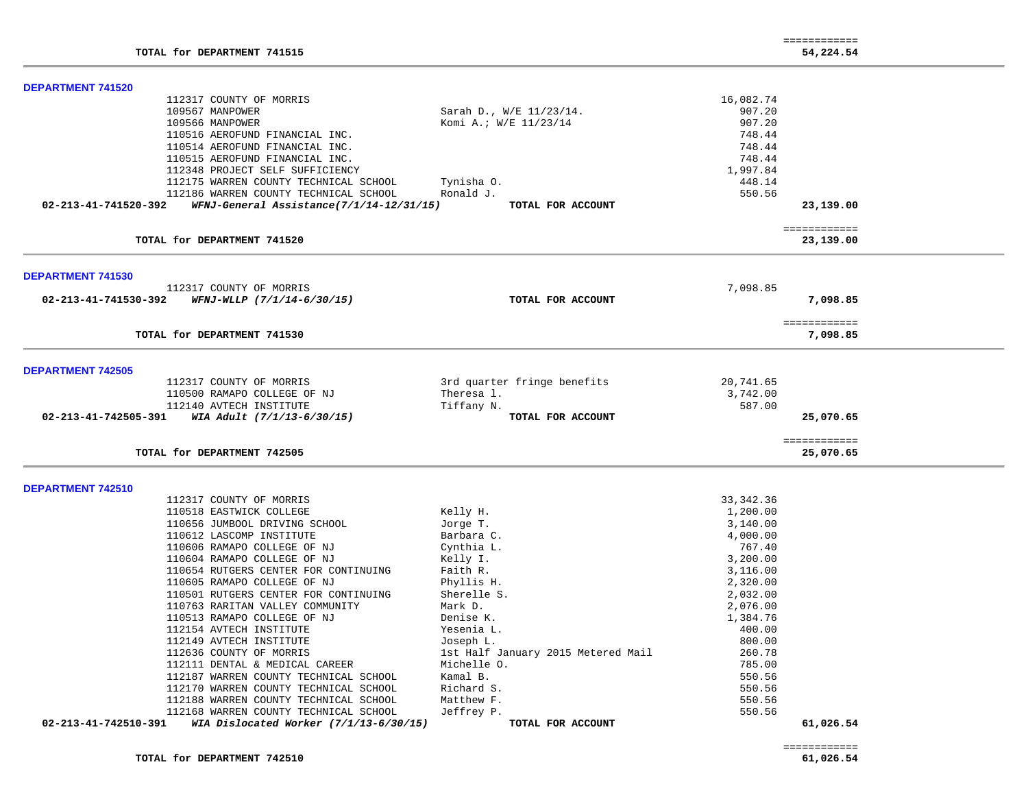| | | | |
|---|---|---|---|
| **TOTAL for DEPARTMENT 741515** | | | ============ 54,224.54 |

**DEPARTMENT 741520**

| | Vendor | Description | Amount | Total |
|---|---|---|---|---|
| | 112317 COUNTY OF MORRIS | | 16,082.74 | |
| | 109567 MANPOWER | Sarah D., W/E 11/23/14. | 907.20 | |
| | 109566 MANPOWER | Komi A.; W/E 11/23/14 | 907.20 | |
| | 110516 AEROFUND FINANCIAL INC. | | 748.44 | |
| | 110514 AEROFUND FINANCIAL INC. | | 748.44 | |
| | 110515 AEROFUND FINANCIAL INC. | | 748.44 | |
| | 112348 PROJECT SELF SUFFICIENCY | | 1,997.84 | |
| | 112175 WARREN COUNTY TECHNICAL SCHOOL | Tynisha O. | 448.14 | |
| | 112186 WARREN COUNTY TECHNICAL SCHOOL | Ronald J. | 550.56 | |
| **02-213-41-741520-392** | ***WFNJ-General Assistance(7/1/14-12/31/15)*** | **TOTAL FOR ACCOUNT** | | **23,139.00** |
| | **TOTAL for DEPARTMENT 741520** | | | ============ **23,139.00** |

**DEPARTMENT 741530**

| | Vendor | Description | Amount | Total |
|---|---|---|---|---|
| | 112317 COUNTY OF MORRIS | | 7,098.85 | |
| **02-213-41-741530-392** | ***WFNJ-WLLP (7/1/14-6/30/15)*** | **TOTAL FOR ACCOUNT** | | **7,098.85** |
| | **TOTAL for DEPARTMENT 741530** | | | ============ **7,098.85** |

**DEPARTMENT 742505**

| | Vendor | Description | Amount | Total |
|---|---|---|---|---|
| | 112317 COUNTY OF MORRIS | 3rd quarter fringe benefits | 20,741.65 | |
| | 110500 RAMAPO COLLEGE OF NJ | Theresa l. | 3,742.00 | |
| | 112140 AVTECH INSTITUTE | Tiffany N. | 587.00 | |
| **02-213-41-742505-391** | ***WIA Adult (7/1/13-6/30/15)*** | **TOTAL FOR ACCOUNT** | | **25,070.65** |
| | **TOTAL for DEPARTMENT 742505** | | | ============ **25,070.65** |

**DEPARTMENT 742510**

| | Vendor | Description | Amount | Total |
|---|---|---|---|---|
| | 112317 COUNTY OF MORRIS | | 33,342.36 | |
| | 110518 EASTWICK COLLEGE | Kelly H. | 1,200.00 | |
| | 110656 JUMBOOL DRIVING SCHOOL | Jorge T. | 3,140.00 | |
| | 110612 LASCOMP INSTITUTE | Barbara C. | 4,000.00 | |
| | 110606 RAMAPO COLLEGE OF NJ | Cynthia L. | 767.40 | |
| | 110604 RAMAPO COLLEGE OF NJ | Kelly I. | 3,200.00 | |
| | 110654 RUTGERS CENTER FOR CONTINUING | Faith R. | 3,116.00 | |
| | 110605 RAMAPO COLLEGE OF NJ | Phyllis H. | 2,320.00 | |
| | 110501 RUTGERS CENTER FOR CONTINUING | Sherelle S. | 2,032.00 | |
| | 110763 RARITAN VALLEY COMMUNITY | Mark D. | 2,076.00 | |
| | 110513 RAMAPO COLLEGE OF NJ | Denise K. | 1,384.76 | |
| | 112154 AVTECH INSTITUTE | Yesenia L. | 400.00 | |
| | 112149 AVTECH INSTITUTE | Joseph L. | 800.00 | |
| | 112636 COUNTY OF MORRIS | 1st Half January 2015 Metered Mail | 260.78 | |
| | 112111 DENTAL & MEDICAL CAREER | Michelle O. | 785.00 | |
| | 112187 WARREN COUNTY TECHNICAL SCHOOL | Kamal B. | 550.56 | |
| | 112170 WARREN COUNTY TECHNICAL SCHOOL | Richard S. | 550.56 | |
| | 112188 WARREN COUNTY TECHNICAL SCHOOL | Matthew F. | 550.56 | |
| | 112168 WARREN COUNTY TECHNICAL SCHOOL | Jeffrey P. | 550.56 | |
| **02-213-41-742510-391** | ***WIA Dislocated Worker (7/1/13-6/30/15)*** | **TOTAL FOR ACCOUNT** | | **61,026.54** |
| | **TOTAL for DEPARTMENT 742510** | | | ============ **61,026.54** |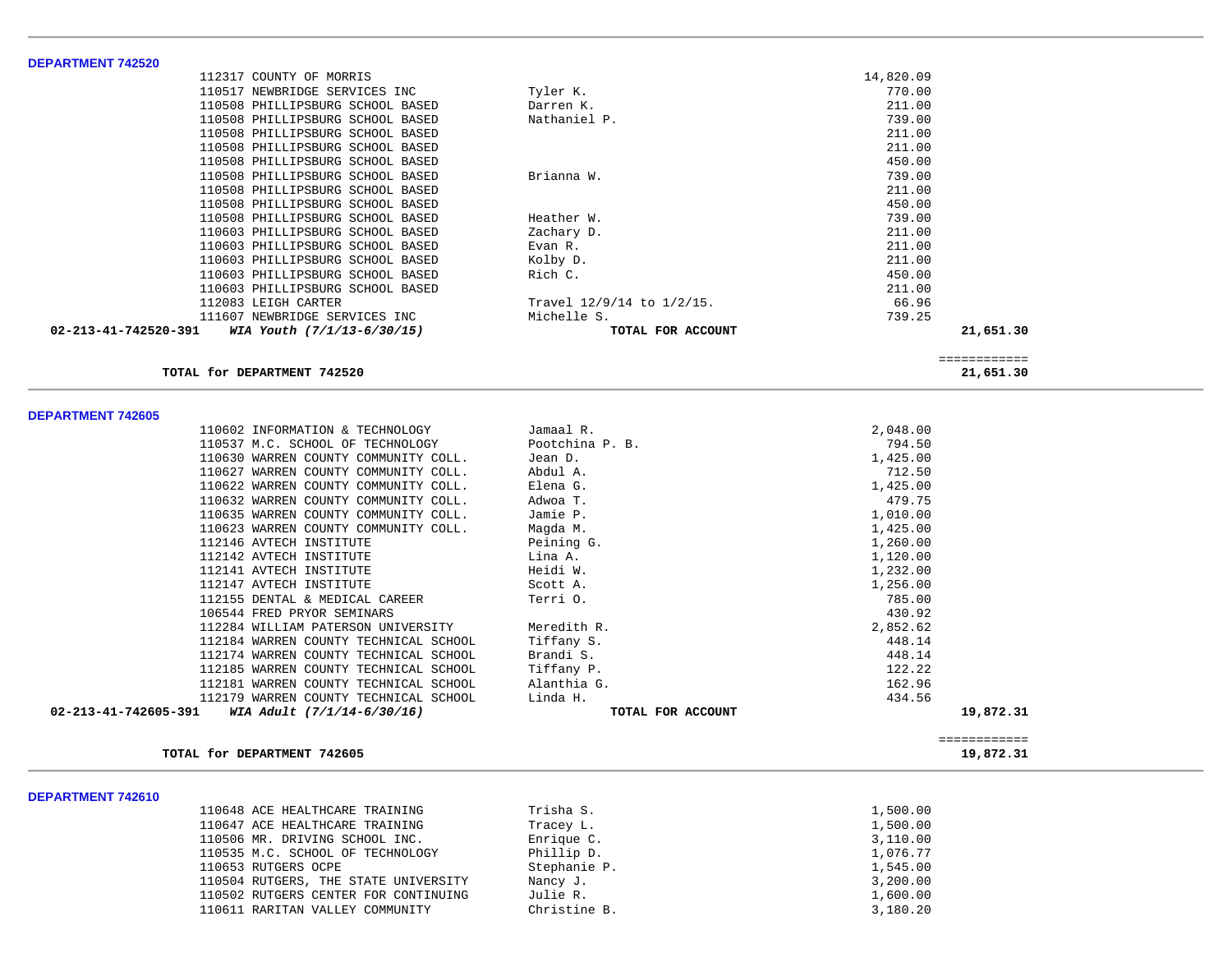**DEPARTMENT 742520**

| Vendor | Description | Amount | Total |
|---|---|---|---|
| 112317 COUNTY OF MORRIS | | 14,820.09 | |
| 110517 NEWBRIDGE SERVICES INC | Tyler K. | 770.00 | |
| 110508 PHILLIPSBURG SCHOOL BASED | Darren K. | 211.00 | |
| 110508 PHILLIPSBURG SCHOOL BASED | Nathaniel P. | 739.00 | |
| 110508 PHILLIPSBURG SCHOOL BASED | | 211.00 | |
| 110508 PHILLIPSBURG SCHOOL BASED | | 211.00 | |
| 110508 PHILLIPSBURG SCHOOL BASED | | 450.00 | |
| 110508 PHILLIPSBURG SCHOOL BASED | Brianna W. | 739.00 | |
| 110508 PHILLIPSBURG SCHOOL BASED | | 211.00 | |
| 110508 PHILLIPSBURG SCHOOL BASED | | 450.00 | |
| 110508 PHILLIPSBURG SCHOOL BASED | Heather W. | 739.00 | |
| 110603 PHILLIPSBURG SCHOOL BASED | Zachary D. | 211.00 | |
| 110603 PHILLIPSBURG SCHOOL BASED | Evan R. | 211.00 | |
| 110603 PHILLIPSBURG SCHOOL BASED | Kolby D. | 211.00 | |
| 110603 PHILLIPSBURG SCHOOL BASED | Rich C. | 450.00 | |
| 110603 PHILLIPSBURG SCHOOL BASED | | 211.00 | |
| 112083 LEIGH CARTER | Travel 12/9/14 to 1/2/15. | 66.96 | |
| 111607 NEWBRIDGE SERVICES INC | Michelle S. | 739.25 | |
| **02-213-41-742520-391** *WIA Youth (7/1/13-6/30/15)* | **TOTAL FOR ACCOUNT** | | **21,651.30** |

**TOTAL for DEPARTMENT 742520** — **21,651.30**

**DEPARTMENT 742605**

| Vendor | Description | Amount | Total |
|---|---|---|---|
| 110602 INFORMATION & TECHNOLOGY | Jamaal R. | 2,048.00 | |
| 110537 M.C. SCHOOL OF TECHNOLOGY | Pootchina P. B. | 794.50 | |
| 110630 WARREN COUNTY COMMUNITY COLL. | Jean D. | 1,425.00 | |
| 110627 WARREN COUNTY COMMUNITY COLL. | Abdul A. | 712.50 | |
| 110622 WARREN COUNTY COMMUNITY COLL. | Elena G. | 1,425.00 | |
| 110632 WARREN COUNTY COMMUNITY COLL. | Adwoa T. | 479.75 | |
| 110635 WARREN COUNTY COMMUNITY COLL. | Jamie P. | 1,010.00 | |
| 110623 WARREN COUNTY COMMUNITY COLL. | Magda M. | 1,425.00 | |
| 112146 AVTECH INSTITUTE | Peining G. | 1,260.00 | |
| 112142 AVTECH INSTITUTE | Lina A. | 1,120.00 | |
| 112141 AVTECH INSTITUTE | Heidi W. | 1,232.00 | |
| 112147 AVTECH INSTITUTE | Scott A. | 1,256.00 | |
| 112155 DENTAL & MEDICAL CAREER | Terri O. | 785.00 | |
| 106544 FRED PRYOR SEMINARS | | 430.92 | |
| 112284 WILLIAM PATERSON UNIVERSITY | Meredith R. | 2,852.62 | |
| 112184 WARREN COUNTY TECHNICAL SCHOOL | Tiffany S. | 448.14 | |
| 112174 WARREN COUNTY TECHNICAL SCHOOL | Brandi S. | 448.14 | |
| 112185 WARREN COUNTY TECHNICAL SCHOOL | Tiffany P. | 122.22 | |
| 112181 WARREN COUNTY TECHNICAL SCHOOL | Alanthia G. | 162.96 | |
| 112179 WARREN COUNTY TECHNICAL SCHOOL | Linda H. | 434.56 | |
| **02-213-41-742605-391** *WIA Adult (7/1/14-6/30/16)* | **TOTAL FOR ACCOUNT** | | **19,872.31** |

**TOTAL for DEPARTMENT 742605** — **19,872.31**

**DEPARTMENT 742610**

| Vendor | Description | Amount | Total |
|---|---|---|---|
| 110648 ACE HEALTHCARE TRAINING | Trisha S. | 1,500.00 | |
| 110647 ACE HEALTHCARE TRAINING | Tracey L. | 1,500.00 | |
| 110506 MR. DRIVING SCHOOL INC. | Enrique C. | 3,110.00 | |
| 110535 M.C. SCHOOL OF TECHNOLOGY | Phillip D. | 1,076.77 | |
| 110653 RUTGERS OCPE | Stephanie P. | 1,545.00 | |
| 110504 RUTGERS, THE STATE UNIVERSITY | Nancy J. | 3,200.00 | |
| 110502 RUTGERS CENTER FOR CONTINUING | Julie R. | 1,600.00 | |
| 110611 RARITAN VALLEY COMMUNITY | Christine B. | 3,180.20 | |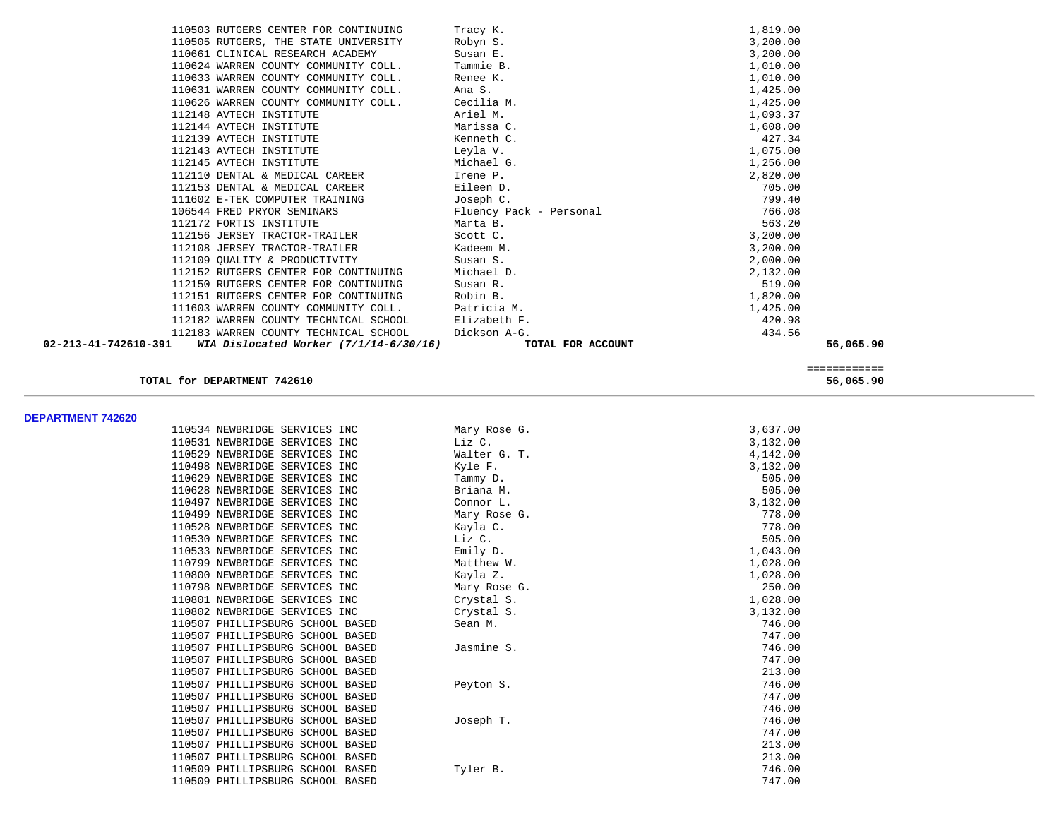| | | | | |
|---|---|---|---|---|
| | 110503 RUTGERS CENTER FOR CONTINUING | Tracy K. | 1,819.00 | |
| | 110505 RUTGERS, THE STATE UNIVERSITY | Robyn S. | 3,200.00 | |
| | 110661 CLINICAL RESEARCH ACADEMY | Susan E. | 3,200.00 | |
| | 110624 WARREN COUNTY COMMUNITY COLL. | Tammie B. | 1,010.00 | |
| | 110633 WARREN COUNTY COMMUNITY COLL. | Renee K. | 1,010.00 | |
| | 110631 WARREN COUNTY COMMUNITY COLL. | Ana S. | 1,425.00 | |
| | 110626 WARREN COUNTY COMMUNITY COLL. | Cecilia M. | 1,425.00 | |
| | 112148 AVTECH INSTITUTE | Ariel M. | 1,093.37 | |
| | 112144 AVTECH INSTITUTE | Marissa C. | 1,608.00 | |
| | 112139 AVTECH INSTITUTE | Kenneth C. | 427.34 | |
| | 112143 AVTECH INSTITUTE | Leyla V. | 1,075.00 | |
| | 112145 AVTECH INSTITUTE | Michael G. | 1,256.00 | |
| | 112110 DENTAL & MEDICAL CAREER | Irene P. | 2,820.00 | |
| | 112153 DENTAL & MEDICAL CAREER | Eileen D. | 705.00 | |
| | 111602 E-TEK COMPUTER TRAINING | Joseph C. | 799.40 | |
| | 106544 FRED PRYOR SEMINARS | Fluency Pack - Personal | 766.08 | |
| | 112172 FORTIS INSTITUTE | Marta B. | 563.20 | |
| | 112156 JERSEY TRACTOR-TRAILER | Scott C. | 3,200.00 | |
| | 112108 JERSEY TRACTOR-TRAILER | Kadeem M. | 3,200.00 | |
| | 112109 QUALITY & PRODUCTIVITY | Susan S. | 2,000.00 | |
| | 112152 RUTGERS CENTER FOR CONTINUING | Michael D. | 2,132.00 | |
| | 112150 RUTGERS CENTER FOR CONTINUING | Susan R. | 519.00 | |
| | 112151 RUTGERS CENTER FOR CONTINUING | Robin B. | 1,820.00 | |
| | 111603 WARREN COUNTY COMMUNITY COLL. | Patricia M. | 1,425.00 | |
| | 112182 WARREN COUNTY TECHNICAL SCHOOL | Elizabeth F. | 420.98 | |
| | 112183 WARREN COUNTY TECHNICAL SCHOOL | Dickson A-G. | 434.56 | |
| **02-213-41-742610-391** | ***WIA Dislocated Worker (7/1/14-6/30/16)*** | **TOTAL FOR ACCOUNT** | | **56,065.90** |

| | |
|---|---|
| **TOTAL for DEPARTMENT 742610** | ============ **56,065.90** |

**DEPARTMENT 742620**

| | | |
|---|---|---|
| 110534 NEWBRIDGE SERVICES INC | Mary Rose G. | 3,637.00 |
| 110531 NEWBRIDGE SERVICES INC | Liz C. | 3,132.00 |
| 110529 NEWBRIDGE SERVICES INC | Walter G. T. | 4,142.00 |
| 110498 NEWBRIDGE SERVICES INC | Kyle F. | 3,132.00 |
| 110629 NEWBRIDGE SERVICES INC | Tammy D. | 505.00 |
| 110628 NEWBRIDGE SERVICES INC | Briana M. | 505.00 |
| 110497 NEWBRIDGE SERVICES INC | Connor L. | 3,132.00 |
| 110499 NEWBRIDGE SERVICES INC | Mary Rose G. | 778.00 |
| 110528 NEWBRIDGE SERVICES INC | Kayla C. | 778.00 |
| 110530 NEWBRIDGE SERVICES INC | Liz C. | 505.00 |
| 110533 NEWBRIDGE SERVICES INC | Emily D. | 1,043.00 |
| 110799 NEWBRIDGE SERVICES INC | Matthew W. | 1,028.00 |
| 110800 NEWBRIDGE SERVICES INC | Kayla Z. | 1,028.00 |
| 110798 NEWBRIDGE SERVICES INC | Mary Rose G. | 250.00 |
| 110801 NEWBRIDGE SERVICES INC | Crystal S. | 1,028.00 |
| 110802 NEWBRIDGE SERVICES INC | Crystal S. | 3,132.00 |
| 110507 PHILLIPSBURG SCHOOL BASED | Sean M. | 746.00 |
| 110507 PHILLIPSBURG SCHOOL BASED | | 747.00 |
| 110507 PHILLIPSBURG SCHOOL BASED | Jasmine S. | 746.00 |
| 110507 PHILLIPSBURG SCHOOL BASED | | 747.00 |
| 110507 PHILLIPSBURG SCHOOL BASED | | 213.00 |
| 110507 PHILLIPSBURG SCHOOL BASED | Peyton S. | 746.00 |
| 110507 PHILLIPSBURG SCHOOL BASED | | 747.00 |
| 110507 PHILLIPSBURG SCHOOL BASED | | 746.00 |
| 110507 PHILLIPSBURG SCHOOL BASED | Joseph T. | 746.00 |
| 110507 PHILLIPSBURG SCHOOL BASED | | 747.00 |
| 110507 PHILLIPSBURG SCHOOL BASED | | 213.00 |
| 110507 PHILLIPSBURG SCHOOL BASED | | 213.00 |
| 110509 PHILLIPSBURG SCHOOL BASED | Tyler B. | 746.00 |
| 110509 PHILLIPSBURG SCHOOL BASED | | 747.00 |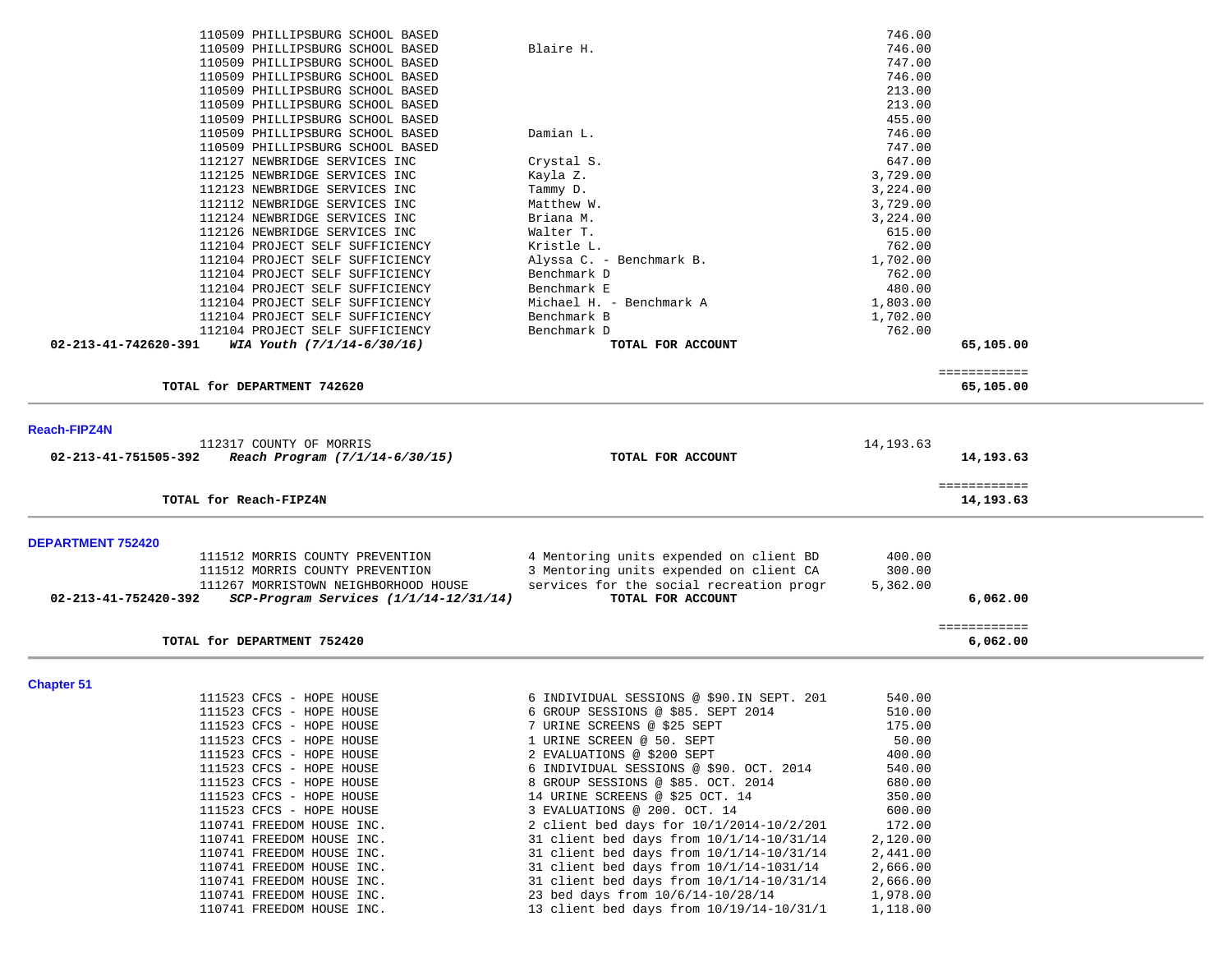| Vendor | Description | Amount | Total |
|---|---|---|---|
| 110509 PHILLIPSBURG SCHOOL BASED | | 746.00 | |
| 110509 PHILLIPSBURG SCHOOL BASED | Blaire H. | 746.00 | |
| 110509 PHILLIPSBURG SCHOOL BASED | | 747.00 | |
| 110509 PHILLIPSBURG SCHOOL BASED | | 746.00 | |
| 110509 PHILLIPSBURG SCHOOL BASED | | 213.00 | |
| 110509 PHILLIPSBURG SCHOOL BASED | | 213.00 | |
| 110509 PHILLIPSBURG SCHOOL BASED | | 455.00 | |
| 110509 PHILLIPSBURG SCHOOL BASED | Damian L. | 746.00 | |
| 110509 PHILLIPSBURG SCHOOL BASED | | 747.00 | |
| 112127 NEWBRIDGE SERVICES INC | Crystal S. | 647.00 | |
| 112125 NEWBRIDGE SERVICES INC | Kayla Z. | 3,729.00 | |
| 112123 NEWBRIDGE SERVICES INC | Tammy D. | 3,224.00 | |
| 112112 NEWBRIDGE SERVICES INC | Matthew W. | 3,729.00 | |
| 112124 NEWBRIDGE SERVICES INC | Briana M. | 3,224.00 | |
| 112126 NEWBRIDGE SERVICES INC | Walter T. | 615.00 | |
| 112104 PROJECT SELF SUFFICIENCY | Kristle L. | 762.00 | |
| 112104 PROJECT SELF SUFFICIENCY | Alyssa C. - Benchmark B. | 1,702.00 | |
| 112104 PROJECT SELF SUFFICIENCY | Benchmark D | 762.00 | |
| 112104 PROJECT SELF SUFFICIENCY | Benchmark E | 480.00 | |
| 112104 PROJECT SELF SUFFICIENCY | Michael H. - Benchmark A | 1,803.00 | |
| 112104 PROJECT SELF SUFFICIENCY | Benchmark B | 1,702.00 | |
| 112104 PROJECT SELF SUFFICIENCY | Benchmark D | 762.00 | |
| **02-213-41-742620-391** ***WIA Youth (7/1/14-6/30/16)*** | **TOTAL FOR ACCOUNT** | | **65,105.00** |

**TOTAL for DEPARTMENT 742620** ============ **65,105.00**

---

## Reach-FIPZ4N

| Vendor | Description | Amount | Total |
|---|---|---|---|
| 112317 COUNTY OF MORRIS | | 14,193.63 | |
| **02-213-41-751505-392** ***Reach Program (7/1/14-6/30/15)*** | **TOTAL FOR ACCOUNT** | | **14,193.63** |

**TOTAL for Reach-FIPZ4N** ============ **14,193.63**

---

## DEPARTMENT 752420

| Vendor | Description | Amount | Total |
|---|---|---|---|
| 111512 MORRIS COUNTY PREVENTION | 4 Mentoring units expended on client BD | 400.00 | |
| 111512 MORRIS COUNTY PREVENTION | 3 Mentoring units expended on client CA | 300.00 | |
| 111267 MORRISTOWN NEIGHBORHOOD HOUSE | services for the social recreation progr | 5,362.00 | |
| **02-213-41-752420-392** ***SCP-Program Services (1/1/14-12/31/14)*** | **TOTAL FOR ACCOUNT** | | **6,062.00** |

**TOTAL for DEPARTMENT 752420** ============ **6,062.00**

---

## Chapter 51

| Vendor | Description | Amount | Total |
|---|---|---|---|
| 111523 CFCS - HOPE HOUSE | 6 INDIVIDUAL SESSIONS @ $90.IN SEPT. 201 | 540.00 | |
| 111523 CFCS - HOPE HOUSE | 6 GROUP SESSIONS @ $85. SEPT 2014 | 510.00 | |
| 111523 CFCS - HOPE HOUSE | 7 URINE SCREENS @ $25 SEPT | 175.00 | |
| 111523 CFCS - HOPE HOUSE | 1 URINE SCREEN @ 50. SEPT | 50.00 | |
| 111523 CFCS - HOPE HOUSE | 2 EVALUATIONS @ $200 SEPT | 400.00 | |
| 111523 CFCS - HOPE HOUSE | 6 INDIVIDUAL SESSIONS @ $90. OCT. 2014 | 540.00 | |
| 111523 CFCS - HOPE HOUSE | 8 GROUP SESSIONS @ $85. OCT. 2014 | 680.00 | |
| 111523 CFCS - HOPE HOUSE | 14 URINE SCREENS @ $25 OCT. 14 | 350.00 | |
| 111523 CFCS - HOPE HOUSE | 3 EVALUATIONS @ 200. OCT. 14 | 600.00 | |
| 110741 FREEDOM HOUSE INC. | 2 client bed days for 10/1/2014-10/2/201 | 172.00 | |
| 110741 FREEDOM HOUSE INC. | 31 client bed days from 10/1/14-10/31/14 | 2,120.00 | |
| 110741 FREEDOM HOUSE INC. | 31 client bed days from 10/1/14-10/31/14 | 2,441.00 | |
| 110741 FREEDOM HOUSE INC. | 31 client bed days from 10/1/14-1031/14 | 2,666.00 | |
| 110741 FREEDOM HOUSE INC. | 31 client bed days from 10/1/14-10/31/14 | 2,666.00 | |
| 110741 FREEDOM HOUSE INC. | 23 bed days from 10/6/14-10/28/14 | 1,978.00 | |
| 110741 FREEDOM HOUSE INC. | 13 client bed days from 10/19/14-10/31/1 | 1,118.00 | |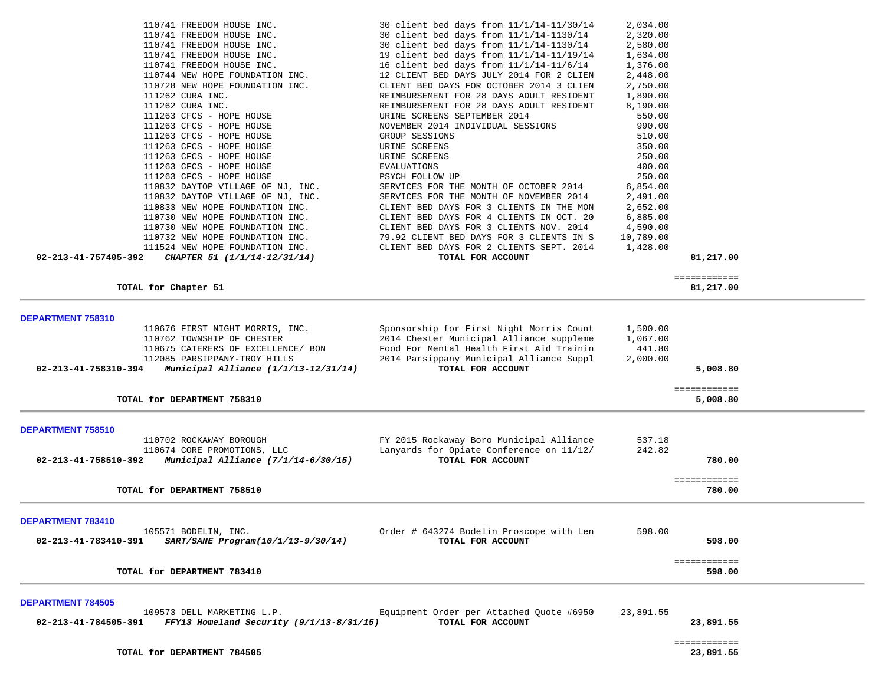| Account | Vendor | Description | Amount | Total |
|---|---|---|---|---|
| | 110741 FREEDOM HOUSE INC. | 30 client bed days from 11/1/14-11/30/14 | 2,034.00 | |
| | 110741 FREEDOM HOUSE INC. | 30 client bed days from 11/1/14-1130/14 | 2,320.00 | |
| | 110741 FREEDOM HOUSE INC. | 30 client bed days from 11/1/14-1130/14 | 2,580.00 | |
| | 110741 FREEDOM HOUSE INC. | 19 client bed days from 11/1/14-11/19/14 | 1,634.00 | |
| | 110741 FREEDOM HOUSE INC. | 16 client bed days from 11/1/14-11/6/14 | 1,376.00 | |
| | 110744 NEW HOPE FOUNDATION INC. | 12 CLIENT BED DAYS JULY 2014 FOR 2 CLIEN | 2,448.00 | |
| | 110728 NEW HOPE FOUNDATION INC. | CLIENT BED DAYS FOR OCTOBER 2014 3 CLIEN | 2,750.00 | |
| | 111262 CURA INC. | REIMBURSEMENT FOR 28 DAYS ADULT RESIDENT | 1,890.00 | |
| | 111262 CURA INC. | REIMBURSEMENT FOR 28 DAYS ADULT RESIDENT | 8,190.00 | |
| | 111263 CFCS - HOPE HOUSE | URINE SCREENS SEPTEMBER 2014 | 550.00 | |
| | 111263 CFCS - HOPE HOUSE | NOVEMBER 2014 INDIVIDUAL SESSIONS | 990.00 | |
| | 111263 CFCS - HOPE HOUSE | GROUP SESSIONS | 510.00 | |
| | 111263 CFCS - HOPE HOUSE | URINE SCREENS | 350.00 | |
| | 111263 CFCS - HOPE HOUSE | URINE SCREENS | 250.00 | |
| | 111263 CFCS - HOPE HOUSE | EVALUATIONS | 400.00 | |
| | 111263 CFCS - HOPE HOUSE | PSYCH FOLLOW UP | 250.00 | |
| | 110832 DAYTOP VILLAGE OF NJ, INC. | SERVICES FOR THE MONTH OF OCTOBER 2014 | 6,854.00 | |
| | 110832 DAYTOP VILLAGE OF NJ, INC. | SERVICES FOR THE MONTH OF NOVEMBER 2014 | 2,491.00 | |
| | 110833 NEW HOPE FOUNDATION INC. | CLIENT BED DAYS FOR 3 CLIENTS IN THE MON | 2,652.00 | |
| | 110730 NEW HOPE FOUNDATION INC. | CLIENT BED DAYS FOR 4 CLIENTS IN OCT. 20 | 6,885.00 | |
| | 110730 NEW HOPE FOUNDATION INC. | CLIENT BED DAYS FOR 3 CLIENTS NOV. 2014 | 4,590.00 | |
| | 110732 NEW HOPE FOUNDATION INC. | 79.92 CLIENT BED DAYS FOR 3 CLIENTS IN S | 10,789.00 | |
| | 111524 NEW HOPE FOUNDATION INC. | CLIENT BED DAYS FOR 2 CLIENTS SEPT. 2014 | 1,428.00 | |
| **02-213-41-757405-392** | ***CHAPTER 51 (1/1/14-12/31/14)*** | **TOTAL FOR ACCOUNT** | | **81,217.00** |
| | **TOTAL for Chapter 51** | | | **81,217.00** |

**DEPARTMENT 758310**

| Account | Vendor | Description | Amount | Total |
|---|---|---|---|---|
| | 110676 FIRST NIGHT MORRIS, INC. | Sponsorship for First Night Morris Count | 1,500.00 | |
| | 110762 TOWNSHIP OF CHESTER | 2014 Chester Municipal Alliance suppleme | 1,067.00 | |
| | 110675 CATERERS OF EXCELLENCE/ BON | Food For Mental Health First Aid Trainin | 441.80 | |
| | 112085 PARSIPPANY-TROY HILLS | 2014 Parsippany Municipal Alliance Suppl | 2,000.00 | |
| **02-213-41-758310-394** | ***Municipal Alliance (1/1/13-12/31/14)*** | **TOTAL FOR ACCOUNT** | | **5,008.80** |
| | **TOTAL for DEPARTMENT 758310** | | | **5,008.80** |

**DEPARTMENT 758510**

| Account | Vendor | Description | Amount | Total |
|---|---|---|---|---|
| | 110702 ROCKAWAY BOROUGH | FY 2015 Rockaway Boro Municipal Alliance | 537.18 | |
| | 110674 CORE PROMOTIONS, LLC | Lanyards for Opiate Conference on 11/12/ | 242.82 | |
| **02-213-41-758510-392** | ***Municipal Alliance (7/1/14-6/30/15)*** | **TOTAL FOR ACCOUNT** | | **780.00** |
| | **TOTAL for DEPARTMENT 758510** | | | **780.00** |

**DEPARTMENT 783410**

| Account | Vendor | Description | Amount | Total |
|---|---|---|---|---|
| | 105571 BODELIN, INC. | Order # 643274 Bodelin Proscope with Len | 598.00 | |
| **02-213-41-783410-391** | ***SART/SANE Program(10/1/13-9/30/14)*** | **TOTAL FOR ACCOUNT** | | **598.00** |
| | **TOTAL for DEPARTMENT 783410** | | | **598.00** |

**DEPARTMENT 784505**

| Account | Vendor | Description | Amount | Total |
|---|---|---|---|---|
| | 109573 DELL MARKETING L.P. | Equipment Order per Attached Quote #6950 | 23,891.55 | |
| **02-213-41-784505-391** | ***FFY13 Homeland Security (9/1/13-8/31/15)*** | **TOTAL FOR ACCOUNT** | | **23,891.55** |
| | **TOTAL for DEPARTMENT 784505** | | | **23,891.55** |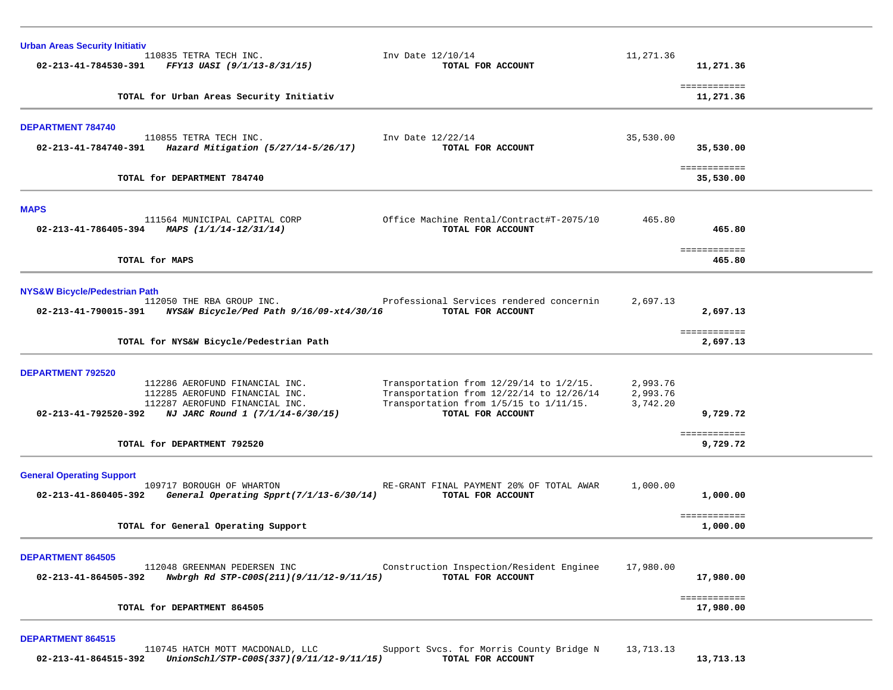### Urban Areas Security Initiativ

| Account | Vendor / Description | Invoice Description | Amount | Total |
|---|---|---|---|---|
| | 110835 TETRA TECH INC. | Inv Date 12/10/14 | 11,271.36 | |
| **02-213-41-784530-391** | ***FFY13 UASI (9/1/13-8/31/15)*** | **TOTAL FOR ACCOUNT** | | **11,271.36** |
| | **TOTAL for Urban Areas Security Initiativ** | | | **11,271.36** |

### DEPARTMENT 784740

| Account | Vendor / Description | Invoice Description | Amount | Total |
|---|---|---|---|---|
| | 110855 TETRA TECH INC. | Inv Date 12/22/14 | 35,530.00 | |
| **02-213-41-784740-391** | ***Hazard Mitigation (5/27/14-5/26/17)*** | **TOTAL FOR ACCOUNT** | | **35,530.00** |
| | **TOTAL for DEPARTMENT 784740** | | | **35,530.00** |

### MAPS

| Account | Vendor / Description | Invoice Description | Amount | Total |
|---|---|---|---|---|
| | 111564 MUNICIPAL CAPITAL CORP | Office Machine Rental/Contract#T-2075/10 | 465.80 | |
| **02-213-41-786405-394** | ***MAPS (1/1/14-12/31/14)*** | **TOTAL FOR ACCOUNT** | | **465.80** |
| | **TOTAL for MAPS** | | | **465.80** |

### NYS&W Bicycle/Pedestrian Path

| Account | Vendor / Description | Invoice Description | Amount | Total |
|---|---|---|---|---|
| | 112050 THE RBA GROUP INC. | Professional Services rendered concernin | 2,697.13 | |
| **02-213-41-790015-391** | ***NYS&W Bicycle/Ped Path 9/16/09-xt4/30/16*** | **TOTAL FOR ACCOUNT** | | **2,697.13** |
| | **TOTAL for NYS&W Bicycle/Pedestrian Path** | | | **2,697.13** |

### DEPARTMENT 792520

| Account | Vendor / Description | Invoice Description | Amount | Total |
|---|---|---|---|---|
| | 112286 AEROFUND FINANCIAL INC. | Transportation from 12/29/14 to 1/2/15. | 2,993.76 | |
| | 112285 AEROFUND FINANCIAL INC. | Transportation from 12/22/14 to 12/26/14 | 2,993.76 | |
| | 112287 AEROFUND FINANCIAL INC. | Transportation from 1/5/15 to 1/11/15. | 3,742.20 | |
| **02-213-41-792520-392** | ***NJ JARC Round 1 (7/1/14-6/30/15)*** | **TOTAL FOR ACCOUNT** | | **9,729.72** |
| | **TOTAL for DEPARTMENT 792520** | | | **9,729.72** |

### General Operating Support

| Account | Vendor / Description | Invoice Description | Amount | Total |
|---|---|---|---|---|
| | 109717 BOROUGH OF WHARTON | RE-GRANT FINAL PAYMENT 20% OF TOTAL AWAR | 1,000.00 | |
| **02-213-41-860405-392** | ***General Operating Spprt(7/1/13-6/30/14)*** | **TOTAL FOR ACCOUNT** | | **1,000.00** |
| | **TOTAL for General Operating Support** | | | **1,000.00** |

### DEPARTMENT 864505

| Account | Vendor / Description | Invoice Description | Amount | Total |
|---|---|---|---|---|
| | 112048 GREENMAN PEDERSEN INC | Construction Inspection/Resident Enginee | 17,980.00 | |
| **02-213-41-864505-392** | ***Nwbrgh Rd STP-C00S(211)(9/11/12-9/11/15)*** | **TOTAL FOR ACCOUNT** | | **17,980.00** |
| | **TOTAL for DEPARTMENT 864505** | | | **17,980.00** |

### DEPARTMENT 864515

| Account | Vendor / Description | Invoice Description | Amount | Total |
|---|---|---|---|---|
| | 110745 HATCH MOTT MACDONALD, LLC | Support Svcs. for Morris County Bridge N | 13,713.13 | |
| **02-213-41-864515-392** | ***UnionSchl/STP-C00S(337)(9/11/12-9/11/15)*** | **TOTAL FOR ACCOUNT** | | **13,713.13** |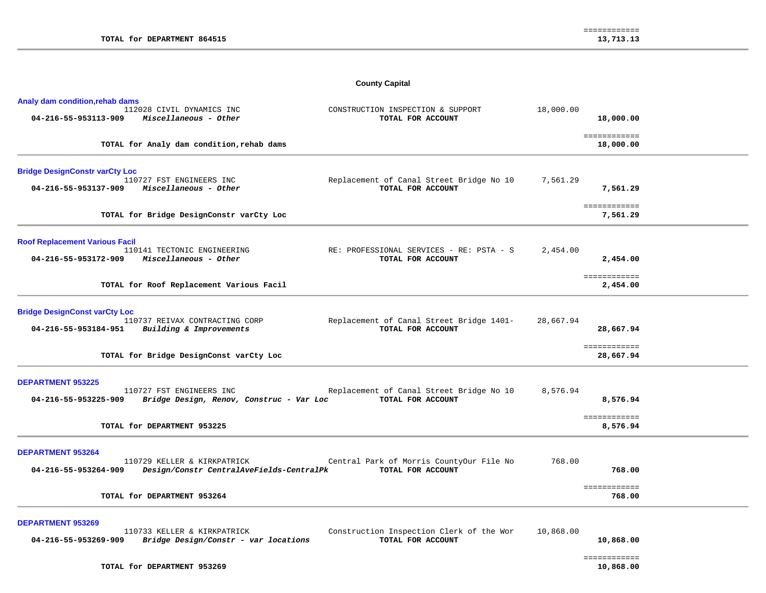**TOTAL for DEPARTMENT 864515** ============ **13,713.13**

---

## County Capital

### Analy dam condition,rehab dams

| Account | Vendor / Description | Item Description | Amount | Total |
|---|---|---|---|---|
| | 112028 CIVIL DYNAMICS INC | CONSTRUCTION INSPECTION & SUPPORT | 18,000.00 | |
| **04-216-55-953113-909** | ***Miscellaneous - Other*** | **TOTAL FOR ACCOUNT** | | **18,000.00** |

**TOTAL for Analy dam condition,rehab dams** ============ **18,000.00**

---

### Bridge DesignConstr varCty Loc

| Account | Vendor / Description | Item Description | Amount | Total |
|---|---|---|---|---|
| | 110727 FST ENGINEERS INC | Replacement of Canal Street Bridge No 10 | 7,561.29 | |
| **04-216-55-953137-909** | ***Miscellaneous - Other*** | **TOTAL FOR ACCOUNT** | | **7,561.29** |

**TOTAL for Bridge DesignConstr varCty Loc** ============ **7,561.29**

---

### Roof Replacement Various Facil

| Account | Vendor / Description | Item Description | Amount | Total |
|---|---|---|---|---|
| | 110141 TECTONIC ENGINEERING | RE: PROFESSIONAL SERVICES - RE: PSTA - S | 2,454.00 | |
| **04-216-55-953172-909** | ***Miscellaneous - Other*** | **TOTAL FOR ACCOUNT** | | **2,454.00** |

**TOTAL for Roof Replacement Various Facil** ============ **2,454.00**

---

### Bridge DesignConst varCty Loc

| Account | Vendor / Description | Item Description | Amount | Total |
|---|---|---|---|---|
| | 110737 REIVAX CONTRACTING CORP | Replacement of Canal Street Bridge 1401- | 28,667.94 | |
| **04-216-55-953184-951** | ***Building & Improvements*** | **TOTAL FOR ACCOUNT** | | **28,667.94** |

**TOTAL for Bridge DesignConst varCty Loc** ============ **28,667.94**

---

### DEPARTMENT 953225

| Account | Vendor / Description | Item Description | Amount | Total |
|---|---|---|---|---|
| | 110727 FST ENGINEERS INC | Replacement of Canal Street Bridge No 10 | 8,576.94 | |
| **04-216-55-953225-909** | ***Bridge Design, Renov, Construc - Var Loc*** | **TOTAL FOR ACCOUNT** | | **8,576.94** |

**TOTAL for DEPARTMENT 953225** ============ **8,576.94**

---

### DEPARTMENT 953264

| Account | Vendor / Description | Item Description | Amount | Total |
|---|---|---|---|---|
| | 110729 KELLER & KIRKPATRICK | Central Park of Morris CountyOur File No | 768.00 | |
| **04-216-55-953264-909** | ***Design/Constr CentralAveFields-CentralPk*** | **TOTAL FOR ACCOUNT** | | **768.00** |

**TOTAL for DEPARTMENT 953264** ============ **768.00**

---

### DEPARTMENT 953269

| Account | Vendor / Description | Item Description | Amount | Total |
|---|---|---|---|---|
| | 110733 KELLER & KIRKPATRICK | Construction Inspection Clerk of the Wor | 10,868.00 | |
| **04-216-55-953269-909** | ***Bridge Design/Constr - var locations*** | **TOTAL FOR ACCOUNT** | | **10,868.00** |

**TOTAL for DEPARTMENT 953269** ============ **10,868.00**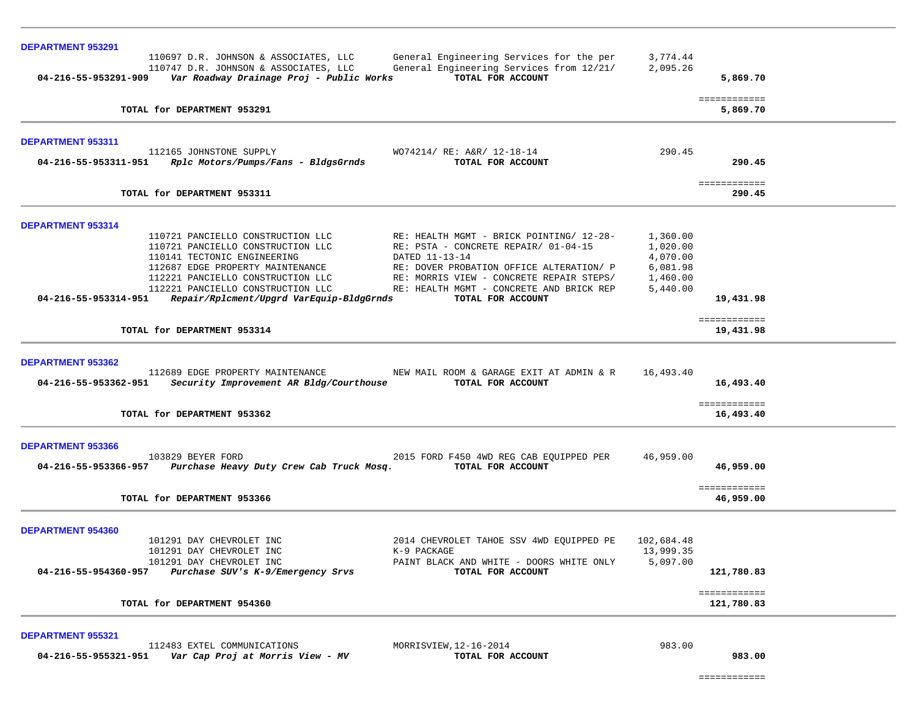**DEPARTMENT 953291**

| Vendor | Description | Amount | Total |
|---|---|---|---|
| 110697 D.R. JOHNSON & ASSOCIATES, LLC | General Engineering Services for the per | 3,774.44 | |
| 110747 D.R. JOHNSON & ASSOCIATES, LLC | General Engineering Services from 12/21/ | 2,095.26 | |
| **04-216-55-953291-909** *Var Roadway Drainage Proj - Public Works* | **TOTAL FOR ACCOUNT** | | **5,869.70** |
| | | | ============ |
| **TOTAL for DEPARTMENT 953291** | | | **5,869.70** |

**DEPARTMENT 953311**

| Vendor | Description | Amount | Total |
|---|---|---|---|
| 112165 JOHNSTONE SUPPLY | WO74214/ RE: A&R/ 12-18-14 | 290.45 | |
| **04-216-55-953311-951** *Rplc Motors/Pumps/Fans - BldgsGrnds* | **TOTAL FOR ACCOUNT** | | **290.45** |
| | | | ============ |
| **TOTAL for DEPARTMENT 953311** | | | **290.45** |

**DEPARTMENT 953314**

| Vendor | Description | Amount | Total |
|---|---|---|---|
| 110721 PANCIELLO CONSTRUCTION LLC | RE: HEALTH MGMT - BRICK POINTING/ 12-28- | 1,360.00 | |
| 110721 PANCIELLO CONSTRUCTION LLC | RE: PSTA - CONCRETE REPAIR/ 01-04-15 | 1,020.00 | |
| 110141 TECTONIC ENGINEERING | DATED 11-13-14 | 4,070.00 | |
| 112687 EDGE PROPERTY MAINTENANCE | RE: DOVER PROBATION OFFICE ALTERATION/ P | 6,081.98 | |
| 112221 PANCIELLO CONSTRUCTION LLC | RE: MORRIS VIEW - CONCRETE REPAIR STEPS/ | 1,460.00 | |
| 112221 PANCIELLO CONSTRUCTION LLC | RE: HEALTH MGMT - CONCRETE AND BRICK REP | 5,440.00 | |
| **04-216-55-953314-951** *Repair/Rplcment/Upgrd VarEquip-BldgGrnds* | **TOTAL FOR ACCOUNT** | | **19,431.98** |
| | | | ============ |
| **TOTAL for DEPARTMENT 953314** | | | **19,431.98** |

**DEPARTMENT 953362**

| Vendor | Description | Amount | Total |
|---|---|---|---|
| 112689 EDGE PROPERTY MAINTENANCE | NEW MAIL ROOM & GARAGE EXIT AT ADMIN & R | 16,493.40 | |
| **04-216-55-953362-951** *Security Improvement AR Bldg/Courthouse* | **TOTAL FOR ACCOUNT** | | **16,493.40** |
| | | | ============ |
| **TOTAL for DEPARTMENT 953362** | | | **16,493.40** |

**DEPARTMENT 953366**

| Vendor | Description | Amount | Total |
|---|---|---|---|
| 103829 BEYER FORD | 2015 FORD F450 4WD REG CAB EQUIPPED PER | 46,959.00 | |
| **04-216-55-953366-957** *Purchase Heavy Duty Crew Cab Truck Mosq.* | **TOTAL FOR ACCOUNT** | | **46,959.00** |
| | | | ============ |
| **TOTAL for DEPARTMENT 953366** | | | **46,959.00** |

**DEPARTMENT 954360**

| Vendor | Description | Amount | Total |
|---|---|---|---|
| 101291 DAY CHEVROLET INC | 2014 CHEVROLET TAHOE SSV 4WD EQUIPPED PE | 102,684.48 | |
| 101291 DAY CHEVROLET INC | K-9 PACKAGE | 13,999.35 | |
| 101291 DAY CHEVROLET INC | PAINT BLACK AND WHITE - DOORS WHITE ONLY | 5,097.00 | |
| **04-216-55-954360-957** *Purchase SUV's K-9/Emergency Srvs* | **TOTAL FOR ACCOUNT** | | **121,780.83** |
| | | | ============ |
| **TOTAL for DEPARTMENT 954360** | | | **121,780.83** |

**DEPARTMENT 955321**

| Vendor | Description | Amount | Total |
|---|---|---|---|
| 112483 EXTEL COMMUNICATIONS | MORRISVIEW,12-16-2014 | 983.00 | |
| **04-216-55-955321-951** *Var Cap Proj at Morris View - MV* | **TOTAL FOR ACCOUNT** | | **983.00** |
| | | | ============ |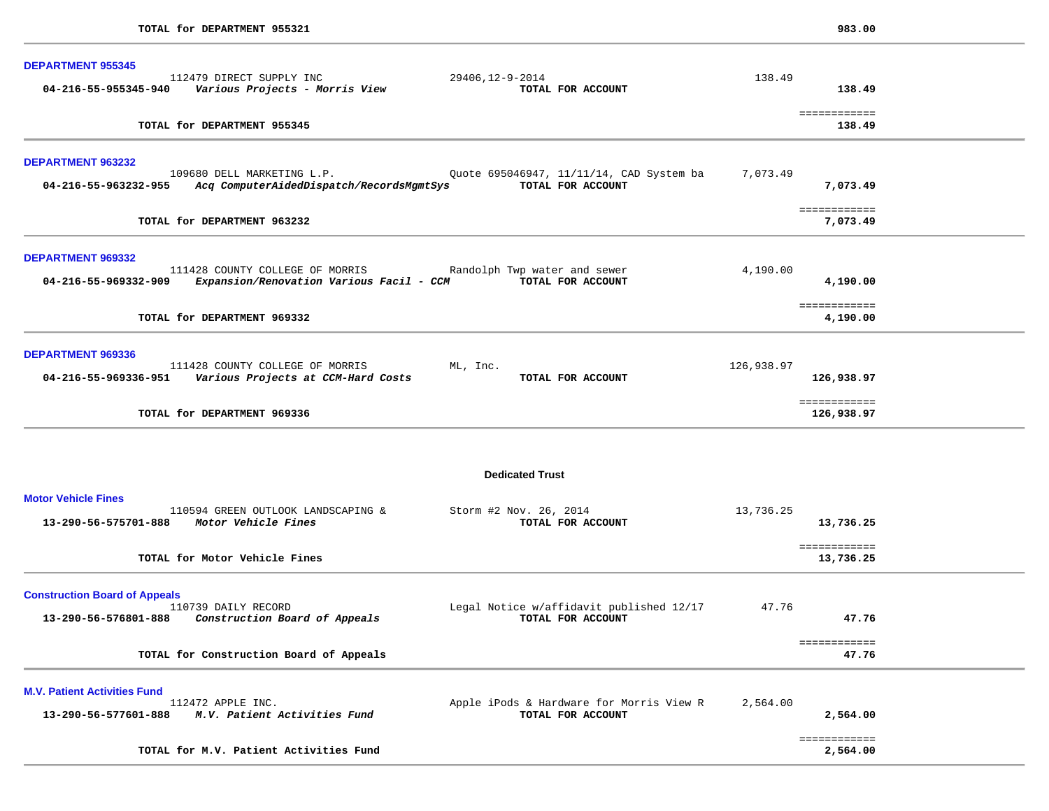**TOTAL for DEPARTMENT 955321** **983.00**

### DEPARTMENT 955345

| Account | Vendor / Description | Reference | Amount | Total |
|---|---|---|---|---|
| | 112479 DIRECT SUPPLY INC | 29406,12-9-2014 | 138.49 | |
| 04-216-55-955345-940 | *Various Projects - Morris View* | **TOTAL FOR ACCOUNT** | | **138.49** |

============
**TOTAL for DEPARTMENT 955345** **138.49**

### DEPARTMENT 963232

| Account | Vendor / Description | Reference | Amount | Total |
|---|---|---|---|---|
| | 109680 DELL MARKETING L.P. | Quote 695046947, 11/11/14, CAD System ba | 7,073.49 | |
| 04-216-55-963232-955 | *Acq ComputerAidedDispatch/RecordsMgmtSys* | **TOTAL FOR ACCOUNT** | | **7,073.49** |

============
**TOTAL for DEPARTMENT 963232** **7,073.49**

### DEPARTMENT 969332

| Account | Vendor / Description | Reference | Amount | Total |
|---|---|---|---|---|
| | 111428 COUNTY COLLEGE OF MORRIS | Randolph Twp water and sewer | 4,190.00 | |
| 04-216-55-969332-909 | *Expansion/Renovation Various Facil - CCM* | **TOTAL FOR ACCOUNT** | | **4,190.00** |

============
**TOTAL for DEPARTMENT 969332** **4,190.00**

### DEPARTMENT 969336

| Account | Vendor / Description | Reference | Amount | Total |
|---|---|---|---|---|
| | 111428 COUNTY COLLEGE OF MORRIS | ML, Inc. | 126,938.97 | |
| 04-216-55-969336-951 | *Various Projects at CCM-Hard Costs* | **TOTAL FOR ACCOUNT** | | **126,938.97** |

============
**TOTAL for DEPARTMENT 969336** **126,938.97**

## Dedicated Trust

### Motor Vehicle Fines

| Account | Vendor / Description | Reference | Amount | Total |
|---|---|---|---|---|
| | 110594 GREEN OUTLOOK LANDSCAPING & | Storm #2 Nov. 26, 2014 | 13,736.25 | |
| 13-290-56-575701-888 | *Motor Vehicle Fines* | **TOTAL FOR ACCOUNT** | | **13,736.25** |

============
**TOTAL for Motor Vehicle Fines** **13,736.25**

### Construction Board of Appeals

| Account | Vendor / Description | Reference | Amount | Total |
|---|---|---|---|---|
| | 110739 DAILY RECORD | Legal Notice w/affidavit published 12/17 | 47.76 | |
| 13-290-56-576801-888 | *Construction Board of Appeals* | **TOTAL FOR ACCOUNT** | | **47.76** |

============
**TOTAL for Construction Board of Appeals** **47.76**

### M.V. Patient Activities Fund

| Account | Vendor / Description | Reference | Amount | Total |
|---|---|---|---|---|
| | 112472 APPLE INC. | Apple iPods & Hardware for Morris View R | 2,564.00 | |
| 13-290-56-577601-888 | *M.V. Patient Activities Fund* | **TOTAL FOR ACCOUNT** | | **2,564.00** |

============
**TOTAL for M.V. Patient Activities Fund** **2,564.00**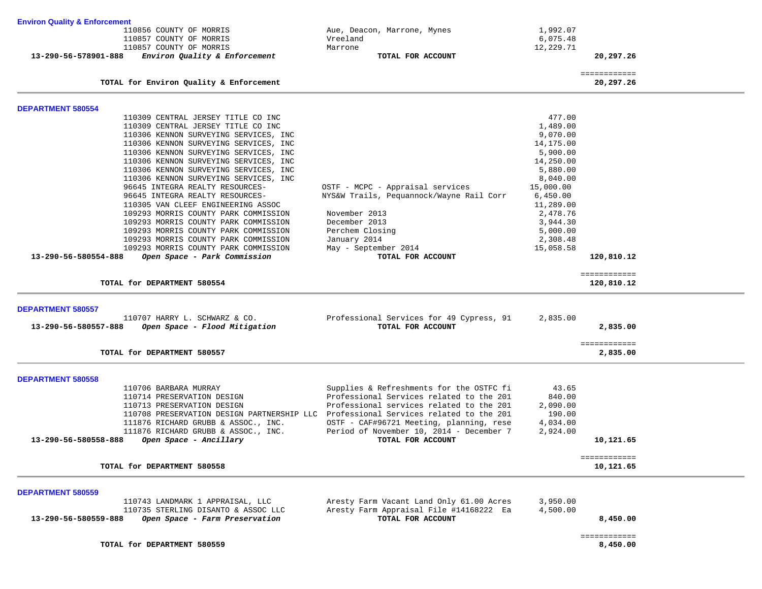**Environ Quality & Enforcement**

| Account | Vendor | Description | Amount | Total |
|---|---|---|---|---|
| | 110856 COUNTY OF MORRIS | Aue, Deacon, Marrone, Mynes | 1,992.07 | |
| | 110857 COUNTY OF MORRIS | Vreeland | 6,075.48 | |
| | 110857 COUNTY OF MORRIS | Marrone | 12,229.71 | |
| **13-290-56-578901-888** | ***Environ Quality & Enforcement*** | **TOTAL FOR ACCOUNT** | | **20,297.26** |
| | **TOTAL for Environ Quality & Enforcement** | | | **20,297.26** |

**DEPARTMENT 580554**

| Account | Vendor | Description | Amount | Total |
|---|---|---|---|---|
| | 110309 CENTRAL JERSEY TITLE CO INC | | 477.00 | |
| | 110309 CENTRAL JERSEY TITLE CO INC | | 1,489.00 | |
| | 110306 KENNON SURVEYING SERVICES, INC | | 9,070.00 | |
| | 110306 KENNON SURVEYING SERVICES, INC | | 14,175.00 | |
| | 110306 KENNON SURVEYING SERVICES, INC | | 5,900.00 | |
| | 110306 KENNON SURVEYING SERVICES, INC | | 14,250.00 | |
| | 110306 KENNON SURVEYING SERVICES, INC | | 5,880.00 | |
| | 110306 KENNON SURVEYING SERVICES, INC | | 8,040.00 | |
| | 96645 INTEGRA REALTY RESOURCES- | OSTF - MCPC - Appraisal services | 15,000.00 | |
| | 96645 INTEGRA REALTY RESOURCES- | NYS&W Trails, Pequannock/Wayne Rail Corr | 6,450.00 | |
| | 110305 VAN CLEEF ENGINEERING ASSOC | | 11,289.00 | |
| | 109293 MORRIS COUNTY PARK COMMISSION | November 2013 | 2,478.76 | |
| | 109293 MORRIS COUNTY PARK COMMISSION | December 2013 | 3,944.30 | |
| | 109293 MORRIS COUNTY PARK COMMISSION | Perchem Closing | 5,000.00 | |
| | 109293 MORRIS COUNTY PARK COMMISSION | January 2014 | 2,308.48 | |
| | 109293 MORRIS COUNTY PARK COMMISSION | May - September 2014 | 15,058.58 | |
| **13-290-56-580554-888** | ***Open Space - Park Commission*** | **TOTAL FOR ACCOUNT** | | **120,810.12** |
| | **TOTAL for DEPARTMENT 580554** | | | **120,810.12** |

**DEPARTMENT 580557**

| Account | Vendor | Description | Amount | Total |
|---|---|---|---|---|
| | 110707 HARRY L. SCHWARZ & CO. | Professional Services for 49 Cypress, 91 | 2,835.00 | |
| **13-290-56-580557-888** | ***Open Space - Flood Mitigation*** | **TOTAL FOR ACCOUNT** | | **2,835.00** |
| | **TOTAL for DEPARTMENT 580557** | | | **2,835.00** |

**DEPARTMENT 580558**

| Account | Vendor | Description | Amount | Total |
|---|---|---|---|---|
| | 110706 BARBARA MURRAY | Supplies & Refreshments for the OSTFC fi | 43.65 | |
| | 110714 PRESERVATION DESIGN | Professional Services related to the 201 | 840.00 | |
| | 110713 PRESERVATION DESIGN | Professional services related to the 201 | 2,090.00 | |
| | 110708 PRESERVATION DESIGN PARTNERSHIP LLC | Professional Services related to the 201 | 190.00 | |
| | 111876 RICHARD GRUBB & ASSOC., INC. | OSTF - CAF#96721 Meeting, planning, rese | 4,034.00 | |
| | 111876 RICHARD GRUBB & ASSOC., INC. | Period of November 10, 2014 - December 7 | 2,924.00 | |
| **13-290-56-580558-888** | ***Open Space - Ancillary*** | **TOTAL FOR ACCOUNT** | | **10,121.65** |
| | **TOTAL for DEPARTMENT 580558** | | | **10,121.65** |

**DEPARTMENT 580559**

| Account | Vendor | Description | Amount | Total |
|---|---|---|---|---|
| | 110743 LANDMARK 1 APPRAISAL, LLC | Aresty Farm Vacant Land Only 61.00 Acres | 3,950.00 | |
| | 110735 STERLING DISANTO & ASSOC LLC | Aresty Farm Appraisal File #14168222 Ea | 4,500.00 | |
| **13-290-56-580559-888** | ***Open Space - Farm Preservation*** | **TOTAL FOR ACCOUNT** | | **8,450.00** |
| | **TOTAL for DEPARTMENT 580559** | | | **8,450.00** |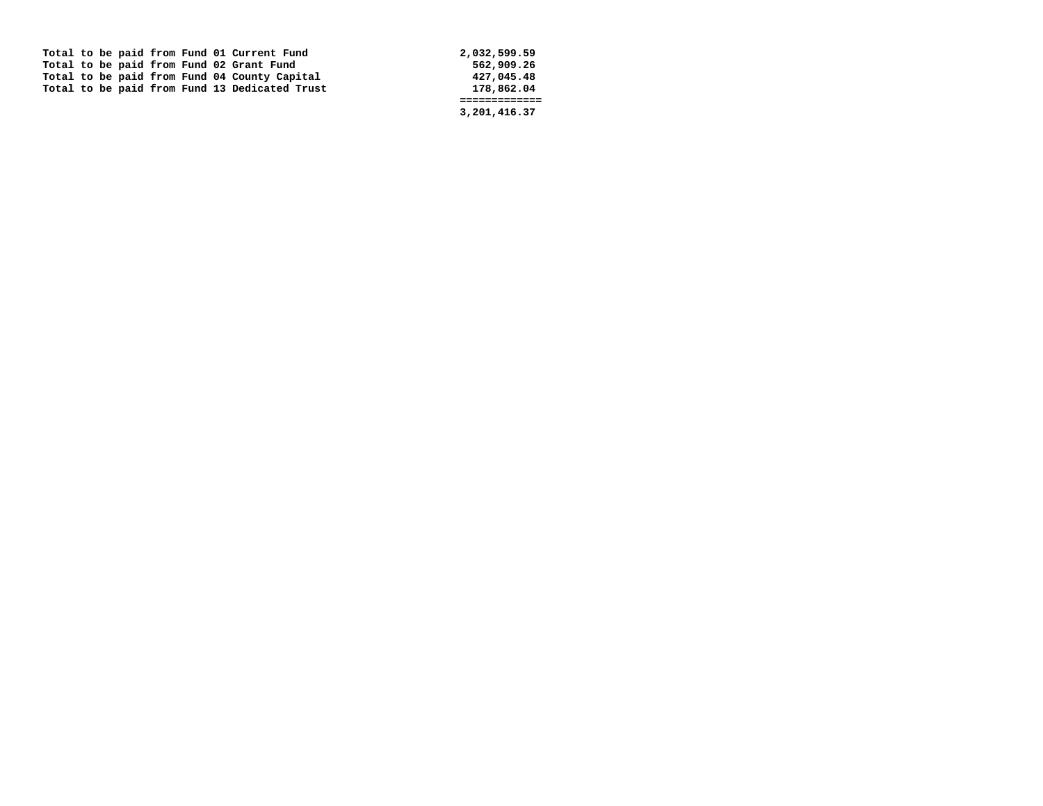| | |
|---|---|
| **Total to be paid from Fund 01 Current Fund** | **2,032,599.59** |
| **Total to be paid from Fund 02 Grant Fund** | **562,909.26** |
| **Total to be paid from Fund 04 County Capital** | **427,045.48** |
| **Total to be paid from Fund 13 Dedicated Trust** | **178,862.04** |
| | **=============** |
| | **3,201,416.37** |